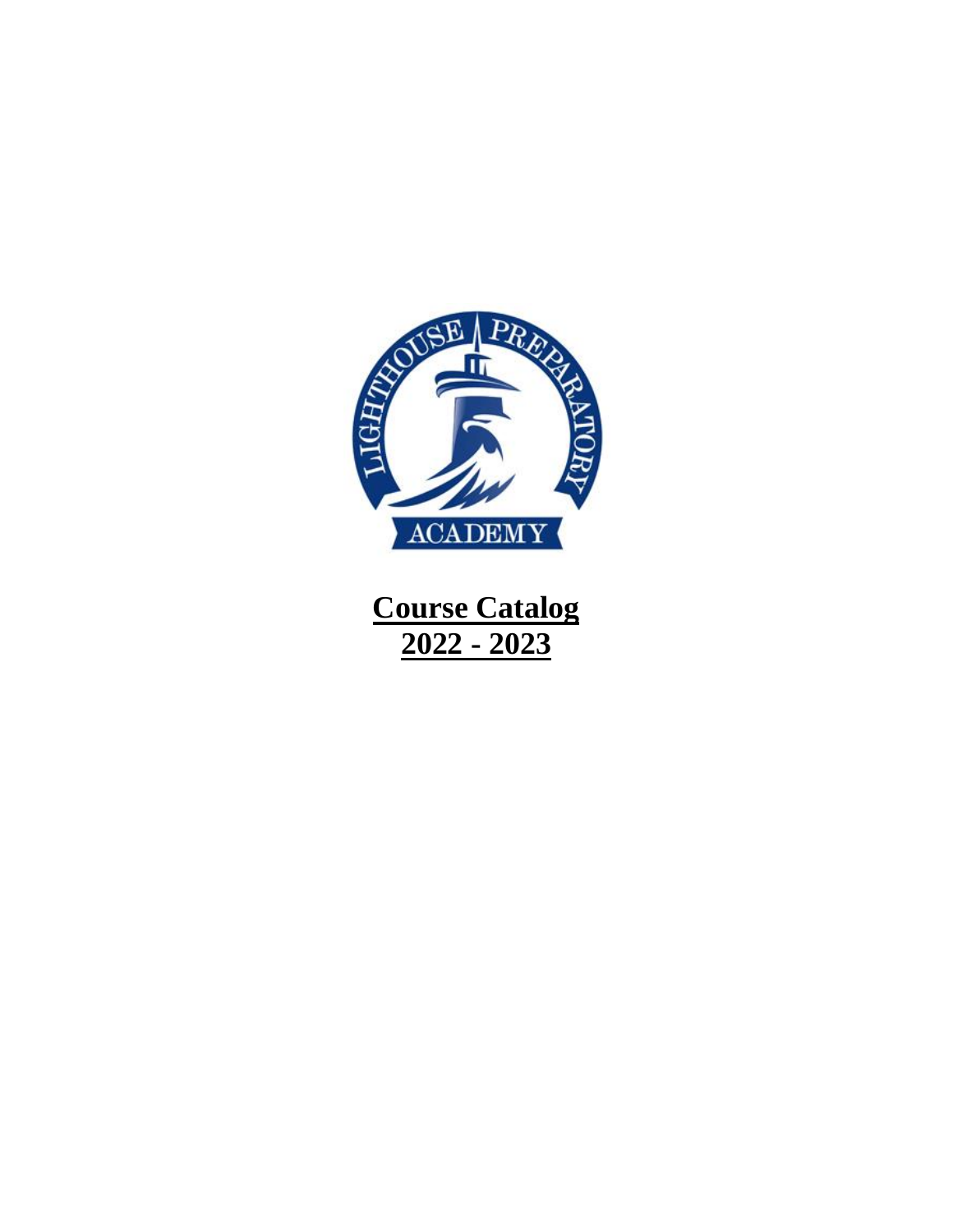# Course Catalog

# 2022 - 2023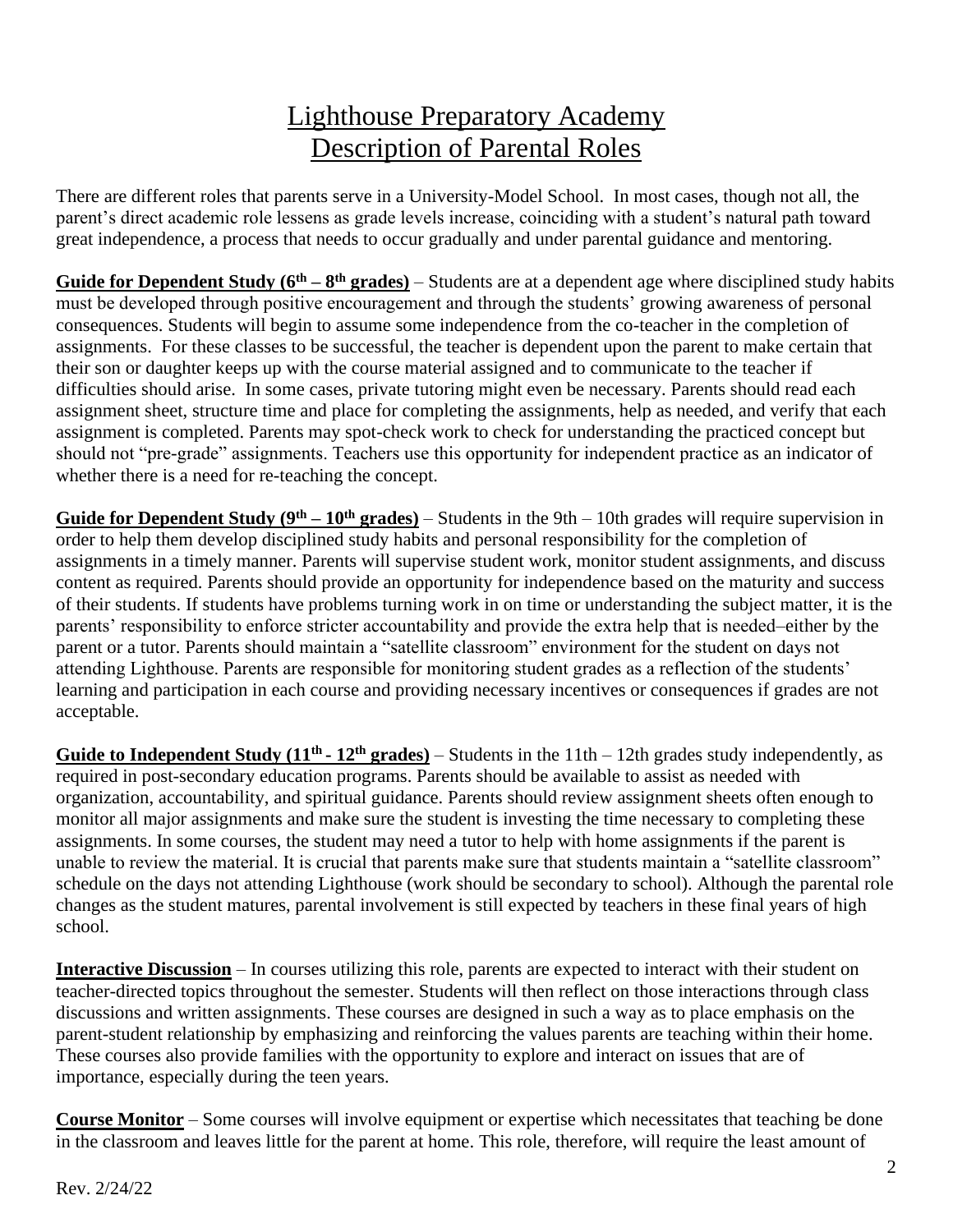# Lighthouse Preparatory Academy
# Description of Parental Roles

There are different roles that parents serve in a University-Model School. In most cases, though not all, the parent's direct academic role lessens as grade levels increase, coinciding with a student's natural path toward great independence, a process that needs to occur gradually and under parental guidance and mentoring.

**Guide for Dependent Study (6th – 8th grades)** – Students are at a dependent age where disciplined study habits must be developed through positive encouragement and through the students' growing awareness of personal consequences. Students will begin to assume some independence from the co-teacher in the completion of assignments. For these classes to be successful, the teacher is dependent upon the parent to make certain that their son or daughter keeps up with the course material assigned and to communicate to the teacher if difficulties should arise. In some cases, private tutoring might even be necessary. Parents should read each assignment sheet, structure time and place for completing the assignments, help as needed, and verify that each assignment is completed. Parents may spot-check work to check for understanding the practiced concept but should not "pre-grade" assignments. Teachers use this opportunity for independent practice as an indicator of whether there is a need for re-teaching the concept.

**Guide for Dependent Study (9th – 10th grades)** – Students in the 9th – 10th grades will require supervision in order to help them develop disciplined study habits and personal responsibility for the completion of assignments in a timely manner. Parents will supervise student work, monitor student assignments, and discuss content as required. Parents should provide an opportunity for independence based on the maturity and success of their students. If students have problems turning work in on time or understanding the subject matter, it is the parents' responsibility to enforce stricter accountability and provide the extra help that is needed–either by the parent or a tutor. Parents should maintain a "satellite classroom" environment for the student on days not attending Lighthouse. Parents are responsible for monitoring student grades as a reflection of the students' learning and participation in each course and providing necessary incentives or consequences if grades are not acceptable.

**Guide to Independent Study (11th - 12th grades)** – Students in the 11th – 12th grades study independently, as required in post-secondary education programs. Parents should be available to assist as needed with organization, accountability, and spiritual guidance. Parents should review assignment sheets often enough to monitor all major assignments and make sure the student is investing the time necessary to completing these assignments. In some courses, the student may need a tutor to help with home assignments if the parent is unable to review the material. It is crucial that parents make sure that students maintain a "satellite classroom" schedule on the days not attending Lighthouse (work should be secondary to school). Although the parental role changes as the student matures, parental involvement is still expected by teachers in these final years of high school.

**Interactive Discussion** – In courses utilizing this role, parents are expected to interact with their student on teacher-directed topics throughout the semester. Students will then reflect on those interactions through class discussions and written assignments. These courses are designed in such a way as to place emphasis on the parent-student relationship by emphasizing and reinforcing the values parents are teaching within their home. These courses also provide families with the opportunity to explore and interact on issues that are of importance, especially during the teen years.

**Course Monitor** – Some courses will involve equipment or expertise which necessitates that teaching be done in the classroom and leaves little for the parent at home. This role, therefore, will require the least amount of

Rev. 2/24/22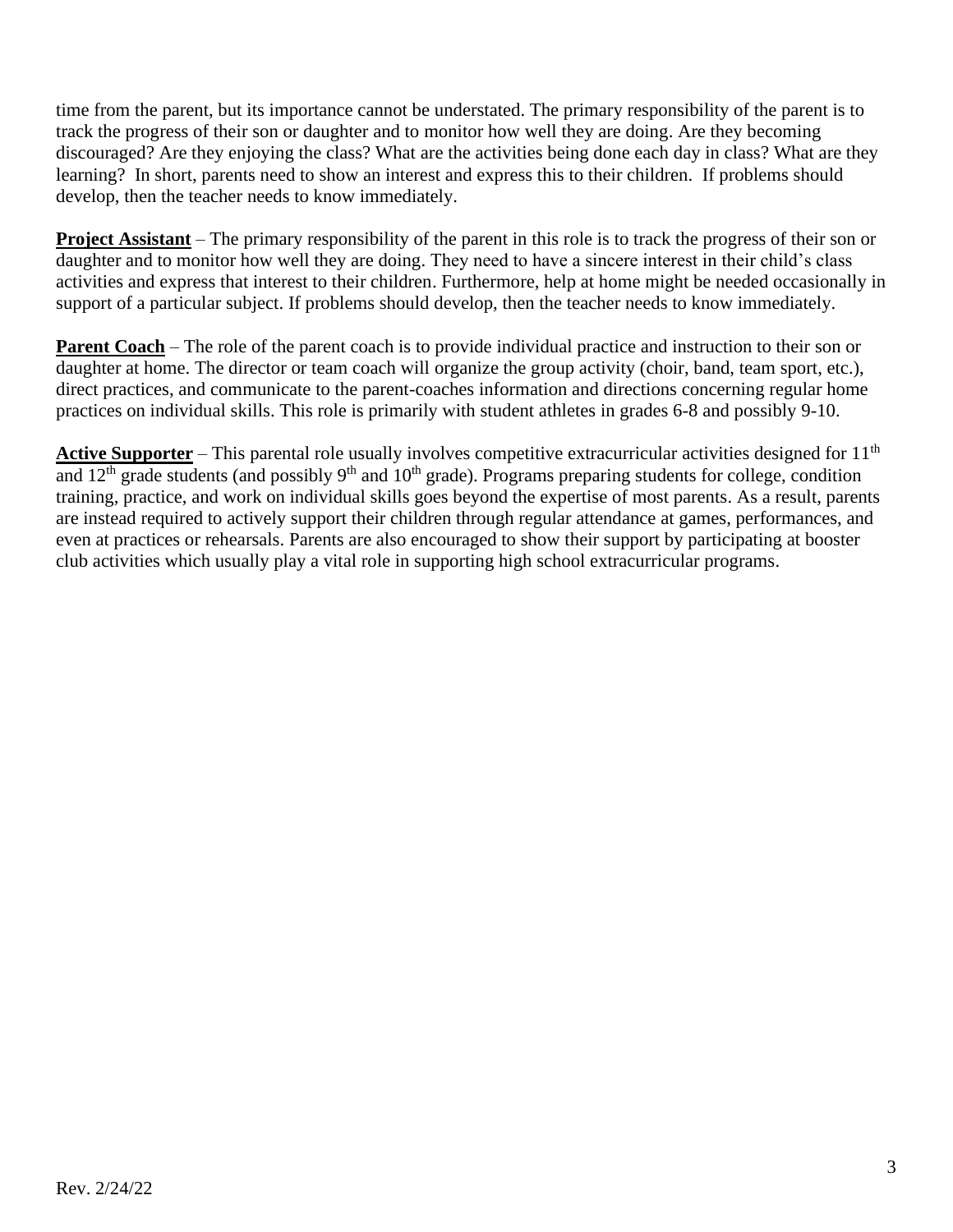time from the parent, but its importance cannot be understated. The primary responsibility of the parent is to track the progress of their son or daughter and to monitor how well they are doing. Are they becoming discouraged? Are they enjoying the class? What are the activities being done each day in class? What are they learning? In short, parents need to show an interest and express this to their children. If problems should develop, then the teacher needs to know immediately.

**Project Assistant** – The primary responsibility of the parent in this role is to track the progress of their son or daughter and to monitor how well they are doing. They need to have a sincere interest in their child's class activities and express that interest to their children. Furthermore, help at home might be needed occasionally in support of a particular subject. If problems should develop, then the teacher needs to know immediately.

**Parent Coach** – The role of the parent coach is to provide individual practice and instruction to their son or daughter at home. The director or team coach will organize the group activity (choir, band, team sport, etc.), direct practices, and communicate to the parent-coaches information and directions concerning regular home practices on individual skills. This role is primarily with student athletes in grades 6-8 and possibly 9-10.

**Active Supporter** – This parental role usually involves competitive extracurricular activities designed for 11th and 12th grade students (and possibly 9th and 10th grade). Programs preparing students for college, condition training, practice, and work on individual skills goes beyond the expertise of most parents. As a result, parents are instead required to actively support their children through regular attendance at games, performances, and even at practices or rehearsals. Parents are also encouraged to show their support by participating at booster club activities which usually play a vital role in supporting high school extracurricular programs.

Rev. 2/24/22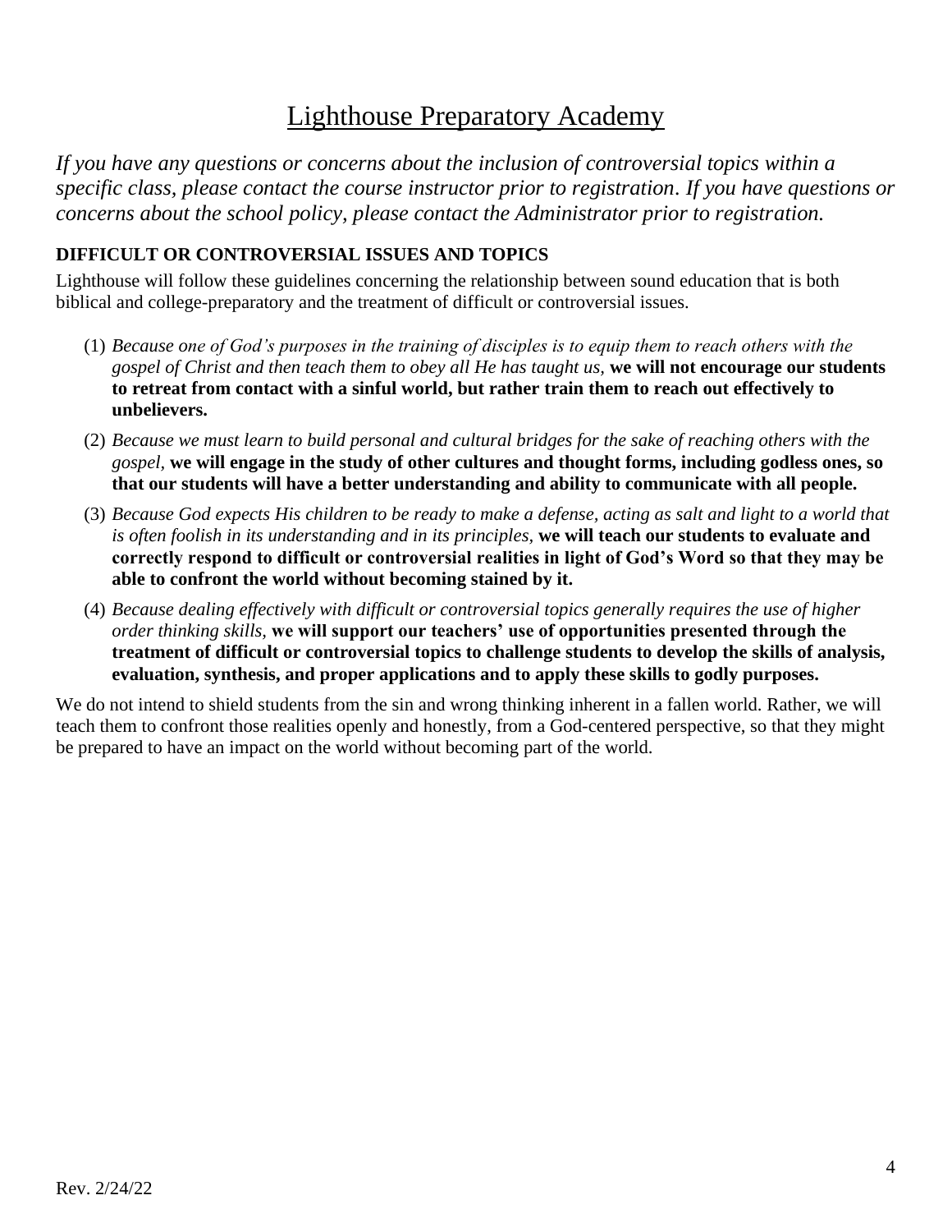# Lighthouse Preparatory Academy

*If you have any questions or concerns about the inclusion of controversial topics within a specific class, please contact the course instructor prior to registration. If you have questions or concerns about the school policy, please contact the Administrator prior to registration.*

### DIFFICULT OR CONTROVERSIAL ISSUES AND TOPICS

Lighthouse will follow these guidelines concerning the relationship between sound education that is both biblical and college-preparatory and the treatment of difficult or controversial issues.

(1) *Because one of God's purposes in the training of disciples is to equip them to reach others with the gospel of Christ and then teach them to obey all He has taught us,* **we will not encourage our students to retreat from contact with a sinful world, but rather train them to reach out effectively to unbelievers.**

(2) *Because we must learn to build personal and cultural bridges for the sake of reaching others with the gospel,* **we will engage in the study of other cultures and thought forms, including godless ones, so that our students will have a better understanding and ability to communicate with all people.**

(3) *Because God expects His children to be ready to make a defense, acting as salt and light to a world that is often foolish in its understanding and in its principles,* **we will teach our students to evaluate and correctly respond to difficult or controversial realities in light of God's Word so that they may be able to confront the world without becoming stained by it.**

(4) *Because dealing effectively with difficult or controversial topics generally requires the use of higher order thinking skills,* **we will support our teachers' use of opportunities presented through the treatment of difficult or controversial topics to challenge students to develop the skills of analysis, evaluation, synthesis, and proper applications and to apply these skills to godly purposes.**

We do not intend to shield students from the sin and wrong thinking inherent in a fallen world. Rather, we will teach them to confront those realities openly and honestly, from a God-centered perspective, so that they might be prepared to have an impact on the world without becoming part of the world.

Rev. 2/24/22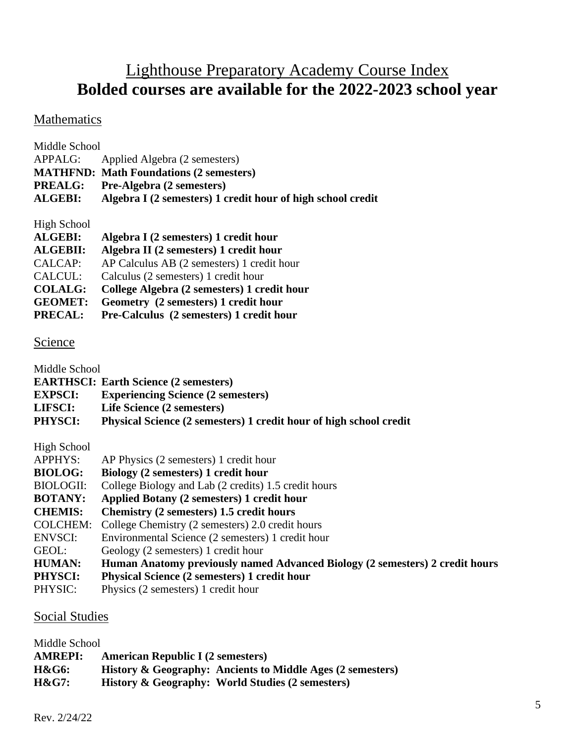# Lighthouse Preparatory Academy Course Index

**Bolded courses are available for the 2022-2023 school year**

## Mathematics

Middle School

APPALG: Applied Algebra (2 semesters)
**MATHFND: Math Foundations (2 semesters)**
**PREALG: Pre-Algebra (2 semesters)**
**ALGEBI: Algebra I (2 semesters) 1 credit hour of high school credit**

High School

**ALGEBI: Algebra I (2 semesters) 1 credit hour**
**ALGEBII: Algebra II (2 semesters) 1 credit hour**
CALCAP: AP Calculus AB (2 semesters) 1 credit hour
CALCUL: Calculus (2 semesters) 1 credit hour
**COLALG: College Algebra (2 semesters) 1 credit hour**
**GEOMET: Geometry (2 semesters) 1 credit hour**
**PRECAL: Pre-Calculus (2 semesters) 1 credit hour**

## Science

Middle School

**EARTHSCI: Earth Science (2 semesters)**
**EXPSCI: Experiencing Science (2 semesters)**
**LIFSCI: Life Science (2 semesters)**
**PHYSCI: Physical Science (2 semesters) 1 credit hour of high school credit**

High School

APPHYS: AP Physics (2 semesters) 1 credit hour
**BIOLOG: Biology (2 semesters) 1 credit hour**
BIOLOGII: College Biology and Lab (2 credits) 1.5 credit hours
**BOTANY: Applied Botany (2 semesters) 1 credit hour**
**CHEMIS: Chemistry (2 semesters) 1.5 credit hours**
COLCHEM: College Chemistry (2 semesters) 2.0 credit hours
ENVSCI: Environmental Science (2 semesters) 1 credit hour
GEOL: Geology (2 semesters) 1 credit hour
**HUMAN: Human Anatomy previously named Advanced Biology (2 semesters) 2 credit hours**
**PHYSCI: Physical Science (2 semesters) 1 credit hour**
PHYSIC: Physics (2 semesters) 1 credit hour

## Social Studies

Middle School

**AMREPI: American Republic I (2 semesters)**
**H&G6: History & Geography: Ancients to Middle Ages (2 semesters)**
**H&G7: History & Geography: World Studies (2 semesters)**

Rev. 2/24/22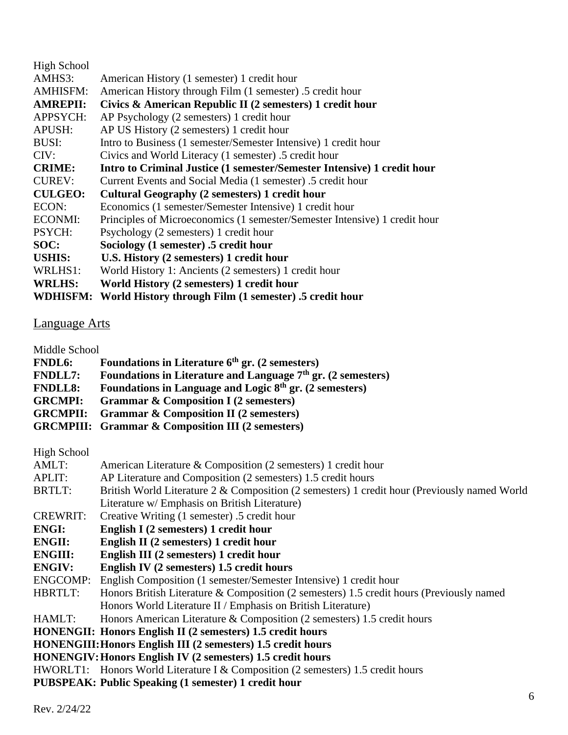High School

AMHS3: American History (1 semester) 1 credit hour
AMHISFM: American History through Film (1 semester) .5 credit hour
**AMREPII: Civics & American Republic II (2 semesters) 1 credit hour**
APPSYCH: AP Psychology (2 semesters) 1 credit hour
APUSH: AP US History (2 semesters) 1 credit hour
BUSI: Intro to Business (1 semester/Semester Intensive) 1 credit hour
CIV: Civics and World Literacy (1 semester) .5 credit hour
**CRIME: Intro to Criminal Justice (1 semester/Semester Intensive) 1 credit hour**
CUREV: Current Events and Social Media (1 semester) .5 credit hour
**CULGEO: Cultural Geography (2 semesters) 1 credit hour**
ECON: Economics (1 semester/Semester Intensive) 1 credit hour
ECONMI: Principles of Microeconomics (1 semester/Semester Intensive) 1 credit hour
PSYCH: Psychology (2 semesters) 1 credit hour
**SOC: Sociology (1 semester) .5 credit hour**
**USHIS: U.S. History (2 semesters) 1 credit hour**
WRLHS1: World History 1: Ancients (2 semesters) 1 credit hour
**WRLHS: World History (2 semesters) 1 credit hour**
**WDHISFM: World History through Film (1 semester) .5 credit hour**

## Language Arts

Middle School

**FNDL6: Foundations in Literature 6th gr. (2 semesters)**
**FNDLL7: Foundations in Literature and Language 7th gr. (2 semesters)**
**FNDLL8: Foundations in Language and Logic 8th gr. (2 semesters)**
**GRCMPI: Grammar & Composition I (2 semesters)**
**GRCMPII: Grammar & Composition II (2 semesters)**
**GRCMPIII: Grammar & Composition III (2 semesters)**

High School

AMLT: American Literature & Composition (2 semesters) 1 credit hour
APLIT: AP Literature and Composition (2 semesters) 1.5 credit hours
BRTLT: British World Literature 2 & Composition (2 semesters) 1 credit hour (Previously named World Literature w/ Emphasis on British Literature)
CREWRIT: Creative Writing (1 semester) .5 credit hour
**ENGI: English I (2 semesters) 1 credit hour**
**ENGII: English II (2 semesters) 1 credit hour**
**ENGIII: English III (2 semesters) 1 credit hour**
**ENGIV: English IV (2 semesters) 1.5 credit hours**
ENGCOMP: English Composition (1 semester/Semester Intensive) 1 credit hour
HBRTLT: Honors British Literature & Composition (2 semesters) 1.5 credit hours (Previously named Honors World Literature II / Emphasis on British Literature)
HAMLT: Honors American Literature & Composition (2 semesters) 1.5 credit hours
**HONENGII: Honors English II (2 semesters) 1.5 credit hours**
**HONENGIII: Honors English III (2 semesters) 1.5 credit hours**
**HONENGIV: Honors English IV (2 semesters) 1.5 credit hours**
HWORLT1: Honors World Literature I & Composition (2 semesters) 1.5 credit hours
**PUBSPEAK: Public Speaking (1 semester) 1 credit hour**

Rev. 2/24/22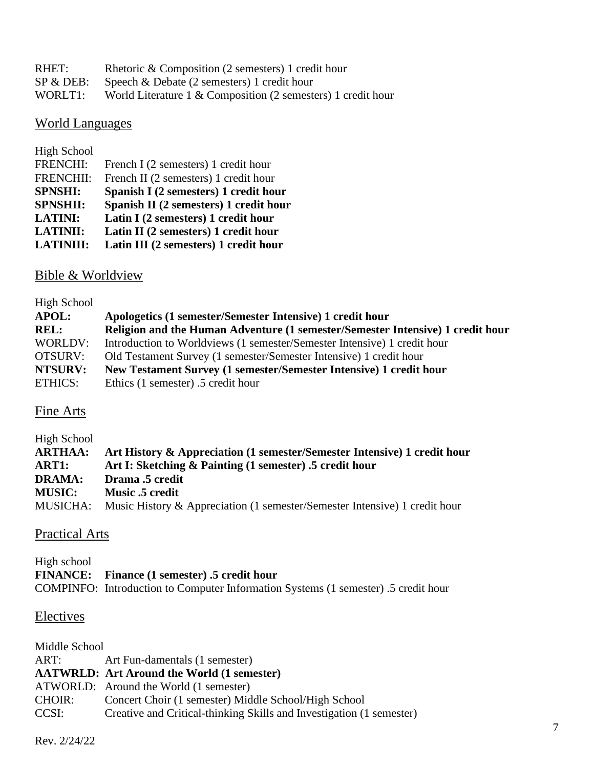RHET: Rhetoric & Composition (2 semesters) 1 credit hour
SP & DEB: Speech & Debate (2 semesters) 1 credit hour
WORLT1: World Literature 1 & Composition (2 semesters) 1 credit hour

## World Languages

High School
FRENCHI: French I (2 semesters) 1 credit hour
FRENCHII: French II (2 semesters) 1 credit hour
**SPNSHI: Spanish I (2 semesters) 1 credit hour**
**SPNSHII: Spanish II (2 semesters) 1 credit hour**
**LATINI: Latin I (2 semesters) 1 credit hour**
**LATINII: Latin II (2 semesters) 1 credit hour**
**LATINIII: Latin III (2 semesters) 1 credit hour**

## Bible & Worldview

High School
**APOL: Apologetics (1 semester/Semester Intensive) 1 credit hour**
**REL: Religion and the Human Adventure (1 semester/Semester Intensive) 1 credit hour**
WORLDV: Introduction to Worldviews (1 semester/Semester Intensive) 1 credit hour
OTSURV: Old Testament Survey (1 semester/Semester Intensive) 1 credit hour
**NTSURV: New Testament Survey (1 semester/Semester Intensive) 1 credit hour**
ETHICS: Ethics (1 semester) .5 credit hour

## Fine Arts

High School
**ARTHAA: Art History & Appreciation (1 semester/Semester Intensive) 1 credit hour**
**ART1: Art I: Sketching & Painting (1 semester) .5 credit hour**
**DRAMA: Drama .5 credit**
**MUSIC: Music .5 credit**
MUSICHA: Music History & Appreciation (1 semester/Semester Intensive) 1 credit hour

## Practical Arts

High school
**FINANCE: Finance (1 semester) .5 credit hour**
COMPINFO: Introduction to Computer Information Systems (1 semester) .5 credit hour

## Electives

Middle School
ART: Art Fun-damentals (1 semester)
**AATWRLD: Art Around the World (1 semester)**
ATWORLD: Around the World (1 semester)
CHOIR: Concert Choir (1 semester) Middle School/High School
CCSI: Creative and Critical-thinking Skills and Investigation (1 semester)

Rev. 2/24/22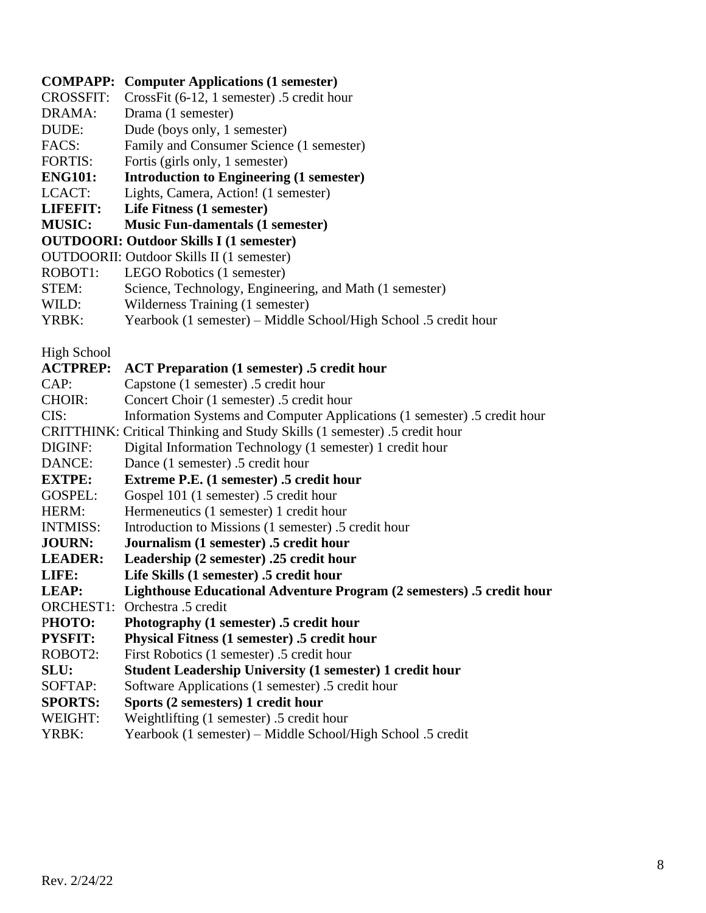**COMPAPP: Computer Applications (1 semester)**
CROSSFIT: CrossFit (6-12, 1 semester) .5 credit hour
DRAMA: Drama (1 semester)
DUDE: Dude (boys only, 1 semester)
FACS: Family and Consumer Science (1 semester)
FORTIS: Fortis (girls only, 1 semester)
**ENG101: Introduction to Engineering (1 semester)**
LCACT: Lights, Camera, Action! (1 semester)
**LIFEFIT: Life Fitness (1 semester)**
**MUSIC: Music Fun-damentals (1 semester)**
**OUTDOORI: Outdoor Skills I (1 semester)**
OUTDOORII: Outdoor Skills II (1 semester)
ROBOT1: LEGO Robotics (1 semester)
STEM: Science, Technology, Engineering, and Math (1 semester)
WILD: Wilderness Training (1 semester)
YRBK: Yearbook (1 semester) – Middle School/High School .5 credit hour

High School

**ACTPREP: ACT Preparation (1 semester) .5 credit hour**
CAP: Capstone (1 semester) .5 credit hour
CHOIR: Concert Choir (1 semester) .5 credit hour
CIS: Information Systems and Computer Applications (1 semester) .5 credit hour
CRITTHINK: Critical Thinking and Study Skills (1 semester) .5 credit hour
DIGINF: Digital Information Technology (1 semester) 1 credit hour
DANCE: Dance (1 semester) .5 credit hour
**EXTPE: Extreme P.E. (1 semester) .5 credit hour**
GOSPEL: Gospel 101 (1 semester) .5 credit hour
HERM: Hermeneutics (1 semester) 1 credit hour
INTMISS: Introduction to Missions (1 semester) .5 credit hour
**JOURN: Journalism (1 semester) .5 credit hour**
**LEADER: Leadership (2 semester) .25 credit hour**
**LIFE: Life Skills (1 semester) .5 credit hour**
**LEAP: Lighthouse Educational Adventure Program (2 semesters) .5 credit hour**
ORCHEST1: Orchestra .5 credit
P**HOTO: Photography (1 semester) .5 credit hour**
**PYSFIT: Physical Fitness (1 semester) .5 credit hour**
ROBOT2: First Robotics (1 semester) .5 credit hour
**SLU: Student Leadership University (1 semester) 1 credit hour**
SOFTAP: Software Applications (1 semester) .5 credit hour
**SPORTS: Sports (2 semesters) 1 credit hour**
WEIGHT: Weightlifting (1 semester) .5 credit hour
YRBK: Yearbook (1 semester) – Middle School/High School .5 credit

Rev. 2/24/22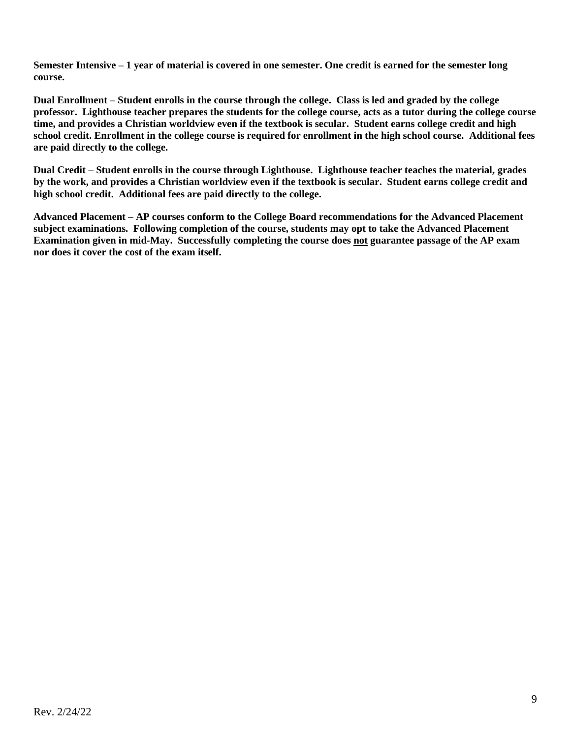**Semester Intensive – 1 year of material is covered in one semester. One credit is earned for the semester long course.**

**Dual Enrollment – Student enrolls in the course through the college. Class is led and graded by the college professor. Lighthouse teacher prepares the students for the college course, acts as a tutor during the college course time, and provides a Christian worldview even if the textbook is secular. Student earns college credit and high school credit. Enrollment in the college course is required for enrollment in the high school course. Additional fees are paid directly to the college.**

**Dual Credit – Student enrolls in the course through Lighthouse. Lighthouse teacher teaches the material, grades by the work, and provides a Christian worldview even if the textbook is secular. Student earns college credit and high school credit. Additional fees are paid directly to the college.**

**Advanced Placement – AP courses conform to the College Board recommendations for the Advanced Placement subject examinations. Following completion of the course, students may opt to take the Advanced Placement Examination given in mid-May. Successfully completing the course does <u>not</u> guarantee passage of the AP exam nor does it cover the cost of the exam itself.**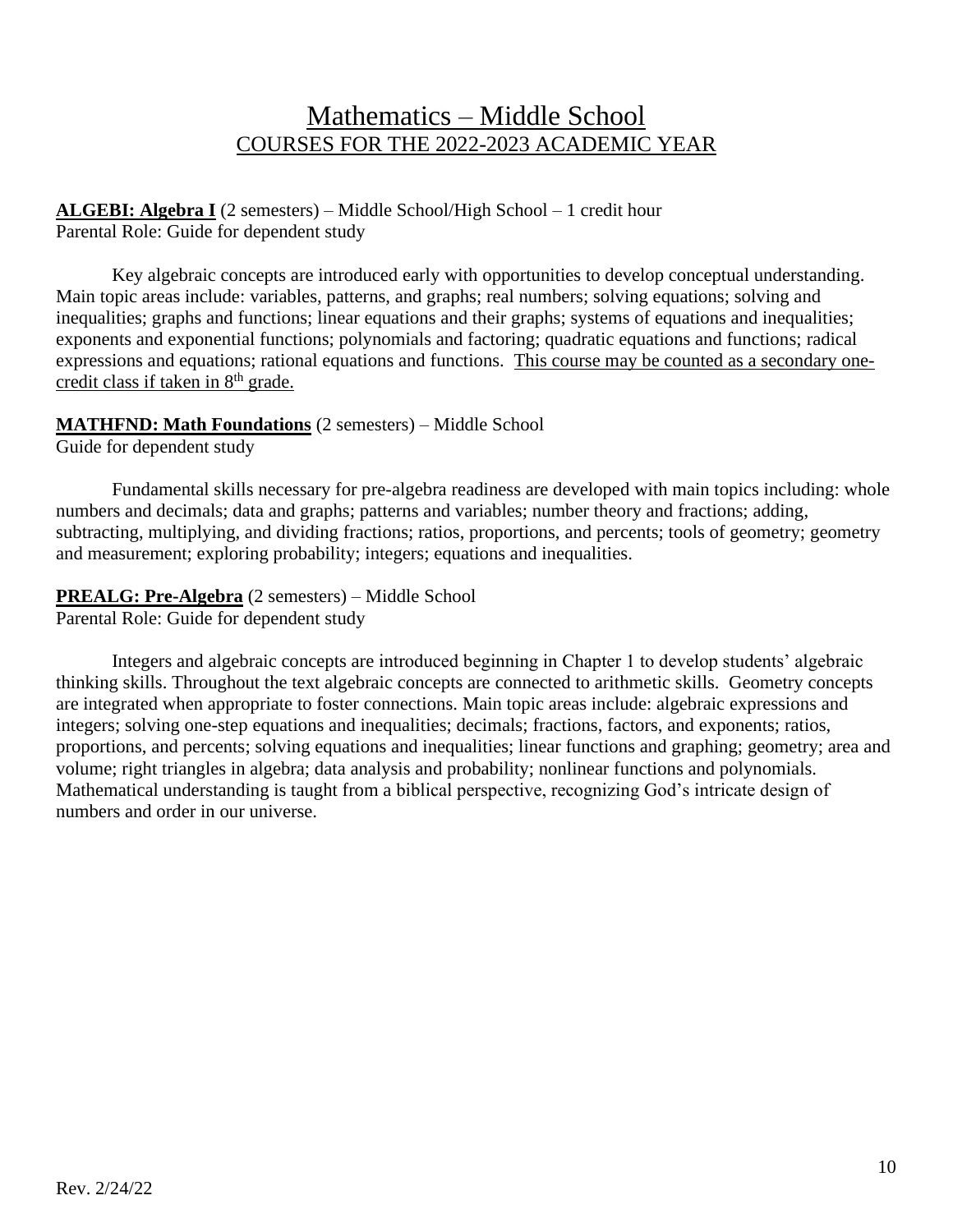# Mathematics – Middle School
## COURSES FOR THE 2022-2023 ACADEMIC YEAR

**ALGEBI: Algebra I** (2 semesters) – Middle School/High School – 1 credit hour
Parental Role: Guide for dependent study

Key algebraic concepts are introduced early with opportunities to develop conceptual understanding. Main topic areas include: variables, patterns, and graphs; real numbers; solving equations; solving and inequalities; graphs and functions; linear equations and their graphs; systems of equations and inequalities; exponents and exponential functions; polynomials and factoring; quadratic equations and functions; radical expressions and equations; rational equations and functions. This course may be counted as a secondary one-credit class if taken in 8th grade.

**MATHFND: Math Foundations** (2 semesters) – Middle School
Guide for dependent study

Fundamental skills necessary for pre-algebra readiness are developed with main topics including: whole numbers and decimals; data and graphs; patterns and variables; number theory and fractions; adding, subtracting, multiplying, and dividing fractions; ratios, proportions, and percents; tools of geometry; geometry and measurement; exploring probability; integers; equations and inequalities.

**PREALG: Pre-Algebra** (2 semesters) – Middle School
Parental Role: Guide for dependent study

Integers and algebraic concepts are introduced beginning in Chapter 1 to develop students' algebraic thinking skills. Throughout the text algebraic concepts are connected to arithmetic skills. Geometry concepts are integrated when appropriate to foster connections. Main topic areas include: algebraic expressions and integers; solving one-step equations and inequalities; decimals; fractions, factors, and exponents; ratios, proportions, and percents; solving equations and inequalities; linear functions and graphing; geometry; area and volume; right triangles in algebra; data analysis and probability; nonlinear functions and polynomials. Mathematical understanding is taught from a biblical perspective, recognizing God's intricate design of numbers and order in our universe.

Rev. 2/24/22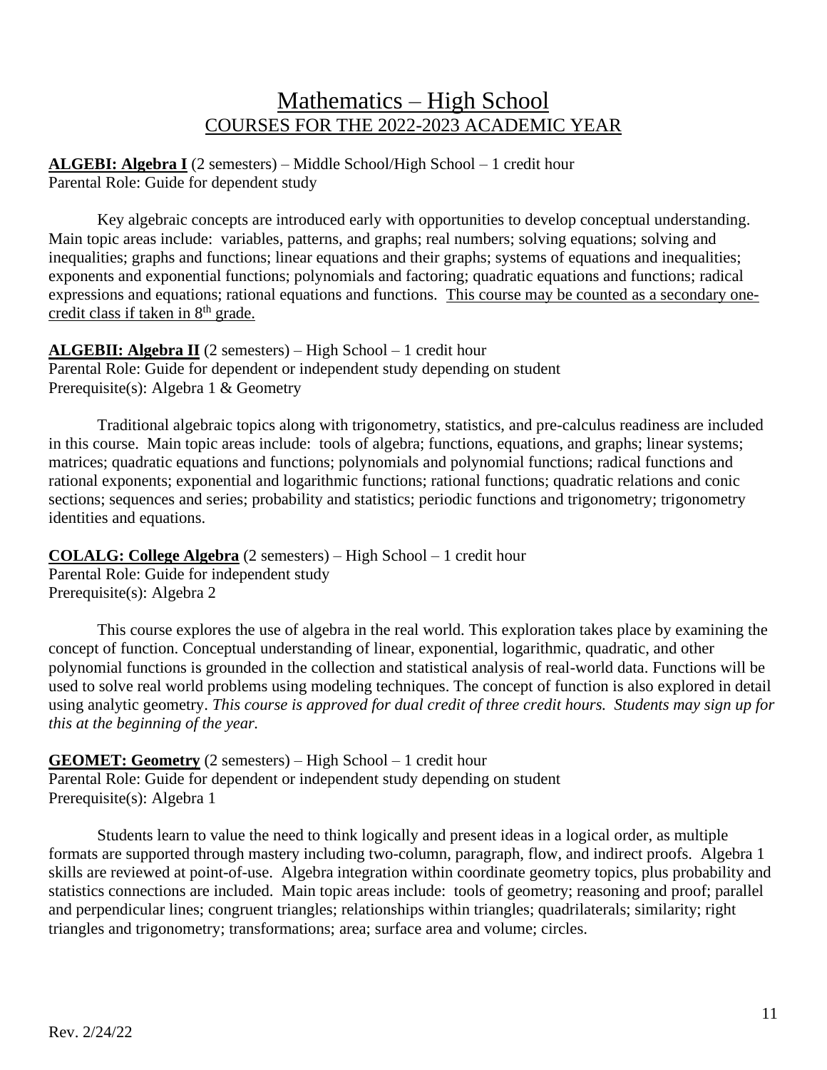# Mathematics – High School

## COURSES FOR THE 2022-2023 ACADEMIC YEAR

**ALGEBI: Algebra I** (2 semesters) – Middle School/High School – 1 credit hour
Parental Role: Guide for dependent study

Key algebraic concepts are introduced early with opportunities to develop conceptual understanding. Main topic areas include: variables, patterns, and graphs; real numbers; solving equations; solving and inequalities; graphs and functions; linear equations and their graphs; systems of equations and inequalities; exponents and exponential functions; polynomials and factoring; quadratic equations and functions; radical expressions and equations; rational equations and functions. This course may be counted as a secondary one-credit class if taken in 8th grade.

**ALGEBII: Algebra II** (2 semesters) – High School – 1 credit hour
Parental Role: Guide for dependent or independent study depending on student
Prerequisite(s): Algebra 1 & Geometry

Traditional algebraic topics along with trigonometry, statistics, and pre-calculus readiness are included in this course. Main topic areas include: tools of algebra; functions, equations, and graphs; linear systems; matrices; quadratic equations and functions; polynomials and polynomial functions; radical functions and rational exponents; exponential and logarithmic functions; rational functions; quadratic relations and conic sections; sequences and series; probability and statistics; periodic functions and trigonometry; trigonometry identities and equations.

**COLALG: College Algebra** (2 semesters) – High School – 1 credit hour
Parental Role: Guide for independent study
Prerequisite(s): Algebra 2

This course explores the use of algebra in the real world. This exploration takes place by examining the concept of function. Conceptual understanding of linear, exponential, logarithmic, quadratic, and other polynomial functions is grounded in the collection and statistical analysis of real-world data. Functions will be used to solve real world problems using modeling techniques. The concept of function is also explored in detail using analytic geometry. *This course is approved for dual credit of three credit hours. Students may sign up for this at the beginning of the year.*

**GEOMET: Geometry** (2 semesters) – High School – 1 credit hour
Parental Role: Guide for dependent or independent study depending on student
Prerequisite(s): Algebra 1

Students learn to value the need to think logically and present ideas in a logical order, as multiple formats are supported through mastery including two-column, paragraph, flow, and indirect proofs. Algebra 1 skills are reviewed at point-of-use. Algebra integration within coordinate geometry topics, plus probability and statistics connections are included. Main topic areas include: tools of geometry; reasoning and proof; parallel and perpendicular lines; congruent triangles; relationships within triangles; quadrilaterals; similarity; right triangles and trigonometry; transformations; area; surface area and volume; circles.

Rev. 2/24/22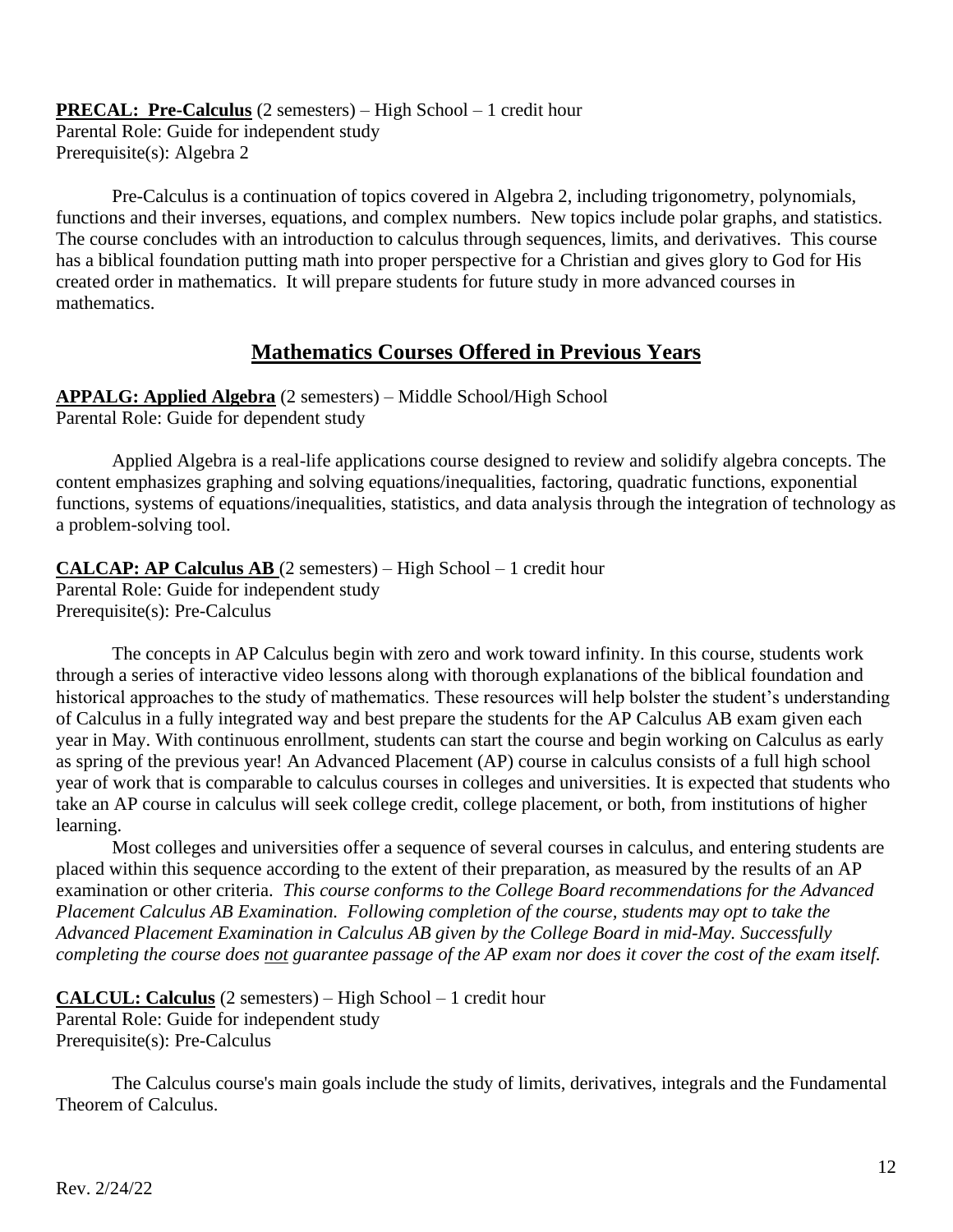**PRECAL: Pre-Calculus** (2 semesters) – High School – 1 credit hour
Parental Role: Guide for independent study
Prerequisite(s): Algebra 2

Pre-Calculus is a continuation of topics covered in Algebra 2, including trigonometry, polynomials, functions and their inverses, equations, and complex numbers. New topics include polar graphs, and statistics. The course concludes with an introduction to calculus through sequences, limits, and derivatives. This course has a biblical foundation putting math into proper perspective for a Christian and gives glory to God for His created order in mathematics. It will prepare students for future study in more advanced courses in mathematics.

## Mathematics Courses Offered in Previous Years

**APPALG: Applied Algebra** (2 semesters) – Middle School/High School
Parental Role: Guide for dependent study

Applied Algebra is a real-life applications course designed to review and solidify algebra concepts. The content emphasizes graphing and solving equations/inequalities, factoring, quadratic functions, exponential functions, systems of equations/inequalities, statistics, and data analysis through the integration of technology as a problem-solving tool.

**CALCAP: AP Calculus AB** (2 semesters) – High School – 1 credit hour
Parental Role: Guide for independent study
Prerequisite(s): Pre-Calculus

The concepts in AP Calculus begin with zero and work toward infinity. In this course, students work through a series of interactive video lessons along with thorough explanations of the biblical foundation and historical approaches to the study of mathematics. These resources will help bolster the student's understanding of Calculus in a fully integrated way and best prepare the students for the AP Calculus AB exam given each year in May. With continuous enrollment, students can start the course and begin working on Calculus as early as spring of the previous year! An Advanced Placement (AP) course in calculus consists of a full high school year of work that is comparable to calculus courses in colleges and universities. It is expected that students who take an AP course in calculus will seek college credit, college placement, or both, from institutions of higher learning.

Most colleges and universities offer a sequence of several courses in calculus, and entering students are placed within this sequence according to the extent of their preparation, as measured by the results of an AP examination or other criteria. *This course conforms to the College Board recommendations for the Advanced Placement Calculus AB Examination. Following completion of the course, students may opt to take the Advanced Placement Examination in Calculus AB given by the College Board in mid-May. Successfully completing the course does not guarantee passage of the AP exam nor does it cover the cost of the exam itself.*

**CALCUL: Calculus** (2 semesters) – High School – 1 credit hour
Parental Role: Guide for independent study
Prerequisite(s): Pre-Calculus

The Calculus course's main goals include the study of limits, derivatives, integrals and the Fundamental Theorem of Calculus.

Rev. 2/24/22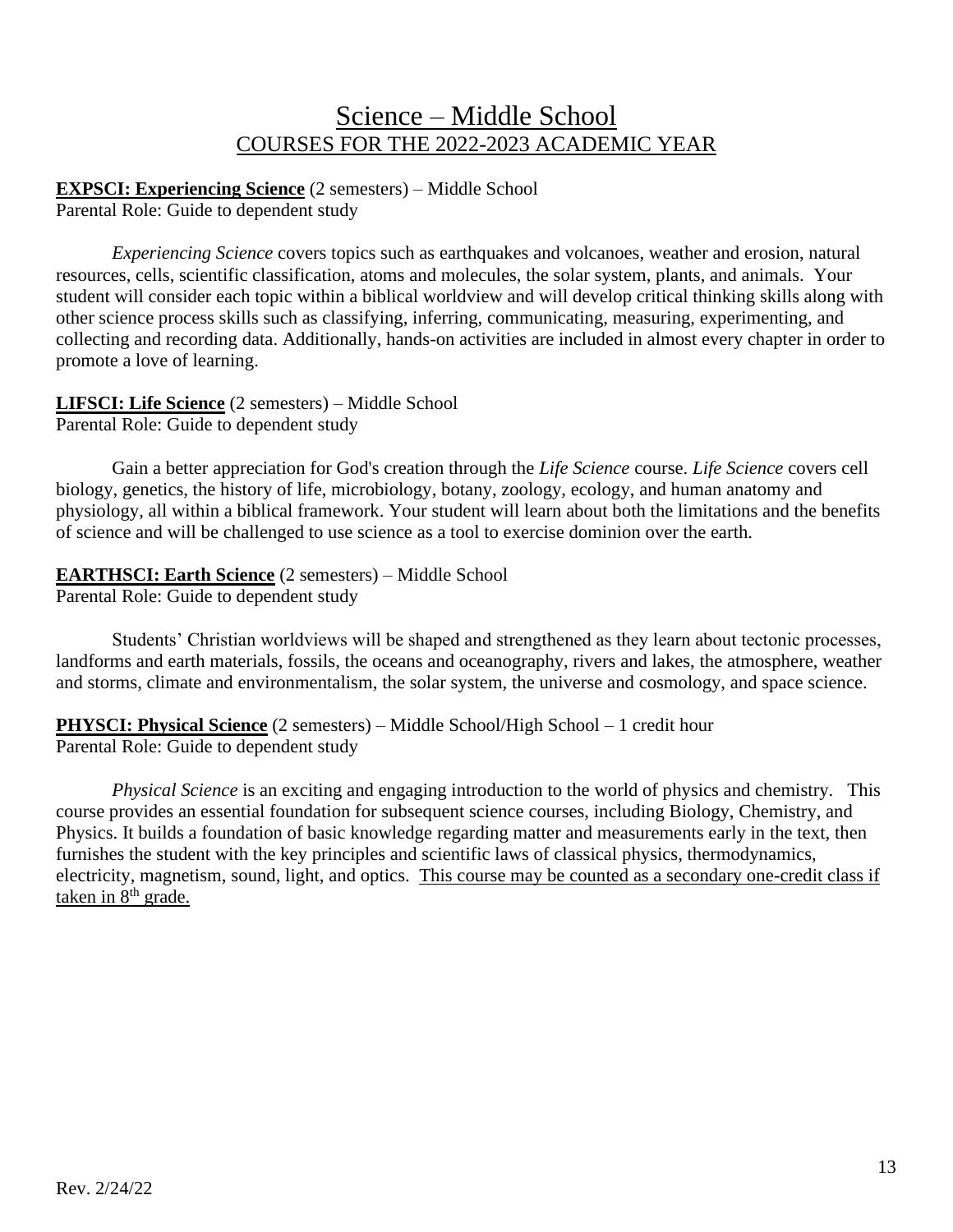# Science – Middle School

## COURSES FOR THE 2022-2023 ACADEMIC YEAR

**EXPSCI: Experiencing Science** (2 semesters) – Middle School
Parental Role: Guide to dependent study

*Experiencing Science* covers topics such as earthquakes and volcanoes, weather and erosion, natural resources, cells, scientific classification, atoms and molecules, the solar system, plants, and animals. Your student will consider each topic within a biblical worldview and will develop critical thinking skills along with other science process skills such as classifying, inferring, communicating, measuring, experimenting, and collecting and recording data. Additionally, hands-on activities are included in almost every chapter in order to promote a love of learning.

**LIFSCI: Life Science** (2 semesters) – Middle School
Parental Role: Guide to dependent study

Gain a better appreciation for God's creation through the *Life Science* course. *Life Science* covers cell biology, genetics, the history of life, microbiology, botany, zoology, ecology, and human anatomy and physiology, all within a biblical framework. Your student will learn about both the limitations and the benefits of science and will be challenged to use science as a tool to exercise dominion over the earth.

**EARTHSCI: Earth Science** (2 semesters) – Middle School
Parental Role: Guide to dependent study

Students' Christian worldviews will be shaped and strengthened as they learn about tectonic processes, landforms and earth materials, fossils, the oceans and oceanography, rivers and lakes, the atmosphere, weather and storms, climate and environmentalism, the solar system, the universe and cosmology, and space science.

**PHYSCI: Physical Science** (2 semesters) – Middle School/High School – 1 credit hour
Parental Role: Guide to dependent study

*Physical Science* is an exciting and engaging introduction to the world of physics and chemistry. This course provides an essential foundation for subsequent science courses, including Biology, Chemistry, and Physics. It builds a foundation of basic knowledge regarding matter and measurements early in the text, then furnishes the student with the key principles and scientific laws of classical physics, thermodynamics, electricity, magnetism, sound, light, and optics. This course may be counted as a secondary one-credit class if taken in 8th grade.

Rev. 2/24/22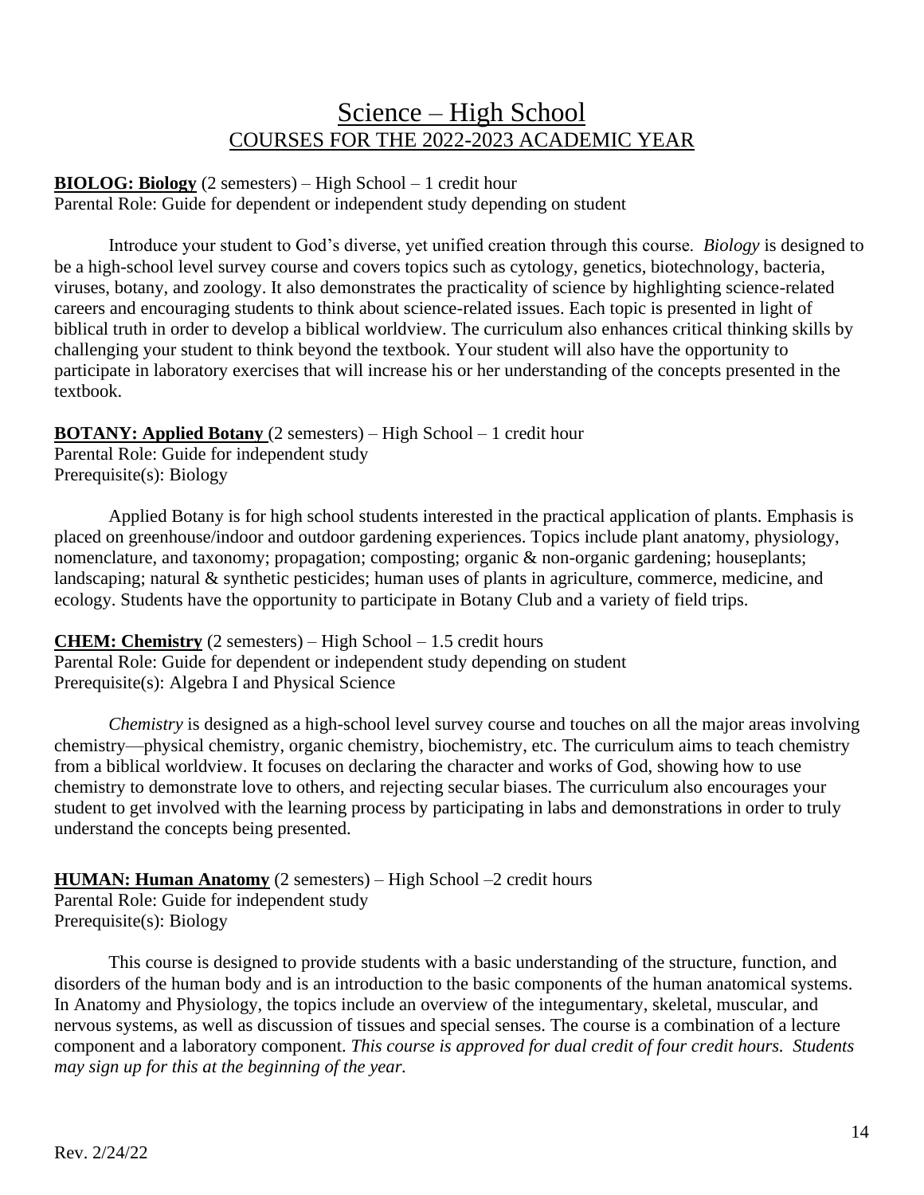# Science – High School

## COURSES FOR THE 2022-2023 ACADEMIC YEAR

**BIOLOG: Biology** (2 semesters) – High School – 1 credit hour
Parental Role: Guide for dependent or independent study depending on student

Introduce your student to God's diverse, yet unified creation through this course. *Biology* is designed to be a high-school level survey course and covers topics such as cytology, genetics, biotechnology, bacteria, viruses, botany, and zoology. It also demonstrates the practicality of science by highlighting science-related careers and encouraging students to think about science-related issues. Each topic is presented in light of biblical truth in order to develop a biblical worldview. The curriculum also enhances critical thinking skills by challenging your student to think beyond the textbook. Your student will also have the opportunity to participate in laboratory exercises that will increase his or her understanding of the concepts presented in the textbook.

**BOTANY: Applied Botany** (2 semesters) – High School – 1 credit hour
Parental Role: Guide for independent study
Prerequisite(s): Biology

Applied Botany is for high school students interested in the practical application of plants. Emphasis is placed on greenhouse/indoor and outdoor gardening experiences. Topics include plant anatomy, physiology, nomenclature, and taxonomy; propagation; composting; organic & non-organic gardening; houseplants; landscaping; natural & synthetic pesticides; human uses of plants in agriculture, commerce, medicine, and ecology. Students have the opportunity to participate in Botany Club and a variety of field trips.

**CHEM: Chemistry** (2 semesters) – High School – 1.5 credit hours
Parental Role: Guide for dependent or independent study depending on student
Prerequisite(s): Algebra I and Physical Science

*Chemistry* is designed as a high-school level survey course and touches on all the major areas involving chemistry—physical chemistry, organic chemistry, biochemistry, etc. The curriculum aims to teach chemistry from a biblical worldview. It focuses on declaring the character and works of God, showing how to use chemistry to demonstrate love to others, and rejecting secular biases. The curriculum also encourages your student to get involved with the learning process by participating in labs and demonstrations in order to truly understand the concepts being presented.

**HUMAN: Human Anatomy** (2 semesters) – High School –2 credit hours
Parental Role: Guide for independent study
Prerequisite(s): Biology

This course is designed to provide students with a basic understanding of the structure, function, and disorders of the human body and is an introduction to the basic components of the human anatomical systems. In Anatomy and Physiology, the topics include an overview of the integumentary, skeletal, muscular, and nervous systems, as well as discussion of tissues and special senses. The course is a combination of a lecture component and a laboratory component. *This course is approved for dual credit of four credit hours. Students may sign up for this at the beginning of the year.*

Rev. 2/24/22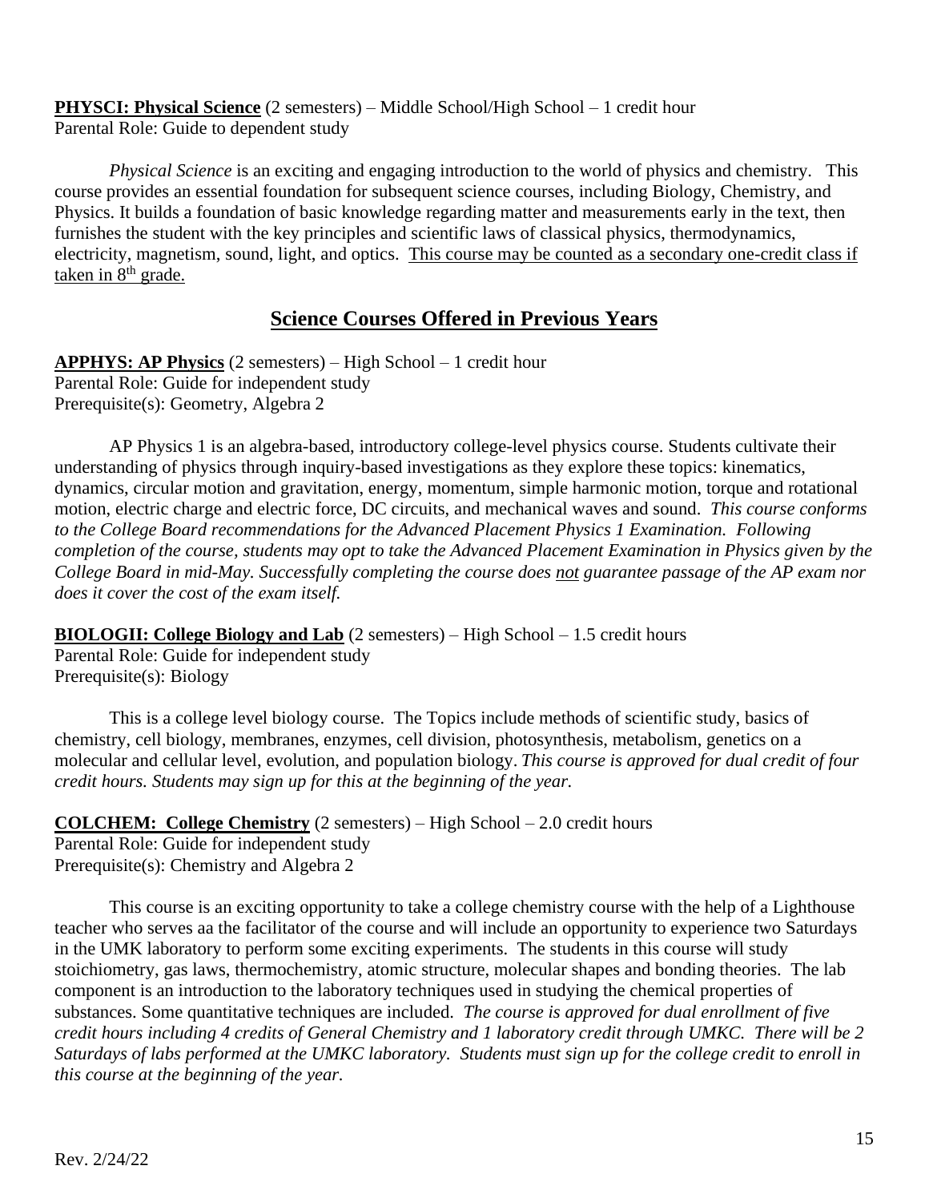**PHYSCI: Physical Science** (2 semesters) – Middle School/High School – 1 credit hour
Parental Role: Guide to dependent study

*Physical Science* is an exciting and engaging introduction to the world of physics and chemistry. This course provides an essential foundation for subsequent science courses, including Biology, Chemistry, and Physics. It builds a foundation of basic knowledge regarding matter and measurements early in the text, then furnishes the student with the key principles and scientific laws of classical physics, thermodynamics, electricity, magnetism, sound, light, and optics. This course may be counted as a secondary one-credit class if taken in 8th grade.

## Science Courses Offered in Previous Years

**APPHYS: AP Physics** (2 semesters) – High School – 1 credit hour
Parental Role: Guide for independent study
Prerequisite(s): Geometry, Algebra 2

AP Physics 1 is an algebra-based, introductory college-level physics course. Students cultivate their understanding of physics through inquiry-based investigations as they explore these topics: kinematics, dynamics, circular motion and gravitation, energy, momentum, simple harmonic motion, torque and rotational motion, electric charge and electric force, DC circuits, and mechanical waves and sound. *This course conforms to the College Board recommendations for the Advanced Placement Physics 1 Examination. Following completion of the course, students may opt to take the Advanced Placement Examination in Physics given by the College Board in mid-May. Successfully completing the course does not guarantee passage of the AP exam nor does it cover the cost of the exam itself.*

**BIOLOGII: College Biology and Lab** (2 semesters) – High School – 1.5 credit hours
Parental Role: Guide for independent study
Prerequisite(s): Biology

This is a college level biology course. The Topics include methods of scientific study, basics of chemistry, cell biology, membranes, enzymes, cell division, photosynthesis, metabolism, genetics on a molecular and cellular level, evolution, and population biology. *This course is approved for dual credit of four credit hours. Students may sign up for this at the beginning of the year.*

**COLCHEM: College Chemistry** (2 semesters) – High School – 2.0 credit hours
Parental Role: Guide for independent study
Prerequisite(s): Chemistry and Algebra 2

This course is an exciting opportunity to take a college chemistry course with the help of a Lighthouse teacher who serves aa the facilitator of the course and will include an opportunity to experience two Saturdays in the UMK laboratory to perform some exciting experiments. The students in this course will study stoichiometry, gas laws, thermochemistry, atomic structure, molecular shapes and bonding theories. The lab component is an introduction to the laboratory techniques used in studying the chemical properties of substances. Some quantitative techniques are included. *The course is approved for dual enrollment of five credit hours including 4 credits of General Chemistry and 1 laboratory credit through UMKC. There will be 2 Saturdays of labs performed at the UMKC laboratory. Students must sign up for the college credit to enroll in this course at the beginning of the year.*

Rev. 2/24/22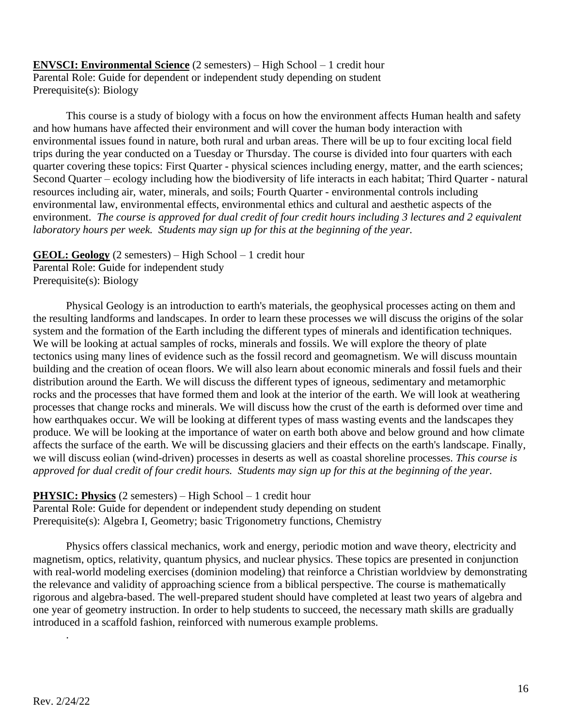**ENVSCI: Environmental Science** (2 semesters) – High School – 1 credit hour
Parental Role: Guide for dependent or independent study depending on student
Prerequisite(s): Biology

This course is a study of biology with a focus on how the environment affects Human health and safety and how humans have affected their environment and will cover the human body interaction with environmental issues found in nature, both rural and urban areas. There will be up to four exciting local field trips during the year conducted on a Tuesday or Thursday. The course is divided into four quarters with each quarter covering these topics: First Quarter - physical sciences including energy, matter, and the earth sciences; Second Quarter – ecology including how the biodiversity of life interacts in each habitat; Third Quarter - natural resources including air, water, minerals, and soils; Fourth Quarter - environmental controls including environmental law, environmental effects, environmental ethics and cultural and aesthetic aspects of the environment. *The course is approved for dual credit of four credit hours including 3 lectures and 2 equivalent laboratory hours per week. Students may sign up for this at the beginning of the year.*

**GEOL: Geology** (2 semesters) – High School – 1 credit hour
Parental Role: Guide for independent study
Prerequisite(s): Biology

Physical Geology is an introduction to earth's materials, the geophysical processes acting on them and the resulting landforms and landscapes. In order to learn these processes we will discuss the origins of the solar system and the formation of the Earth including the different types of minerals and identification techniques. We will be looking at actual samples of rocks, minerals and fossils. We will explore the theory of plate tectonics using many lines of evidence such as the fossil record and geomagnetism. We will discuss mountain building and the creation of ocean floors. We will also learn about economic minerals and fossil fuels and their distribution around the Earth. We will discuss the different types of igneous, sedimentary and metamorphic rocks and the processes that have formed them and look at the interior of the earth. We will look at weathering processes that change rocks and minerals. We will discuss how the crust of the earth is deformed over time and how earthquakes occur. We will be looking at different types of mass wasting events and the landscapes they produce. We will be looking at the importance of water on earth both above and below ground and how climate affects the surface of the earth. We will be discussing glaciers and their effects on the earth's landscape. Finally, we will discuss eolian (wind-driven) processes in deserts as well as coastal shoreline processes. *This course is approved for dual credit of four credit hours. Students may sign up for this at the beginning of the year.*

**PHYSIC: Physics** (2 semesters) – High School – 1 credit hour
Parental Role: Guide for dependent or independent study depending on student
Prerequisite(s): Algebra I, Geometry; basic Trigonometry functions, Chemistry

Physics offers classical mechanics, work and energy, periodic motion and wave theory, electricity and magnetism, optics, relativity, quantum physics, and nuclear physics. These topics are presented in conjunction with real-world modeling exercises (dominion modeling) that reinforce a Christian worldview by demonstrating the relevance and validity of approaching science from a biblical perspective. The course is mathematically rigorous and algebra-based. The well-prepared student should have completed at least two years of algebra and one year of geometry instruction. In order to help students to succeed, the necessary math skills are gradually introduced in a scaffold fashion, reinforced with numerous example problems.

.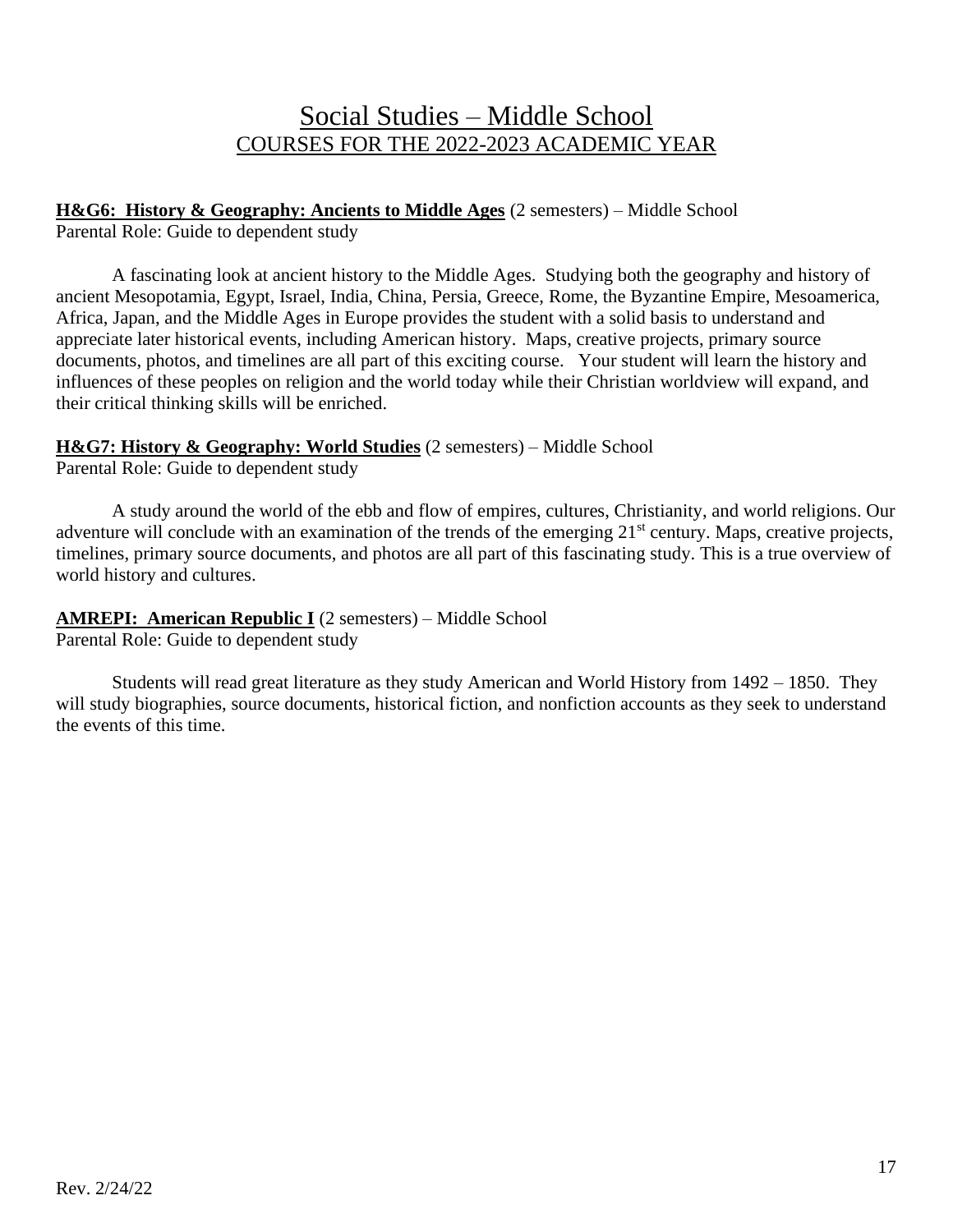# Social Studies – Middle School

## COURSES FOR THE 2022-2023 ACADEMIC YEAR

**H&G6: History & Geography: Ancients to Middle Ages** (2 semesters) – Middle School
Parental Role: Guide to dependent study

A fascinating look at ancient history to the Middle Ages. Studying both the geography and history of ancient Mesopotamia, Egypt, Israel, India, China, Persia, Greece, Rome, the Byzantine Empire, Mesoamerica, Africa, Japan, and the Middle Ages in Europe provides the student with a solid basis to understand and appreciate later historical events, including American history. Maps, creative projects, primary source documents, photos, and timelines are all part of this exciting course. Your student will learn the history and influences of these peoples on religion and the world today while their Christian worldview will expand, and their critical thinking skills will be enriched.

**H&G7: History & Geography: World Studies** (2 semesters) – Middle School
Parental Role: Guide to dependent study

A study around the world of the ebb and flow of empires, cultures, Christianity, and world religions. Our adventure will conclude with an examination of the trends of the emerging 21st century. Maps, creative projects, timelines, primary source documents, and photos are all part of this fascinating study. This is a true overview of world history and cultures.

**AMREPI: American Republic I** (2 semesters) – Middle School
Parental Role: Guide to dependent study

Students will read great literature as they study American and World History from 1492 – 1850. They will study biographies, source documents, historical fiction, and nonfiction accounts as they seek to understand the events of this time.

Rev. 2/24/22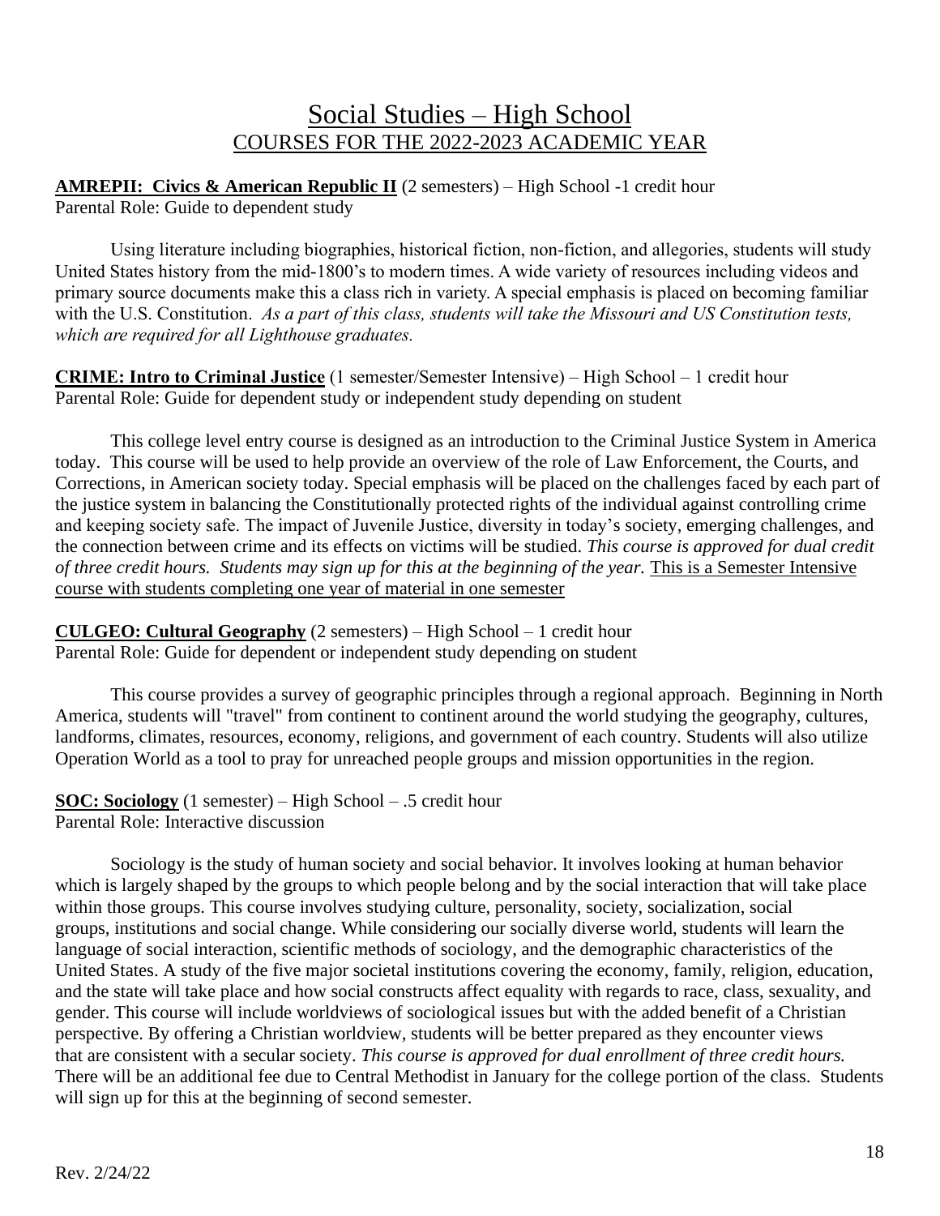# Social Studies – High School
## COURSES FOR THE 2022-2023 ACADEMIC YEAR

**AMREPII: Civics & American Republic II** (2 semesters) – High School -1 credit hour
Parental Role: Guide to dependent study

Using literature including biographies, historical fiction, non-fiction, and allegories, students will study United States history from the mid-1800's to modern times. A wide variety of resources including videos and primary source documents make this a class rich in variety. A special emphasis is placed on becoming familiar with the U.S. Constitution. *As a part of this class, students will take the Missouri and US Constitution tests, which are required for all Lighthouse graduates.*

**CRIME: Intro to Criminal Justice** (1 semester/Semester Intensive) – High School – 1 credit hour
Parental Role: Guide for dependent study or independent study depending on student

This college level entry course is designed as an introduction to the Criminal Justice System in America today. This course will be used to help provide an overview of the role of Law Enforcement, the Courts, and Corrections, in American society today. Special emphasis will be placed on the challenges faced by each part of the justice system in balancing the Constitutionally protected rights of the individual against controlling crime and keeping society safe. The impact of Juvenile Justice, diversity in today's society, emerging challenges, and the connection between crime and its effects on victims will be studied. *This course is approved for dual credit of three credit hours. Students may sign up for this at the beginning of the year.* This is a Semester Intensive course with students completing one year of material in one semester

**CULGEO: Cultural Geography** (2 semesters) – High School – 1 credit hour
Parental Role: Guide for dependent or independent study depending on student

This course provides a survey of geographic principles through a regional approach. Beginning in North America, students will "travel" from continent to continent around the world studying the geography, cultures, landforms, climates, resources, economy, religions, and government of each country. Students will also utilize Operation World as a tool to pray for unreached people groups and mission opportunities in the region.

**SOC: Sociology** (1 semester) – High School – .5 credit hour
Parental Role: Interactive discussion

Sociology is the study of human society and social behavior. It involves looking at human behavior which is largely shaped by the groups to which people belong and by the social interaction that will take place within those groups. This course involves studying culture, personality, society, socialization, social groups, institutions and social change. While considering our socially diverse world, students will learn the language of social interaction, scientific methods of sociology, and the demographic characteristics of the United States. A study of the five major societal institutions covering the economy, family, religion, education, and the state will take place and how social constructs affect equality with regards to race, class, sexuality, and gender. This course will include worldviews of sociological issues but with the added benefit of a Christian perspective. By offering a Christian worldview, students will be better prepared as they encounter views that are consistent with a secular society. *This course is approved for dual enrollment of three credit hours.* There will be an additional fee due to Central Methodist in January for the college portion of the class. Students will sign up for this at the beginning of second semester.

Rev. 2/24/22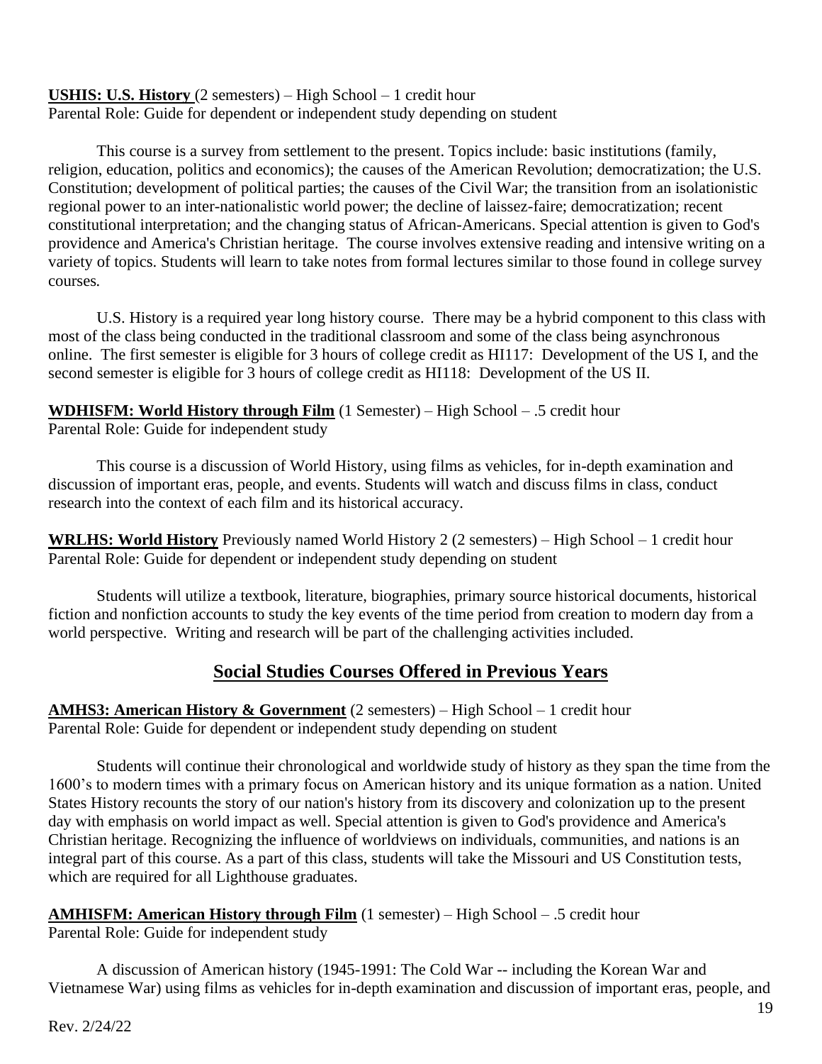**USHIS: U.S. History** (2 semesters) – High School – 1 credit hour
Parental Role: Guide for dependent or independent study depending on student

This course is a survey from settlement to the present. Topics include: basic institutions (family, religion, education, politics and economics); the causes of the American Revolution; democratization; the U.S. Constitution; development of political parties; the causes of the Civil War; the transition from an isolationistic regional power to an inter-nationalistic world power; the decline of laissez-faire; democratization; recent constitutional interpretation; and the changing status of African-Americans. Special attention is given to God's providence and America's Christian heritage. The course involves extensive reading and intensive writing on a variety of topics. Students will learn to take notes from formal lectures similar to those found in college survey courses.

U.S. History is a required year long history course. There may be a hybrid component to this class with most of the class being conducted in the traditional classroom and some of the class being asynchronous online. The first semester is eligible for 3 hours of college credit as HI117: Development of the US I, and the second semester is eligible for 3 hours of college credit as HI118: Development of the US II.

**WDHISFM: World History through Film** (1 Semester) – High School – .5 credit hour
Parental Role: Guide for independent study

This course is a discussion of World History, using films as vehicles, for in-depth examination and discussion of important eras, people, and events. Students will watch and discuss films in class, conduct research into the context of each film and its historical accuracy.

**WRLHS: World History** Previously named World History 2 (2 semesters) – High School – 1 credit hour
Parental Role: Guide for dependent or independent study depending on student

Students will utilize a textbook, literature, biographies, primary source historical documents, historical fiction and nonfiction accounts to study the key events of the time period from creation to modern day from a world perspective. Writing and research will be part of the challenging activities included.

## Social Studies Courses Offered in Previous Years

**AMHS3: American History & Government** (2 semesters) – High School – 1 credit hour
Parental Role: Guide for dependent or independent study depending on student

Students will continue their chronological and worldwide study of history as they span the time from the 1600's to modern times with a primary focus on American history and its unique formation as a nation. United States History recounts the story of our nation's history from its discovery and colonization up to the present day with emphasis on world impact as well. Special attention is given to God's providence and America's Christian heritage. Recognizing the influence of worldviews on individuals, communities, and nations is an integral part of this course. As a part of this class, students will take the Missouri and US Constitution tests, which are required for all Lighthouse graduates.

**AMHISFM: American History through Film** (1 semester) – High School – .5 credit hour
Parental Role: Guide for independent study

A discussion of American history (1945-1991: The Cold War -- including the Korean War and Vietnamese War) using films as vehicles for in-depth examination and discussion of important eras, people, and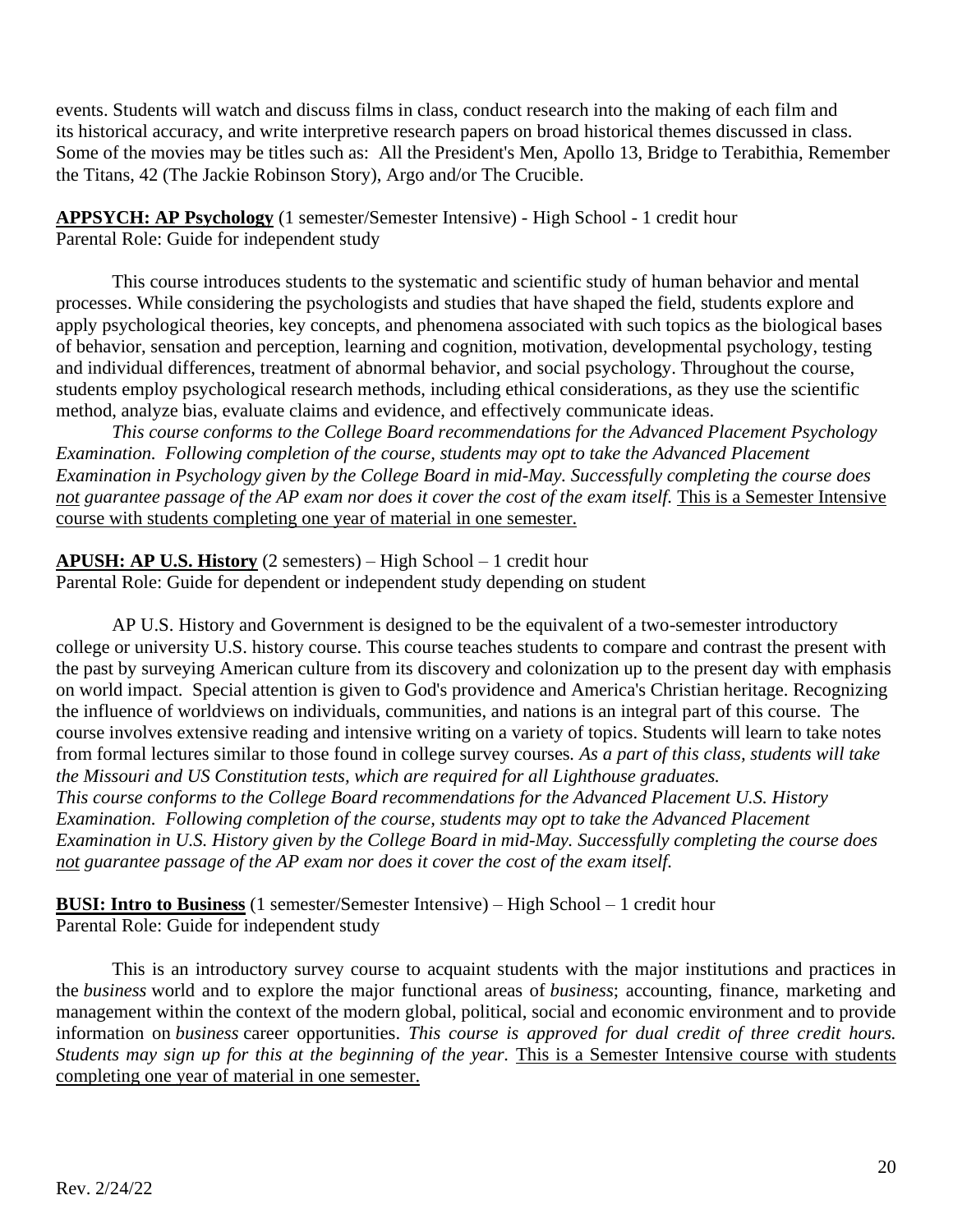events. Students will watch and discuss films in class, conduct research into the making of each film and its historical accuracy, and write interpretive research papers on broad historical themes discussed in class. Some of the movies may be titles such as: All the President's Men, Apollo 13, Bridge to Terabithia, Remember the Titans, 42 (The Jackie Robinson Story), Argo and/or The Crucible.

**APPSYCH: AP Psychology** (1 semester/Semester Intensive) - High School - 1 credit hour
Parental Role: Guide for independent study

This course introduces students to the systematic and scientific study of human behavior and mental processes. While considering the psychologists and studies that have shaped the field, students explore and apply psychological theories, key concepts, and phenomena associated with such topics as the biological bases of behavior, sensation and perception, learning and cognition, motivation, developmental psychology, testing and individual differences, treatment of abnormal behavior, and social psychology. Throughout the course, students employ psychological research methods, including ethical considerations, as they use the scientific method, analyze bias, evaluate claims and evidence, and effectively communicate ideas.

*This course conforms to the College Board recommendations for the Advanced Placement Psychology Examination. Following completion of the course, students may opt to take the Advanced Placement Examination in Psychology given by the College Board in mid-May. Successfully completing the course does not guarantee passage of the AP exam nor does it cover the cost of the exam itself.* This is a Semester Intensive course with students completing one year of material in one semester.

**APUSH: AP U.S. History** (2 semesters) – High School – 1 credit hour
Parental Role: Guide for dependent or independent study depending on student

AP U.S. History and Government is designed to be the equivalent of a two-semester introductory college or university U.S. history course. This course teaches students to compare and contrast the present with the past by surveying American culture from its discovery and colonization up to the present day with emphasis on world impact. Special attention is given to God's providence and America's Christian heritage. Recognizing the influence of worldviews on individuals, communities, and nations is an integral part of this course. The course involves extensive reading and intensive writing on a variety of topics. Students will learn to take notes from formal lectures similar to those found in college survey courses. *As a part of this class, students will take the Missouri and US Constitution tests, which are required for all Lighthouse graduates.*
*This course conforms to the College Board recommendations for the Advanced Placement U.S. History Examination. Following completion of the course, students may opt to take the Advanced Placement Examination in U.S. History given by the College Board in mid-May. Successfully completing the course does not guarantee passage of the AP exam nor does it cover the cost of the exam itself.*

**BUSI: Intro to Business** (1 semester/Semester Intensive) – High School – 1 credit hour
Parental Role: Guide for independent study

This is an introductory survey course to acquaint students with the major institutions and practices in the *business* world and to explore the major functional areas of *business*; accounting, finance, marketing and management within the context of the modern global, political, social and economic environment and to provide information on *business* career opportunities. *This course is approved for dual credit of three credit hours. Students may sign up for this at the beginning of the year.* This is a Semester Intensive course with students completing one year of material in one semester.

Rev. 2/24/22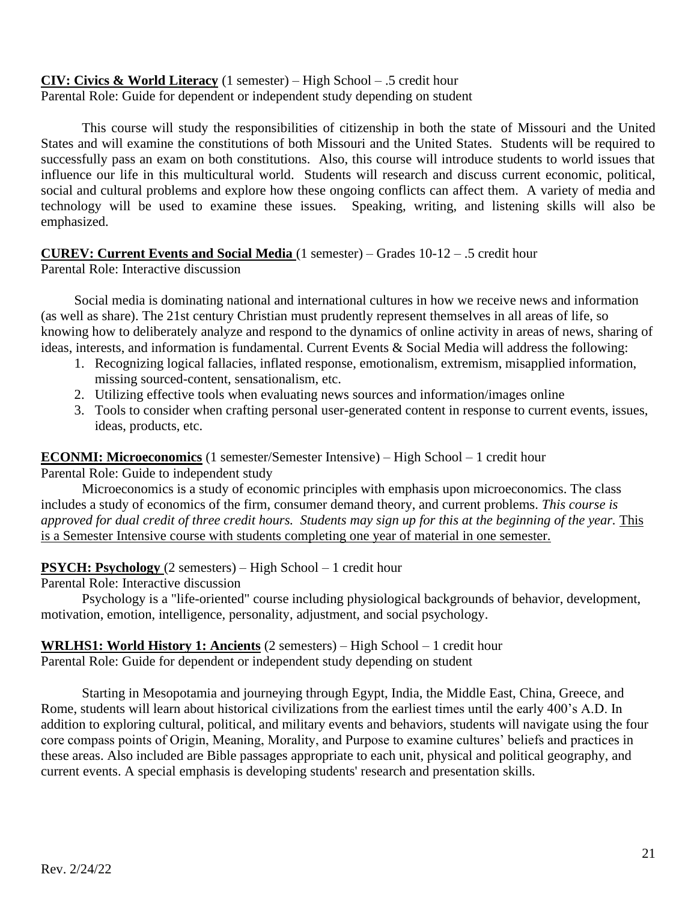**CIV: Civics & World Literacy** (1 semester) – High School – .5 credit hour
Parental Role: Guide for dependent or independent study depending on student

This course will study the responsibilities of citizenship in both the state of Missouri and the United States and will examine the constitutions of both Missouri and the United States. Students will be required to successfully pass an exam on both constitutions. Also, this course will introduce students to world issues that influence our life in this multicultural world. Students will research and discuss current economic, political, social and cultural problems and explore how these ongoing conflicts can affect them. A variety of media and technology will be used to examine these issues. Speaking, writing, and listening skills will also be emphasized.

**CUREV: Current Events and Social Media** (1 semester) – Grades 10-12 – .5 credit hour
Parental Role: Interactive discussion

Social media is dominating national and international cultures in how we receive news and information (as well as share). The 21st century Christian must prudently represent themselves in all areas of life, so knowing how to deliberately analyze and respond to the dynamics of online activity in areas of news, sharing of ideas, interests, and information is fundamental. Current Events & Social Media will address the following:

1. Recognizing logical fallacies, inflated response, emotionalism, extremism, misapplied information, missing sourced-content, sensationalism, etc.
2. Utilizing effective tools when evaluating news sources and information/images online
3. Tools to consider when crafting personal user-generated content in response to current events, issues, ideas, products, etc.

**ECONMI: Microeconomics** (1 semester/Semester Intensive) – High School – 1 credit hour
Parental Role: Guide to independent study

Microeconomics is a study of economic principles with emphasis upon microeconomics. The class includes a study of economics of the firm, consumer demand theory, and current problems. *This course is approved for dual credit of three credit hours. Students may sign up for this at the beginning of the year.* This is a Semester Intensive course with students completing one year of material in one semester.

**PSYCH: Psychology** (2 semesters) – High School – 1 credit hour
Parental Role: Interactive discussion

Psychology is a "life-oriented" course including physiological backgrounds of behavior, development, motivation, emotion, intelligence, personality, adjustment, and social psychology.

**WRLHS1: World History 1: Ancients** (2 semesters) – High School – 1 credit hour
Parental Role: Guide for dependent or independent study depending on student

Starting in Mesopotamia and journeying through Egypt, India, the Middle East, China, Greece, and Rome, students will learn about historical civilizations from the earliest times until the early 400's A.D. In addition to exploring cultural, political, and military events and behaviors, students will navigate using the four core compass points of Origin, Meaning, Morality, and Purpose to examine cultures' beliefs and practices in these areas. Also included are Bible passages appropriate to each unit, physical and political geography, and current events. A special emphasis is developing students' research and presentation skills.

Rev. 2/24/22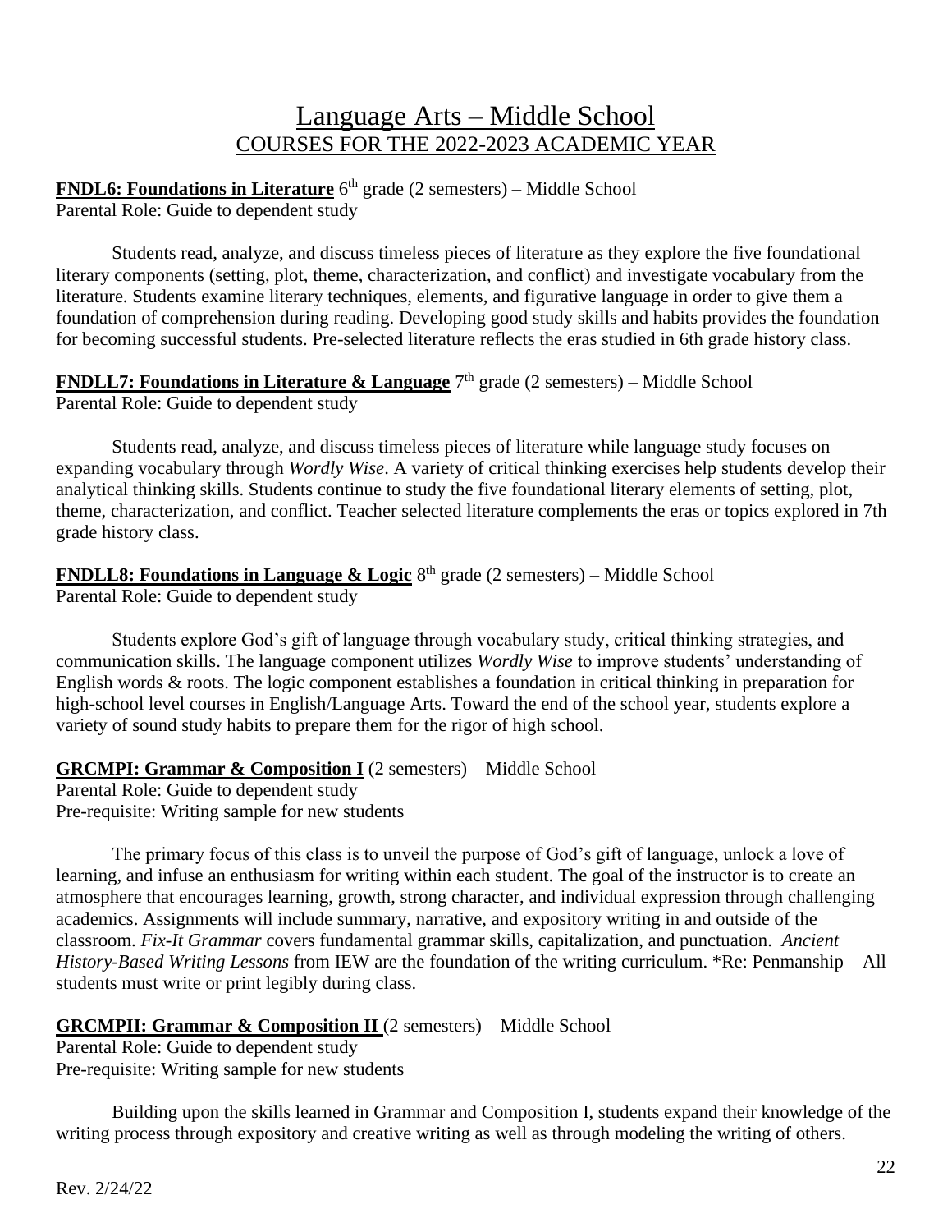# Language Arts – Middle School

## COURSES FOR THE 2022-2023 ACADEMIC YEAR

**FNDL6: Foundations in Literature** 6th grade (2 semesters) – Middle School
Parental Role: Guide to dependent study

Students read, analyze, and discuss timeless pieces of literature as they explore the five foundational literary components (setting, plot, theme, characterization, and conflict) and investigate vocabulary from the literature. Students examine literary techniques, elements, and figurative language in order to give them a foundation of comprehension during reading. Developing good study skills and habits provides the foundation for becoming successful students. Pre-selected literature reflects the eras studied in 6th grade history class.

**FNDLL7: Foundations in Literature & Language** 7th grade (2 semesters) – Middle School
Parental Role: Guide to dependent study

Students read, analyze, and discuss timeless pieces of literature while language study focuses on expanding vocabulary through *Wordly Wise*. A variety of critical thinking exercises help students develop their analytical thinking skills. Students continue to study the five foundational literary elements of setting, plot, theme, characterization, and conflict. Teacher selected literature complements the eras or topics explored in 7th grade history class.

**FNDLL8: Foundations in Language & Logic** 8th grade (2 semesters) – Middle School
Parental Role: Guide to dependent study

Students explore God's gift of language through vocabulary study, critical thinking strategies, and communication skills. The language component utilizes *Wordly Wise* to improve students' understanding of English words & roots. The logic component establishes a foundation in critical thinking in preparation for high-school level courses in English/Language Arts. Toward the end of the school year, students explore a variety of sound study habits to prepare them for the rigor of high school.

**GRCMPI: Grammar & Composition I** (2 semesters) – Middle School
Parental Role: Guide to dependent study
Pre-requisite: Writing sample for new students

The primary focus of this class is to unveil the purpose of God's gift of language, unlock a love of learning, and infuse an enthusiasm for writing within each student. The goal of the instructor is to create an atmosphere that encourages learning, growth, strong character, and individual expression through challenging academics. Assignments will include summary, narrative, and expository writing in and outside of the classroom. *Fix-It Grammar* covers fundamental grammar skills, capitalization, and punctuation. *Ancient History-Based Writing Lessons* from IEW are the foundation of the writing curriculum. *Re: Penmanship – All students must write or print legibly during class.

**GRCMPII: Grammar & Composition II** (2 semesters) – Middle School
Parental Role: Guide to dependent study
Pre-requisite: Writing sample for new students

Building upon the skills learned in Grammar and Composition I, students expand their knowledge of the writing process through expository and creative writing as well as through modeling the writing of others.

Rev. 2/24/22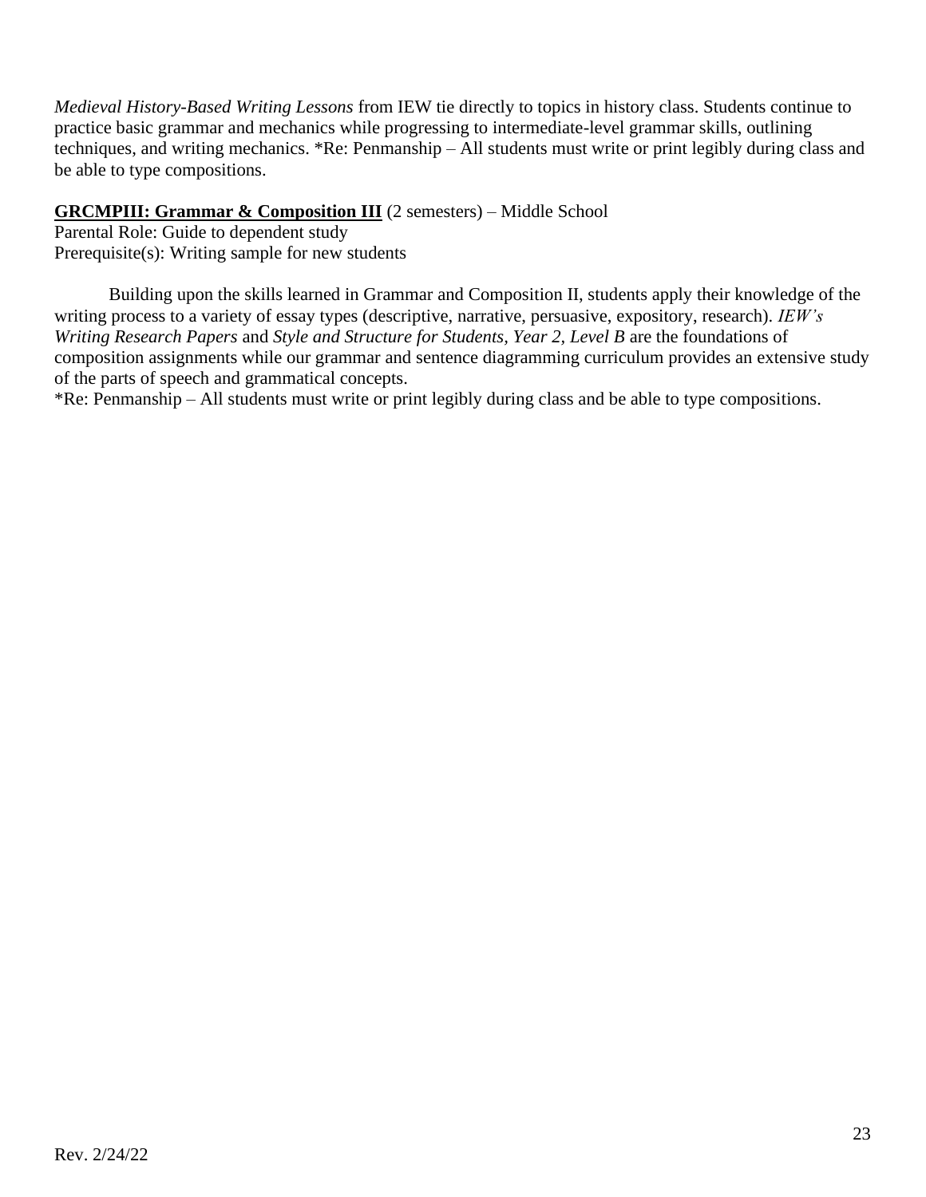*Medieval History-Based Writing Lessons* from IEW tie directly to topics in history class. Students continue to practice basic grammar and mechanics while progressing to intermediate-level grammar skills, outlining techniques, and writing mechanics. *Re: Penmanship – All students must write or print legibly during class and be able to type compositions.

**GRCMPIII: Grammar & Composition III** (2 semesters) – Middle School
Parental Role: Guide to dependent study
Prerequisite(s): Writing sample for new students

Building upon the skills learned in Grammar and Composition II, students apply their knowledge of the writing process to a variety of essay types (descriptive, narrative, persuasive, expository, research). *IEW's Writing Research Papers* and *Style and Structure for Students, Year 2, Level B* are the foundations of composition assignments while our grammar and sentence diagramming curriculum provides an extensive study of the parts of speech and grammatical concepts.
*Re: Penmanship – All students must write or print legibly during class and be able to type compositions.

Rev. 2/24/22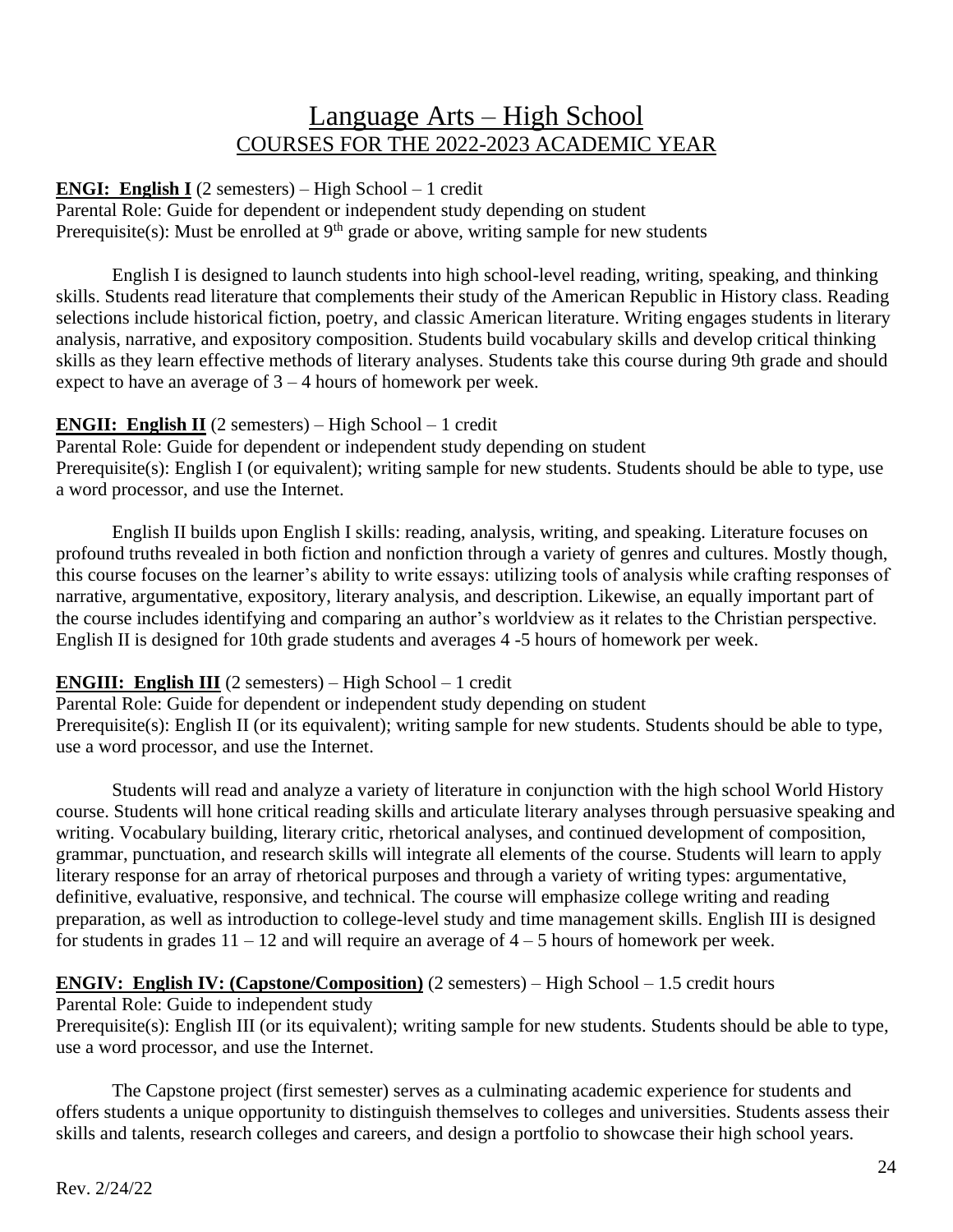# Language Arts – High School

## COURSES FOR THE 2022-2023 ACADEMIC YEAR

**ENGI: English I** (2 semesters) – High School – 1 credit
Parental Role: Guide for dependent or independent study depending on student
Prerequisite(s): Must be enrolled at 9th grade or above, writing sample for new students

English I is designed to launch students into high school-level reading, writing, speaking, and thinking skills. Students read literature that complements their study of the American Republic in History class. Reading selections include historical fiction, poetry, and classic American literature. Writing engages students in literary analysis, narrative, and expository composition. Students build vocabulary skills and develop critical thinking skills as they learn effective methods of literary analyses. Students take this course during 9th grade and should expect to have an average of 3 – 4 hours of homework per week.

**ENGII: English II** (2 semesters) – High School – 1 credit
Parental Role: Guide for dependent or independent study depending on student
Prerequisite(s): English I (or equivalent); writing sample for new students. Students should be able to type, use a word processor, and use the Internet.

English II builds upon English I skills: reading, analysis, writing, and speaking. Literature focuses on profound truths revealed in both fiction and nonfiction through a variety of genres and cultures. Mostly though, this course focuses on the learner's ability to write essays: utilizing tools of analysis while crafting responses of narrative, argumentative, expository, literary analysis, and description. Likewise, an equally important part of the course includes identifying and comparing an author's worldview as it relates to the Christian perspective. English II is designed for 10th grade students and averages 4 -5 hours of homework per week.

**ENGIII: English III** (2 semesters) – High School – 1 credit
Parental Role: Guide for dependent or independent study depending on student
Prerequisite(s): English II (or its equivalent); writing sample for new students. Students should be able to type, use a word processor, and use the Internet.

Students will read and analyze a variety of literature in conjunction with the high school World History course. Students will hone critical reading skills and articulate literary analyses through persuasive speaking and writing. Vocabulary building, literary critic, rhetorical analyses, and continued development of composition, grammar, punctuation, and research skills will integrate all elements of the course. Students will learn to apply literary response for an array of rhetorical purposes and through a variety of writing types: argumentative, definitive, evaluative, responsive, and technical. The course will emphasize college writing and reading preparation, as well as introduction to college-level study and time management skills. English III is designed for students in grades 11 – 12 and will require an average of 4 – 5 hours of homework per week.

**ENGIV: English IV: (Capstone/Composition)** (2 semesters) – High School – 1.5 credit hours
Parental Role: Guide to independent study
Prerequisite(s): English III (or its equivalent); writing sample for new students. Students should be able to type, use a word processor, and use the Internet.

The Capstone project (first semester) serves as a culminating academic experience for students and offers students a unique opportunity to distinguish themselves to colleges and universities. Students assess their skills and talents, research colleges and careers, and design a portfolio to showcase their high school years.

Rev. 2/24/22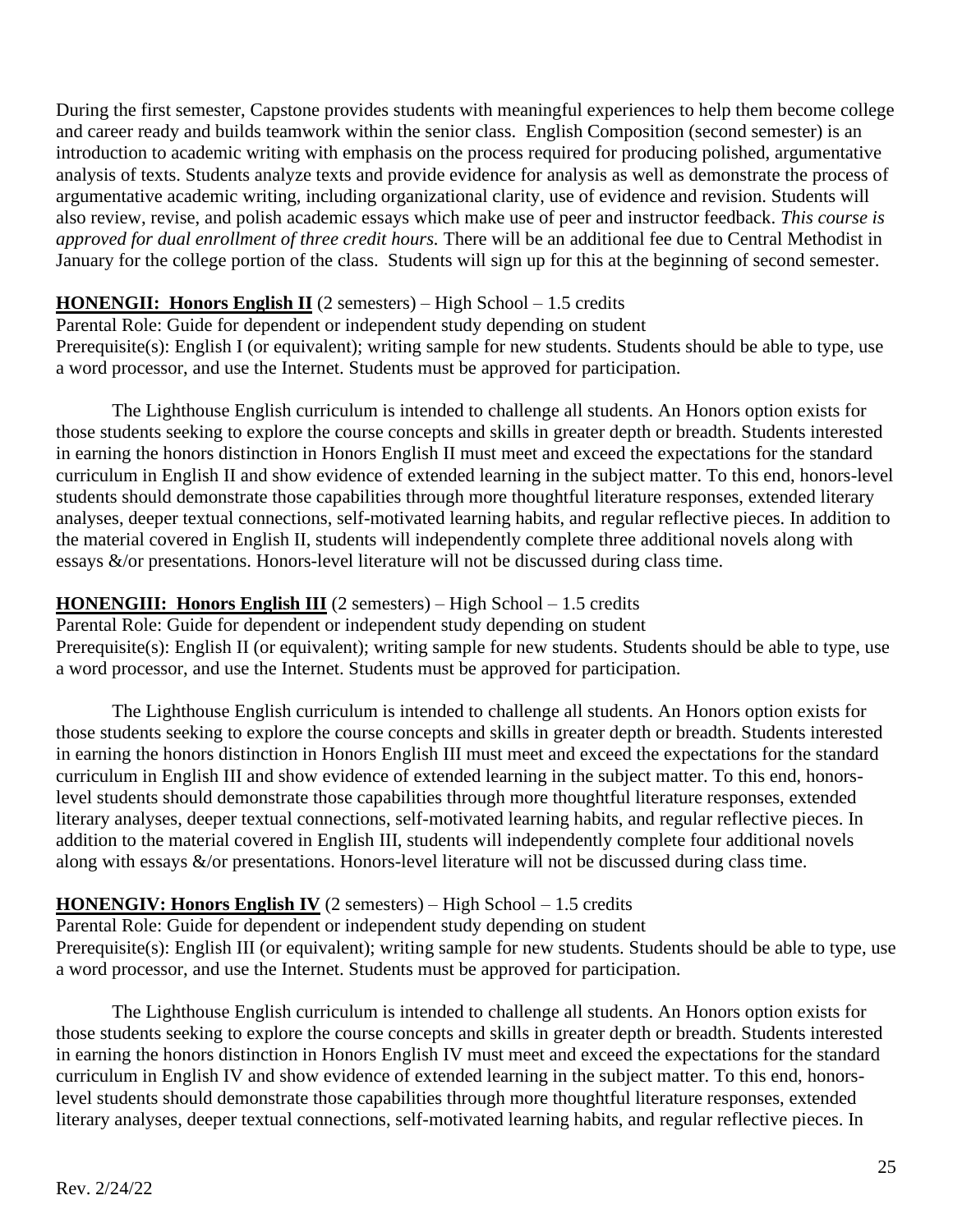During the first semester, Capstone provides students with meaningful experiences to help them become college and career ready and builds teamwork within the senior class. English Composition (second semester) is an introduction to academic writing with emphasis on the process required for producing polished, argumentative analysis of texts. Students analyze texts and provide evidence for analysis as well as demonstrate the process of argumentative academic writing, including organizational clarity, use of evidence and revision. Students will also review, revise, and polish academic essays which make use of peer and instructor feedback. *This course is approved for dual enrollment of three credit hours.* There will be an additional fee due to Central Methodist in January for the college portion of the class. Students will sign up for this at the beginning of second semester.

**HONENGII: Honors English II** (2 semesters) – High School – 1.5 credits
Parental Role: Guide for dependent or independent study depending on student
Prerequisite(s): English I (or equivalent); writing sample for new students. Students should be able to type, use a word processor, and use the Internet. Students must be approved for participation.

The Lighthouse English curriculum is intended to challenge all students. An Honors option exists for those students seeking to explore the course concepts and skills in greater depth or breadth. Students interested in earning the honors distinction in Honors English II must meet and exceed the expectations for the standard curriculum in English II and show evidence of extended learning in the subject matter. To this end, honors-level students should demonstrate those capabilities through more thoughtful literature responses, extended literary analyses, deeper textual connections, self-motivated learning habits, and regular reflective pieces. In addition to the material covered in English II, students will independently complete three additional novels along with essays &/or presentations. Honors-level literature will not be discussed during class time.

**HONENGIII: Honors English III** (2 semesters) – High School – 1.5 credits
Parental Role: Guide for dependent or independent study depending on student
Prerequisite(s): English II (or equivalent); writing sample for new students. Students should be able to type, use a word processor, and use the Internet. Students must be approved for participation.

The Lighthouse English curriculum is intended to challenge all students. An Honors option exists for those students seeking to explore the course concepts and skills in greater depth or breadth. Students interested in earning the honors distinction in Honors English III must meet and exceed the expectations for the standard curriculum in English III and show evidence of extended learning in the subject matter. To this end, honors-level students should demonstrate those capabilities through more thoughtful literature responses, extended literary analyses, deeper textual connections, self-motivated learning habits, and regular reflective pieces. In addition to the material covered in English III, students will independently complete four additional novels along with essays &/or presentations. Honors-level literature will not be discussed during class time.

**HONENGIV: Honors English IV** (2 semesters) – High School – 1.5 credits
Parental Role: Guide for dependent or independent study depending on student
Prerequisite(s): English III (or equivalent); writing sample for new students. Students should be able to type, use a word processor, and use the Internet. Students must be approved for participation.

The Lighthouse English curriculum is intended to challenge all students. An Honors option exists for those students seeking to explore the course concepts and skills in greater depth or breadth. Students interested in earning the honors distinction in Honors English IV must meet and exceed the expectations for the standard curriculum in English IV and show evidence of extended learning in the subject matter. To this end, honors-level students should demonstrate those capabilities through more thoughtful literature responses, extended literary analyses, deeper textual connections, self-motivated learning habits, and regular reflective pieces. In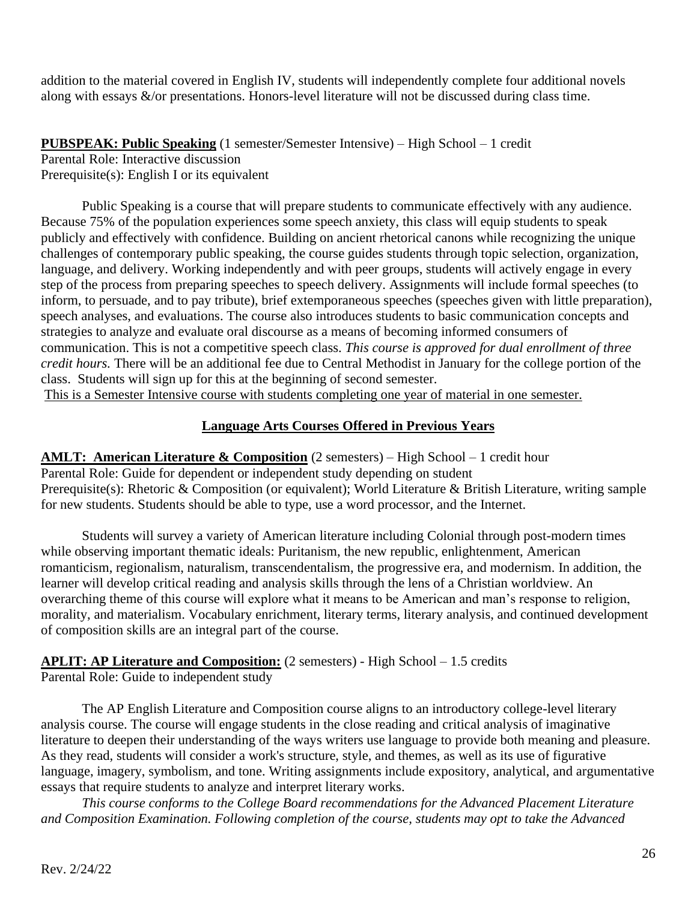addition to the material covered in English IV, students will independently complete four additional novels along with essays &/or presentations. Honors-level literature will not be discussed during class time.

**PUBSPEAK: Public Speaking** (1 semester/Semester Intensive) – High School – 1 credit
Parental Role: Interactive discussion
Prerequisite(s): English I or its equivalent

Public Speaking is a course that will prepare students to communicate effectively with any audience. Because 75% of the population experiences some speech anxiety, this class will equip students to speak publicly and effectively with confidence. Building on ancient rhetorical canons while recognizing the unique challenges of contemporary public speaking, the course guides students through topic selection, organization, language, and delivery. Working independently and with peer groups, students will actively engage in every step of the process from preparing speeches to speech delivery. Assignments will include formal speeches (to inform, to persuade, and to pay tribute), brief extemporaneous speeches (speeches given with little preparation), speech analyses, and evaluations. The course also introduces students to basic communication concepts and strategies to analyze and evaluate oral discourse as a means of becoming informed consumers of communication. This is not a competitive speech class. *This course is approved for dual enrollment of three credit hours.* There will be an additional fee due to Central Methodist in January for the college portion of the class. Students will sign up for this at the beginning of second semester.
<u>This is a Semester Intensive course with students completing one year of material in one semester.</u>

## Language Arts Courses Offered in Previous Years

**AMLT: American Literature & Composition** (2 semesters) – High School – 1 credit hour
Parental Role: Guide for dependent or independent study depending on student
Prerequisite(s): Rhetoric & Composition (or equivalent); World Literature & British Literature, writing sample for new students. Students should be able to type, use a word processor, and the Internet.

Students will survey a variety of American literature including Colonial through post-modern times while observing important thematic ideals: Puritanism, the new republic, enlightenment, American romanticism, regionalism, naturalism, transcendentalism, the progressive era, and modernism. In addition, the learner will develop critical reading and analysis skills through the lens of a Christian worldview. An overarching theme of this course will explore what it means to be American and man's response to religion, morality, and materialism. Vocabulary enrichment, literary terms, literary analysis, and continued development of composition skills are an integral part of the course.

**APLIT: AP Literature and Composition:** (2 semesters) - High School – 1.5 credits
Parental Role: Guide to independent study

The AP English Literature and Composition course aligns to an introductory college-level literary analysis course. The course will engage students in the close reading and critical analysis of imaginative literature to deepen their understanding of the ways writers use language to provide both meaning and pleasure. As they read, students will consider a work's structure, style, and themes, as well as its use of figurative language, imagery, symbolism, and tone. Writing assignments include expository, analytical, and argumentative essays that require students to analyze and interpret literary works.

*This course conforms to the College Board recommendations for the Advanced Placement Literature and Composition Examination. Following completion of the course, students may opt to take the Advanced*

Rev. 2/24/22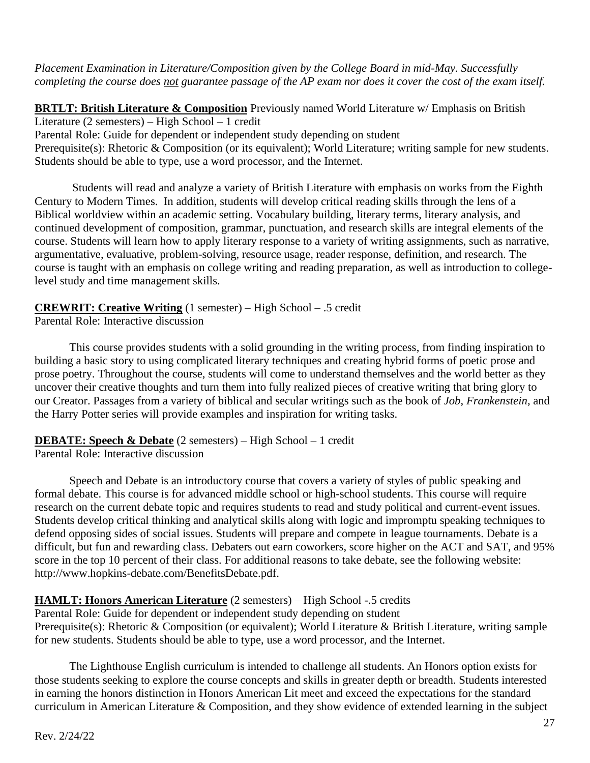*Placement Examination in Literature/Composition given by the College Board in mid-May. Successfully completing the course does not guarantee passage of the AP exam nor does it cover the cost of the exam itself.*

**BRTLT: British Literature & Composition** Previously named World Literature w/ Emphasis on British Literature (2 semesters) – High School – 1 credit
Parental Role: Guide for dependent or independent study depending on student
Prerequisite(s): Rhetoric & Composition (or its equivalent); World Literature; writing sample for new students. Students should be able to type, use a word processor, and the Internet.

Students will read and analyze a variety of British Literature with emphasis on works from the Eighth Century to Modern Times. In addition, students will develop critical reading skills through the lens of a Biblical worldview within an academic setting. Vocabulary building, literary terms, literary analysis, and continued development of composition, grammar, punctuation, and research skills are integral elements of the course. Students will learn how to apply literary response to a variety of writing assignments, such as narrative, argumentative, evaluative, problem-solving, resource usage, reader response, definition, and research. The course is taught with an emphasis on college writing and reading preparation, as well as introduction to college-level study and time management skills.

**CREWRIT: Creative Writing** (1 semester) – High School – .5 credit
Parental Role: Interactive discussion

This course provides students with a solid grounding in the writing process, from finding inspiration to building a basic story to using complicated literary techniques and creating hybrid forms of poetic prose and prose poetry. Throughout the course, students will come to understand themselves and the world better as they uncover their creative thoughts and turn them into fully realized pieces of creative writing that bring glory to our Creator. Passages from a variety of biblical and secular writings such as the book of *Job*, *Frankenstein*, and the Harry Potter series will provide examples and inspiration for writing tasks.

**DEBATE: Speech & Debate** (2 semesters) – High School – 1 credit
Parental Role: Interactive discussion

Speech and Debate is an introductory course that covers a variety of styles of public speaking and formal debate. This course is for advanced middle school or high-school students. This course will require research on the current debate topic and requires students to read and study political and current-event issues. Students develop critical thinking and analytical skills along with logic and impromptu speaking techniques to defend opposing sides of social issues. Students will prepare and compete in league tournaments. Debate is a difficult, but fun and rewarding class. Debaters out earn coworkers, score higher on the ACT and SAT, and 95% score in the top 10 percent of their class. For additional reasons to take debate, see the following website: http://www.hopkins-debate.com/BenefitsDebate.pdf.

**HAMLT: Honors American Literature** (2 semesters) – High School -.5 credits
Parental Role: Guide for dependent or independent study depending on student
Prerequisite(s): Rhetoric & Composition (or equivalent); World Literature & British Literature, writing sample for new students. Students should be able to type, use a word processor, and the Internet.

The Lighthouse English curriculum is intended to challenge all students. An Honors option exists for those students seeking to explore the course concepts and skills in greater depth or breadth. Students interested in earning the honors distinction in Honors American Lit meet and exceed the expectations for the standard curriculum in American Literature & Composition, and they show evidence of extended learning in the subject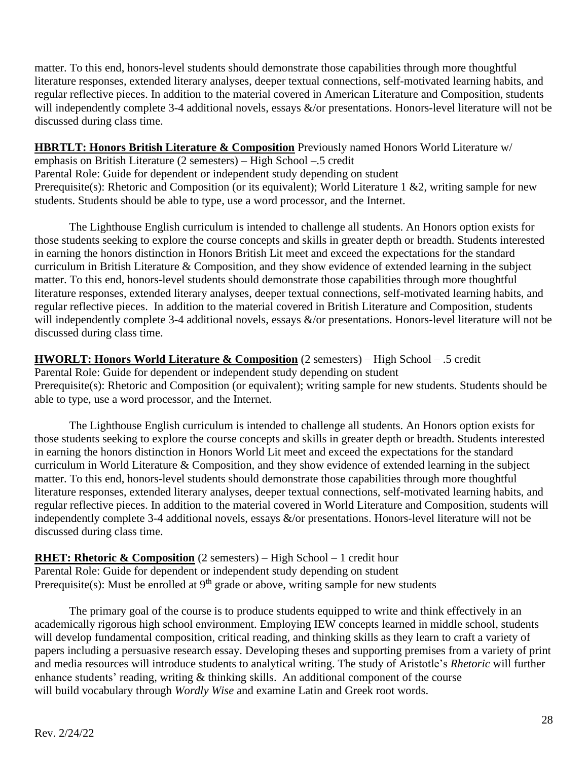matter. To this end, honors-level students should demonstrate those capabilities through more thoughtful literature responses, extended literary analyses, deeper textual connections, self-motivated learning habits, and regular reflective pieces. In addition to the material covered in American Literature and Composition, students will independently complete 3-4 additional novels, essays &/or presentations. Honors-level literature will not be discussed during class time.

**HBRTLT: Honors British Literature & Composition** Previously named Honors World Literature w/ emphasis on British Literature (2 semesters) – High School –.5 credit
Parental Role: Guide for dependent or independent study depending on student
Prerequisite(s): Rhetoric and Composition (or its equivalent); World Literature 1 &2, writing sample for new students. Students should be able to type, use a word processor, and the Internet.

The Lighthouse English curriculum is intended to challenge all students. An Honors option exists for those students seeking to explore the course concepts and skills in greater depth or breadth. Students interested in earning the honors distinction in Honors British Lit meet and exceed the expectations for the standard curriculum in British Literature & Composition, and they show evidence of extended learning in the subject matter. To this end, honors-level students should demonstrate those capabilities through more thoughtful literature responses, extended literary analyses, deeper textual connections, self-motivated learning habits, and regular reflective pieces. In addition to the material covered in British Literature and Composition, students will independently complete 3-4 additional novels, essays &/or presentations. Honors-level literature will not be discussed during class time.

**HWORLT: Honors World Literature & Composition** (2 semesters) – High School – .5 credit
Parental Role: Guide for dependent or independent study depending on student
Prerequisite(s): Rhetoric and Composition (or equivalent); writing sample for new students. Students should be able to type, use a word processor, and the Internet.

The Lighthouse English curriculum is intended to challenge all students. An Honors option exists for those students seeking to explore the course concepts and skills in greater depth or breadth. Students interested in earning the honors distinction in Honors World Lit meet and exceed the expectations for the standard curriculum in World Literature & Composition, and they show evidence of extended learning in the subject matter. To this end, honors-level students should demonstrate those capabilities through more thoughtful literature responses, extended literary analyses, deeper textual connections, self-motivated learning habits, and regular reflective pieces. In addition to the material covered in World Literature and Composition, students will independently complete 3-4 additional novels, essays &/or presentations. Honors-level literature will not be discussed during class time.

**RHET: Rhetoric & Composition** (2 semesters) – High School – 1 credit hour
Parental Role: Guide for dependent or independent study depending on student
Prerequisite(s): Must be enrolled at 9th grade or above, writing sample for new students

The primary goal of the course is to produce students equipped to write and think effectively in an academically rigorous high school environment. Employing IEW concepts learned in middle school, students will develop fundamental composition, critical reading, and thinking skills as they learn to craft a variety of papers including a persuasive research essay. Developing theses and supporting premises from a variety of print and media resources will introduce students to analytical writing. The study of Aristotle's *Rhetoric* will further enhance students' reading, writing & thinking skills. An additional component of the course will build vocabulary through *Wordly Wise* and examine Latin and Greek root words.

Rev. 2/24/22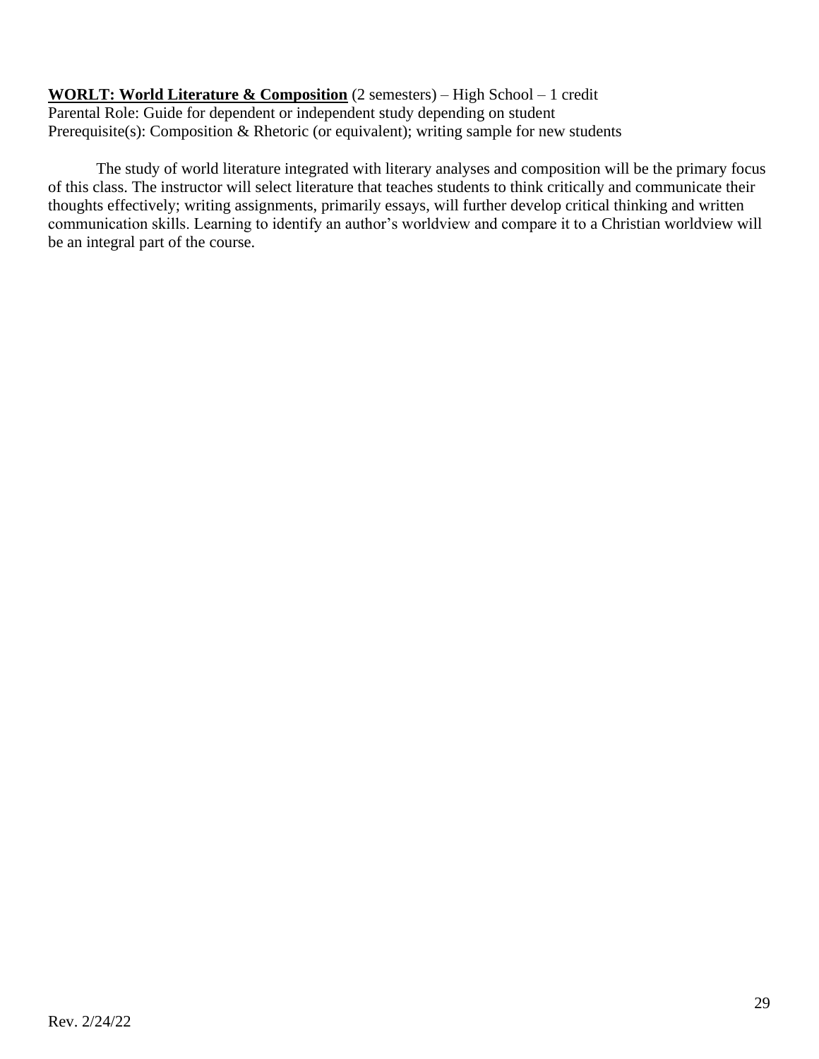**<u>WORLT: World Literature & Composition</u>** (2 semesters) – High School – 1 credit
Parental Role: Guide for dependent or independent study depending on student
Prerequisite(s): Composition & Rhetoric (or equivalent); writing sample for new students

The study of world literature integrated with literary analyses and composition will be the primary focus of this class. The instructor will select literature that teaches students to think critically and communicate their thoughts effectively; writing assignments, primarily essays, will further develop critical thinking and written communication skills. Learning to identify an author's worldview and compare it to a Christian worldview will be an integral part of the course.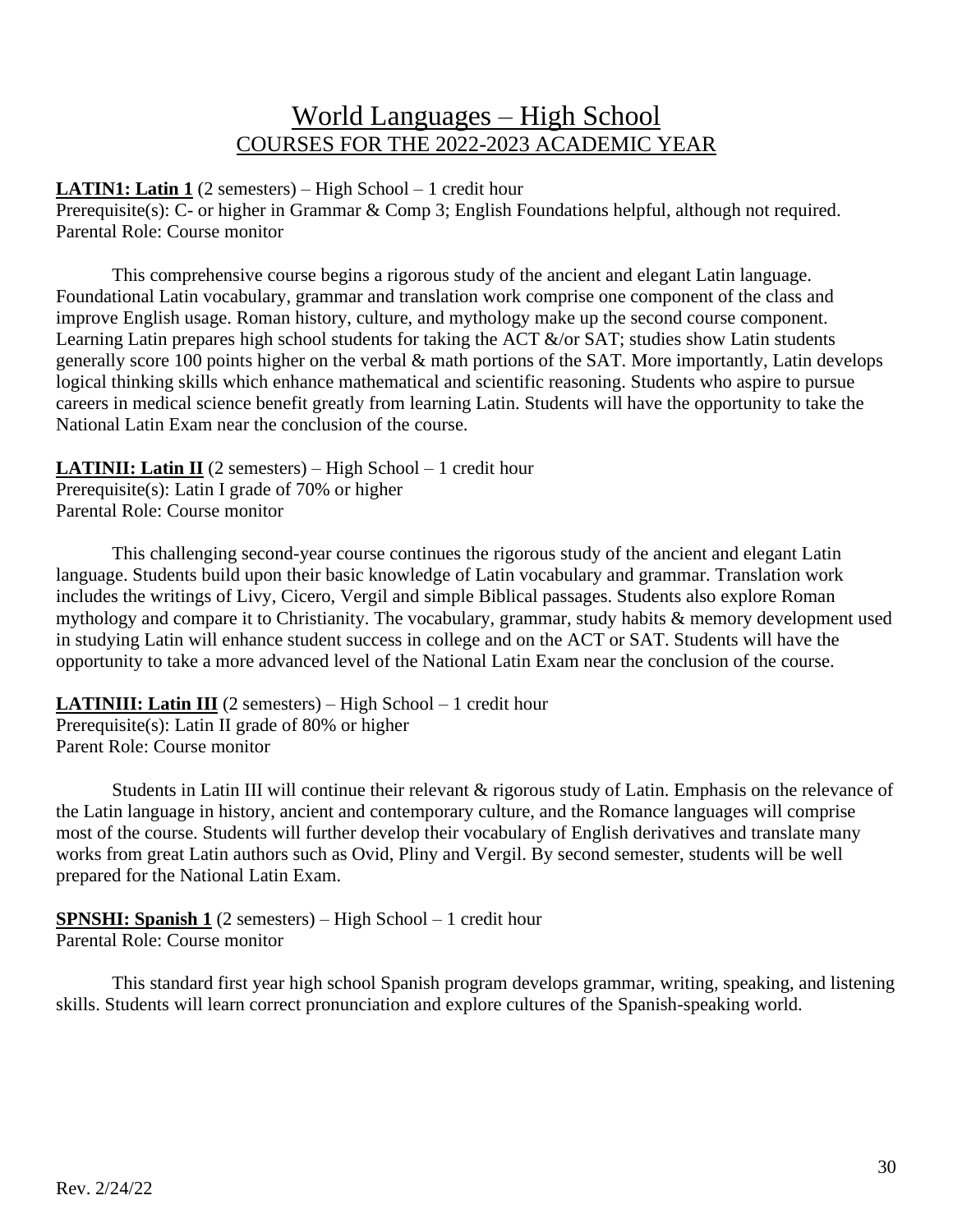# World Languages – High School

## COURSES FOR THE 2022-2023 ACADEMIC YEAR

**LATIN1: Latin 1** (2 semesters) – High School – 1 credit hour
Prerequisite(s): C- or higher in Grammar & Comp 3; English Foundations helpful, although not required.
Parental Role: Course monitor

This comprehensive course begins a rigorous study of the ancient and elegant Latin language. Foundational Latin vocabulary, grammar and translation work comprise one component of the class and improve English usage. Roman history, culture, and mythology make up the second course component. Learning Latin prepares high school students for taking the ACT &/or SAT; studies show Latin students generally score 100 points higher on the verbal & math portions of the SAT. More importantly, Latin develops logical thinking skills which enhance mathematical and scientific reasoning. Students who aspire to pursue careers in medical science benefit greatly from learning Latin. Students will have the opportunity to take the National Latin Exam near the conclusion of the course.

**LATINII: Latin II** (2 semesters) – High School – 1 credit hour
Prerequisite(s): Latin I grade of 70% or higher
Parental Role: Course monitor

This challenging second-year course continues the rigorous study of the ancient and elegant Latin language. Students build upon their basic knowledge of Latin vocabulary and grammar. Translation work includes the writings of Livy, Cicero, Vergil and simple Biblical passages. Students also explore Roman mythology and compare it to Christianity. The vocabulary, grammar, study habits & memory development used in studying Latin will enhance student success in college and on the ACT or SAT. Students will have the opportunity to take a more advanced level of the National Latin Exam near the conclusion of the course.

**LATINIII: Latin III** (2 semesters) – High School – 1 credit hour
Prerequisite(s): Latin II grade of 80% or higher
Parent Role: Course monitor

Students in Latin III will continue their relevant & rigorous study of Latin. Emphasis on the relevance of the Latin language in history, ancient and contemporary culture, and the Romance languages will comprise most of the course. Students will further develop their vocabulary of English derivatives and translate many works from great Latin authors such as Ovid, Pliny and Vergil. By second semester, students will be well prepared for the National Latin Exam.

**SPNSHI: Spanish 1** (2 semesters) – High School – 1 credit hour
Parental Role: Course monitor

This standard first year high school Spanish program develops grammar, writing, speaking, and listening skills. Students will learn correct pronunciation and explore cultures of the Spanish-speaking world.

Rev. 2/24/22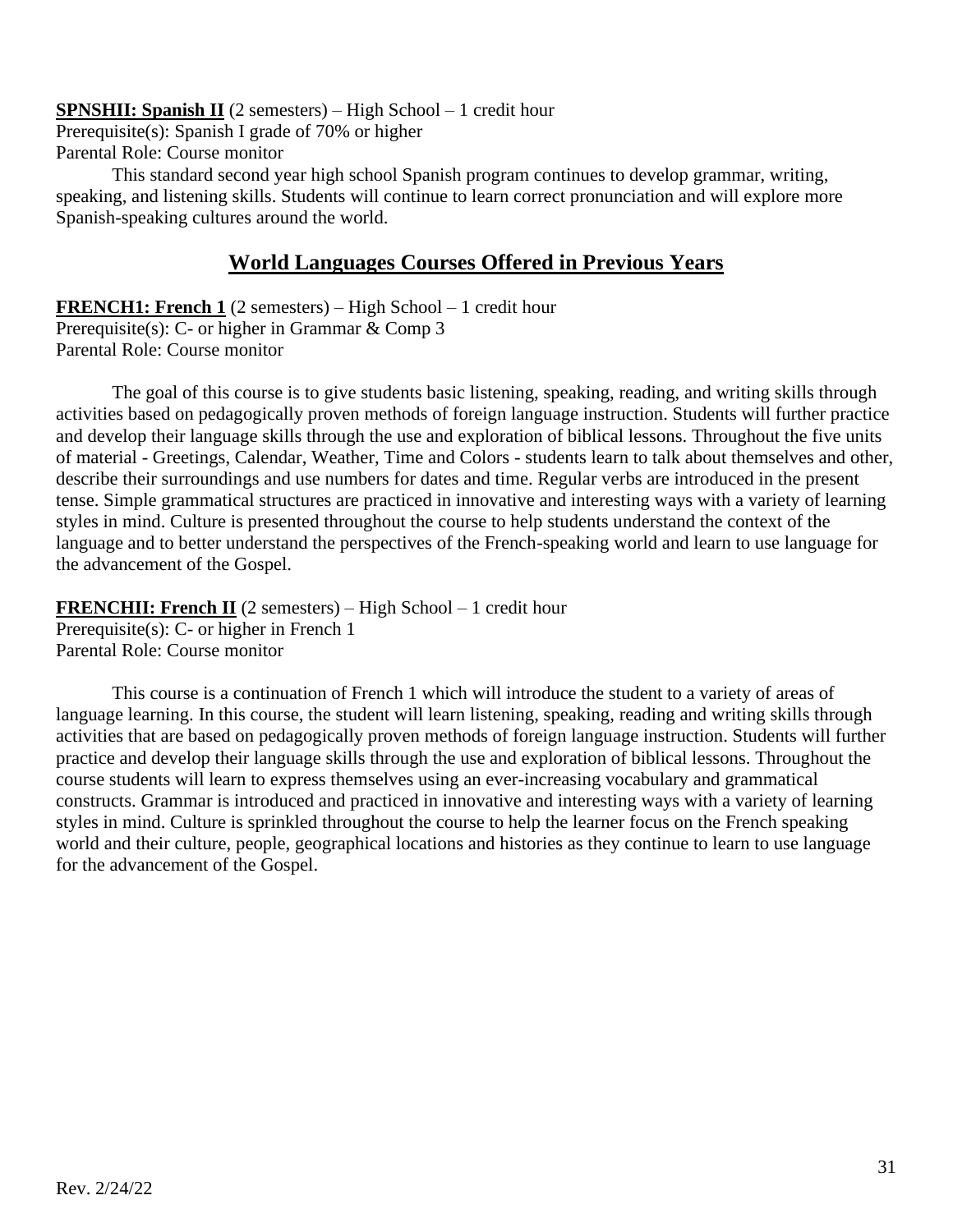**SPNSHII: Spanish II** (2 semesters) – High School – 1 credit hour
Prerequisite(s): Spanish I grade of 70% or higher
Parental Role: Course monitor

This standard second year high school Spanish program continues to develop grammar, writing, speaking, and listening skills. Students will continue to learn correct pronunciation and will explore more Spanish-speaking cultures around the world.

## World Languages Courses Offered in Previous Years

**FRENCH1: French 1** (2 semesters) – High School – 1 credit hour
Prerequisite(s): C- or higher in Grammar & Comp 3
Parental Role: Course monitor

The goal of this course is to give students basic listening, speaking, reading, and writing skills through activities based on pedagogically proven methods of foreign language instruction. Students will further practice and develop their language skills through the use and exploration of biblical lessons. Throughout the five units of material - Greetings, Calendar, Weather, Time and Colors - students learn to talk about themselves and other, describe their surroundings and use numbers for dates and time. Regular verbs are introduced in the present tense. Simple grammatical structures are practiced in innovative and interesting ways with a variety of learning styles in mind. Culture is presented throughout the course to help students understand the context of the language and to better understand the perspectives of the French-speaking world and learn to use language for the advancement of the Gospel.

**FRENCHII: French II** (2 semesters) – High School – 1 credit hour
Prerequisite(s): C- or higher in French 1
Parental Role: Course monitor

This course is a continuation of French 1 which will introduce the student to a variety of areas of language learning. In this course, the student will learn listening, speaking, reading and writing skills through activities that are based on pedagogically proven methods of foreign language instruction. Students will further practice and develop their language skills through the use and exploration of biblical lessons. Throughout the course students will learn to express themselves using an ever-increasing vocabulary and grammatical constructs. Grammar is introduced and practiced in innovative and interesting ways with a variety of learning styles in mind. Culture is sprinkled throughout the course to help the learner focus on the French speaking world and their culture, people, geographical locations and histories as they continue to learn to use language for the advancement of the Gospel.

Rev. 2/24/22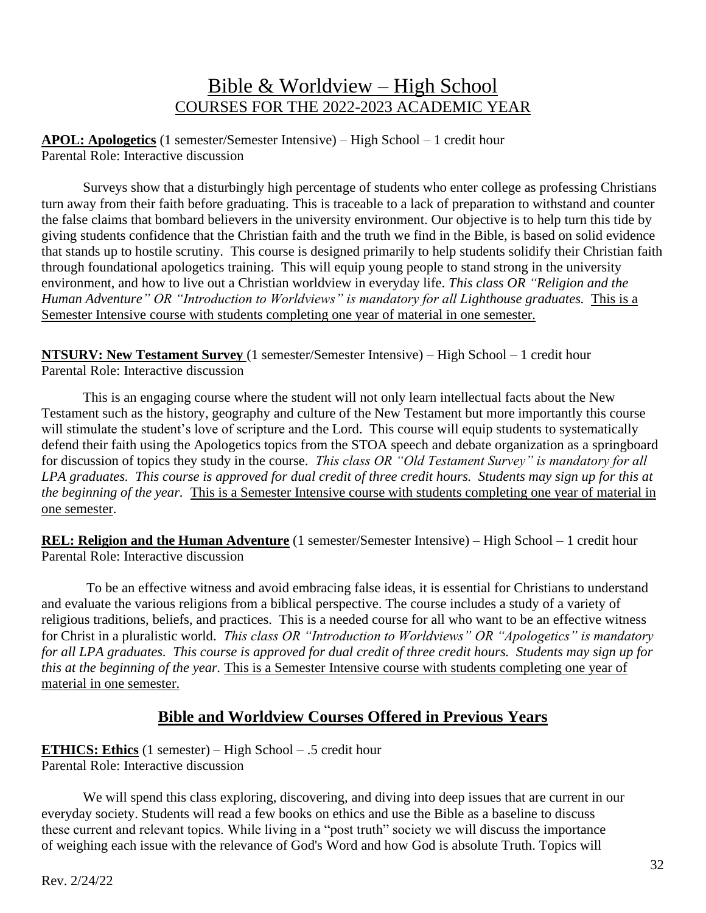# Bible & Worldview – High School

## COURSES FOR THE 2022-2023 ACADEMIC YEAR

**APOL: Apologetics** (1 semester/Semester Intensive) – High School – 1 credit hour
Parental Role: Interactive discussion

Surveys show that a disturbingly high percentage of students who enter college as professing Christians turn away from their faith before graduating. This is traceable to a lack of preparation to withstand and counter the false claims that bombard believers in the university environment. Our objective is to help turn this tide by giving students confidence that the Christian faith and the truth we find in the Bible, is based on solid evidence that stands up to hostile scrutiny. This course is designed primarily to help students solidify their Christian faith through foundational apologetics training. This will equip young people to stand strong in the university environment, and how to live out a Christian worldview in everyday life. *This class OR "Religion and the Human Adventure" OR "Introduction to Worldviews" is mandatory for all Lighthouse graduates.* This is a Semester Intensive course with students completing one year of material in one semester.

**NTSURV: New Testament Survey** (1 semester/Semester Intensive) – High School – 1 credit hour
Parental Role: Interactive discussion

This is an engaging course where the student will not only learn intellectual facts about the New Testament such as the history, geography and culture of the New Testament but more importantly this course will stimulate the student's love of scripture and the Lord. This course will equip students to systematically defend their faith using the Apologetics topics from the STOA speech and debate organization as a springboard for discussion of topics they study in the course. *This class OR "Old Testament Survey" is mandatory for all LPA graduates. This course is approved for dual credit of three credit hours. Students may sign up for this at the beginning of the year.* This is a Semester Intensive course with students completing one year of material in one semester.

**REL: Religion and the Human Adventure** (1 semester/Semester Intensive) – High School – 1 credit hour
Parental Role: Interactive discussion

To be an effective witness and avoid embracing false ideas, it is essential for Christians to understand and evaluate the various religions from a biblical perspective. The course includes a study of a variety of religious traditions, beliefs, and practices. This is a needed course for all who want to be an effective witness for Christ in a pluralistic world. *This class OR "Introduction to Worldviews" OR "Apologetics" is mandatory for all LPA graduates. This course is approved for dual credit of three credit hours. Students may sign up for this at the beginning of the year.* This is a Semester Intensive course with students completing one year of material in one semester.

## Bible and Worldview Courses Offered in Previous Years

**ETHICS: Ethics** (1 semester) – High School – .5 credit hour
Parental Role: Interactive discussion

We will spend this class exploring, discovering, and diving into deep issues that are current in our everyday society. Students will read a few books on ethics and use the Bible as a baseline to discuss these current and relevant topics. While living in a "post truth" society we will discuss the importance of weighing each issue with the relevance of God's Word and how God is absolute Truth. Topics will

Rev. 2/24/22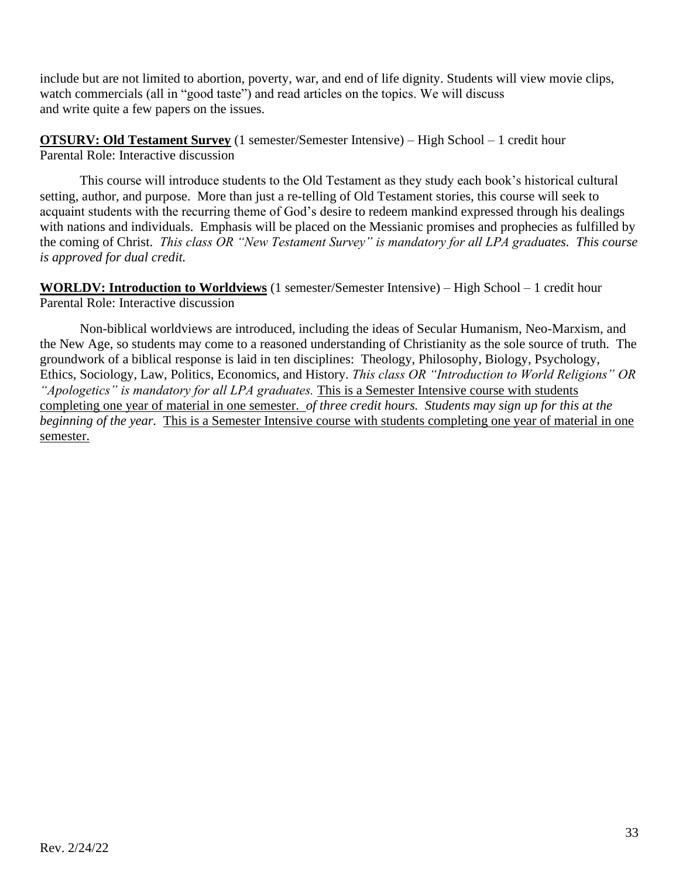include but are not limited to abortion, poverty, war, and end of life dignity. Students will view movie clips, watch commercials (all in "good taste") and read articles on the topics. We will discuss and write quite a few papers on the issues.

**OTSURV: Old Testament Survey** (1 semester/Semester Intensive) – High School – 1 credit hour
Parental Role: Interactive discussion

This course will introduce students to the Old Testament as they study each book's historical cultural setting, author, and purpose. More than just a re-telling of Old Testament stories, this course will seek to acquaint students with the recurring theme of God's desire to redeem mankind expressed through his dealings with nations and individuals. Emphasis will be placed on the Messianic promises and prophecies as fulfilled by the coming of Christ. *This class OR "New Testament Survey" is mandatory for all LPA graduates. This course is approved for dual credit.*

**WORLDV: Introduction to Worldviews** (1 semester/Semester Intensive) – High School – 1 credit hour
Parental Role: Interactive discussion

Non-biblical worldviews are introduced, including the ideas of Secular Humanism, Neo-Marxism, and the New Age, so students may come to a reasoned understanding of Christianity as the sole source of truth. The groundwork of a biblical response is laid in ten disciplines: Theology, Philosophy, Biology, Psychology, Ethics, Sociology, Law, Politics, Economics, and History. *This class OR "Introduction to World Religions" OR "Apologetics" is mandatory for all LPA graduates.* This is a Semester Intensive course with students completing one year of material in one semester. *of three credit hours. Students may sign up for this at the beginning of the year.* This is a Semester Intensive course with students completing one year of material in one semester.

Rev. 2/24/22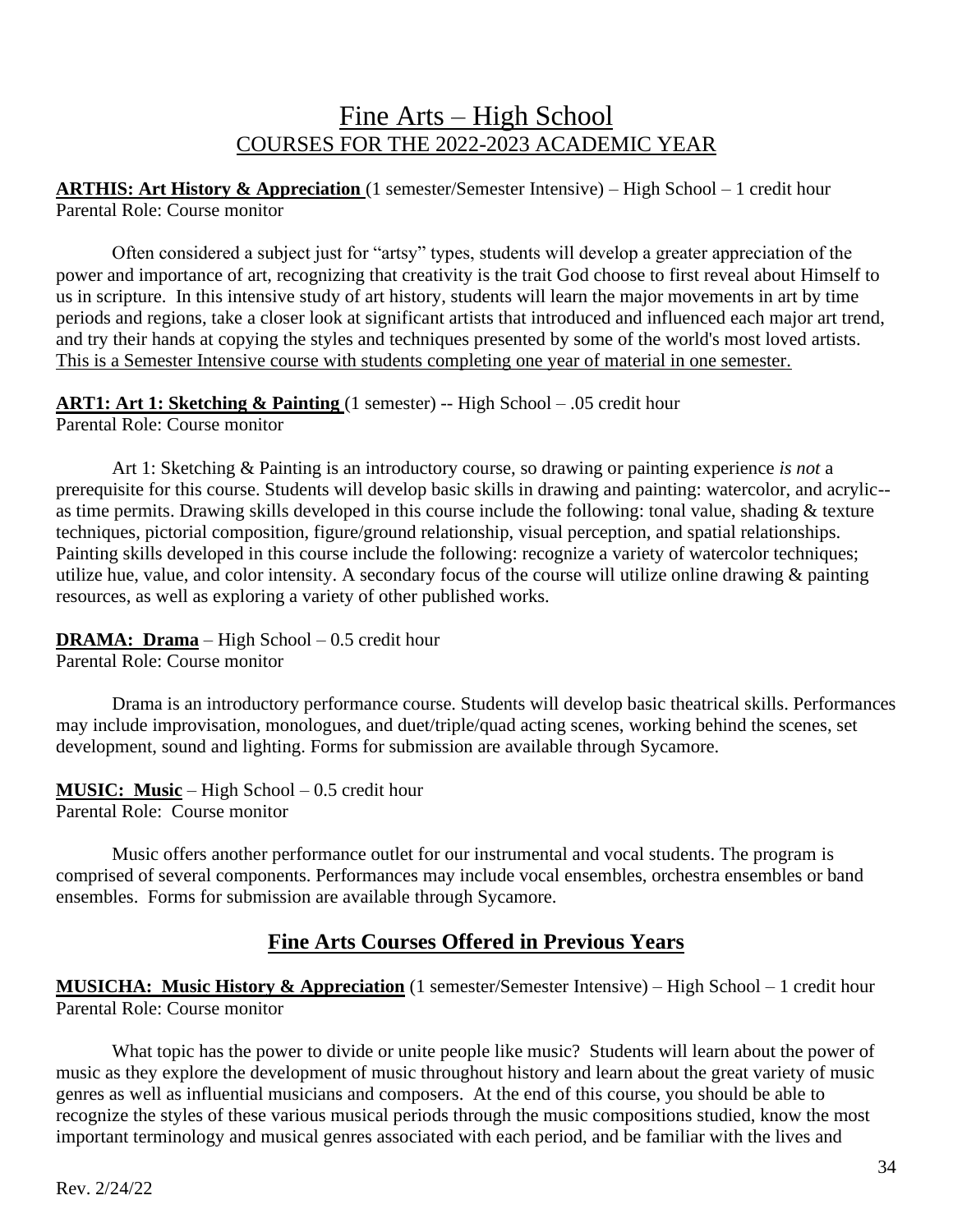# Fine Arts – High School
## COURSES FOR THE 2022-2023 ACADEMIC YEAR

**ARTHIS: Art History & Appreciation** (1 semester/Semester Intensive) – High School – 1 credit hour
Parental Role: Course monitor

Often considered a subject just for "artsy" types, students will develop a greater appreciation of the power and importance of art, recognizing that creativity is the trait God choose to first reveal about Himself to us in scripture. In this intensive study of art history, students will learn the major movements in art by time periods and regions, take a closer look at significant artists that introduced and influenced each major art trend, and try their hands at copying the styles and techniques presented by some of the world's most loved artists. This is a Semester Intensive course with students completing one year of material in one semester.

**ART1: Art 1: Sketching & Painting** (1 semester) -- High School – .05 credit hour
Parental Role: Course monitor

Art 1: Sketching & Painting is an introductory course, so drawing or painting experience *is not* a prerequisite for this course. Students will develop basic skills in drawing and painting: watercolor, and acrylic--as time permits. Drawing skills developed in this course include the following: tonal value, shading & texture techniques, pictorial composition, figure/ground relationship, visual perception, and spatial relationships. Painting skills developed in this course include the following: recognize a variety of watercolor techniques; utilize hue, value, and color intensity. A secondary focus of the course will utilize online drawing & painting resources, as well as exploring a variety of other published works.

**DRAMA: Drama** – High School – 0.5 credit hour
Parental Role: Course monitor

Drama is an introductory performance course. Students will develop basic theatrical skills. Performances may include improvisation, monologues, and duet/triple/quad acting scenes, working behind the scenes, set development, sound and lighting. Forms for submission are available through Sycamore.

**MUSIC: Music** – High School – 0.5 credit hour
Parental Role: Course monitor

Music offers another performance outlet for our instrumental and vocal students. The program is comprised of several components. Performances may include vocal ensembles, orchestra ensembles or band ensembles. Forms for submission are available through Sycamore.

## Fine Arts Courses Offered in Previous Years

**MUSICHA: Music History & Appreciation** (1 semester/Semester Intensive) – High School – 1 credit hour
Parental Role: Course monitor

What topic has the power to divide or unite people like music? Students will learn about the power of music as they explore the development of music throughout history and learn about the great variety of music genres as well as influential musicians and composers. At the end of this course, you should be able to recognize the styles of these various musical periods through the music compositions studied, know the most important terminology and musical genres associated with each period, and be familiar with the lives and

Rev. 2/24/22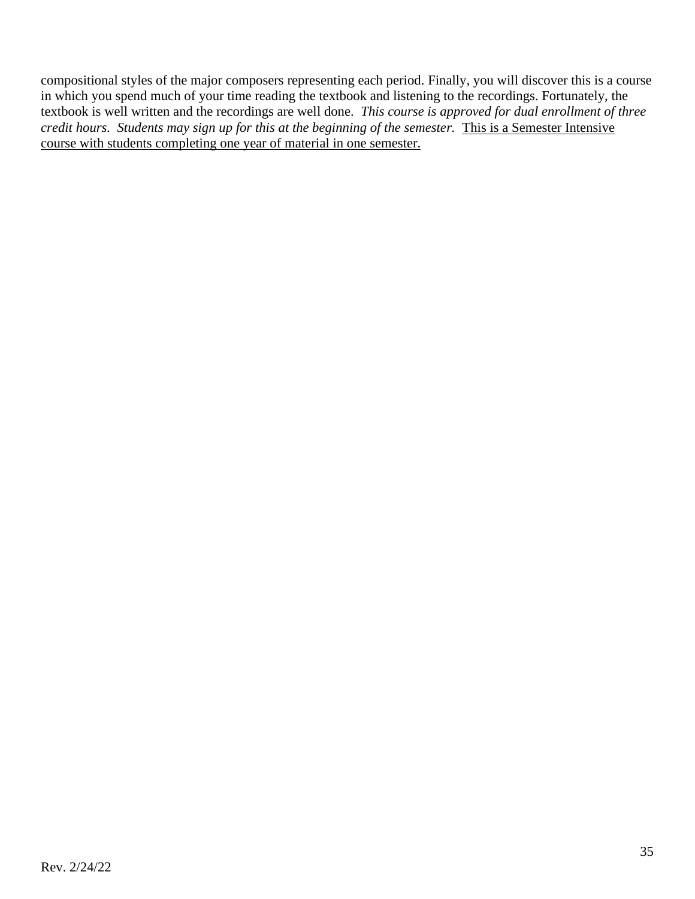compositional styles of the major composers representing each period. Finally, you will discover this is a course in which you spend much of your time reading the textbook and listening to the recordings. Fortunately, the textbook is well written and the recordings are well done. *This course is approved for dual enrollment of three credit hours. Students may sign up for this at the beginning of the semester.* <u>This is a Semester Intensive course with students completing one year of material in one semester.</u>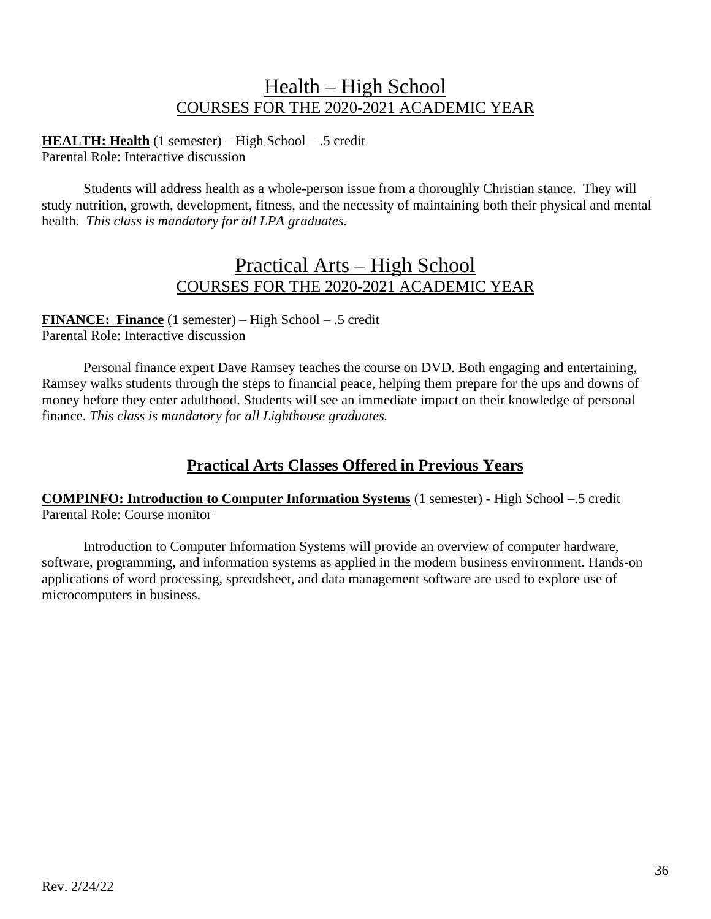# Health – High School
## COURSES FOR THE 2020-2021 ACADEMIC YEAR

**HEALTH: Health** (1 semester) – High School – .5 credit
Parental Role: Interactive discussion

Students will address health as a whole-person issue from a thoroughly Christian stance. They will study nutrition, growth, development, fitness, and the necessity of maintaining both their physical and mental health. *This class is mandatory for all LPA graduates.*

# Practical Arts – High School
## COURSES FOR THE 2020-2021 ACADEMIC YEAR

**FINANCE: Finance** (1 semester) – High School – .5 credit
Parental Role: Interactive discussion

Personal finance expert Dave Ramsey teaches the course on DVD. Both engaging and entertaining, Ramsey walks students through the steps to financial peace, helping them prepare for the ups and downs of money before they enter adulthood. Students will see an immediate impact on their knowledge of personal finance. *This class is mandatory for all Lighthouse graduates.*

## Practical Arts Classes Offered in Previous Years

**COMPINFO: Introduction to Computer Information Systems** (1 semester) - High School –.5 credit
Parental Role: Course monitor

Introduction to Computer Information Systems will provide an overview of computer hardware, software, programming, and information systems as applied in the modern business environment. Hands-on applications of word processing, spreadsheet, and data management software are used to explore use of microcomputers in business.

Rev. 2/24/22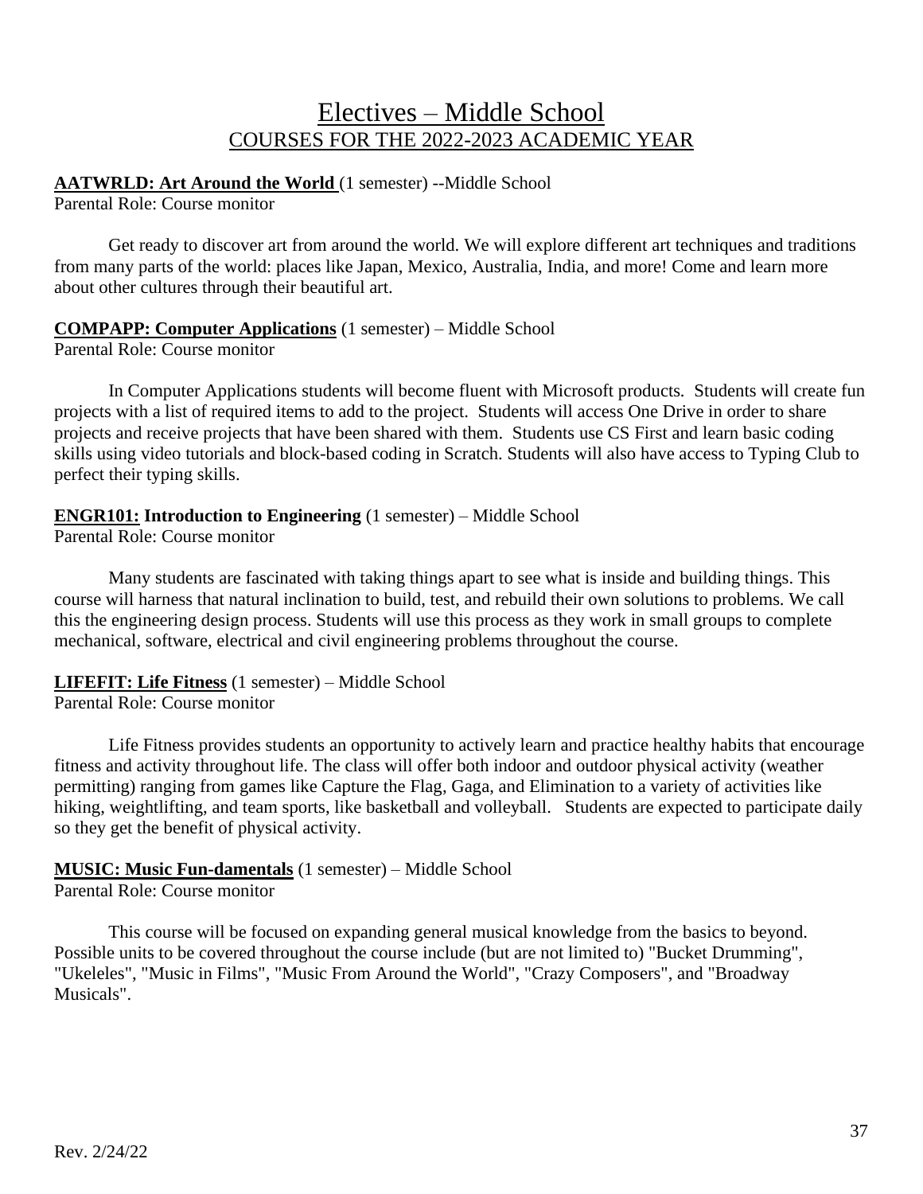# Electives – Middle School
## COURSES FOR THE 2022-2023 ACADEMIC YEAR

**AATWRLD: Art Around the World** (1 semester) --Middle School
Parental Role: Course monitor

Get ready to discover art from around the world. We will explore different art techniques and traditions from many parts of the world: places like Japan, Mexico, Australia, India, and more! Come and learn more about other cultures through their beautiful art.

**COMPAPP: Computer Applications** (1 semester) – Middle School
Parental Role: Course monitor

In Computer Applications students will become fluent with Microsoft products. Students will create fun projects with a list of required items to add to the project. Students will access One Drive in order to share projects and receive projects that have been shared with them. Students use CS First and learn basic coding skills using video tutorials and block-based coding in Scratch. Students will also have access to Typing Club to perfect their typing skills.

**ENGR101: Introduction to Engineering** (1 semester) – Middle School
Parental Role: Course monitor

Many students are fascinated with taking things apart to see what is inside and building things. This course will harness that natural inclination to build, test, and rebuild their own solutions to problems. We call this the engineering design process. Students will use this process as they work in small groups to complete mechanical, software, electrical and civil engineering problems throughout the course.

**LIFEFIT: Life Fitness** (1 semester) – Middle School
Parental Role: Course monitor

Life Fitness provides students an opportunity to actively learn and practice healthy habits that encourage fitness and activity throughout life. The class will offer both indoor and outdoor physical activity (weather permitting) ranging from games like Capture the Flag, Gaga, and Elimination to a variety of activities like hiking, weightlifting, and team sports, like basketball and volleyball. Students are expected to participate daily so they get the benefit of physical activity.

**MUSIC: Music Fun-damentals** (1 semester) – Middle School
Parental Role: Course monitor

This course will be focused on expanding general musical knowledge from the basics to beyond. Possible units to be covered throughout the course include (but are not limited to) "Bucket Drumming", "Ukeleles", "Music in Films", "Music From Around the World", "Crazy Composers", and "Broadway Musicals".

Rev. 2/24/22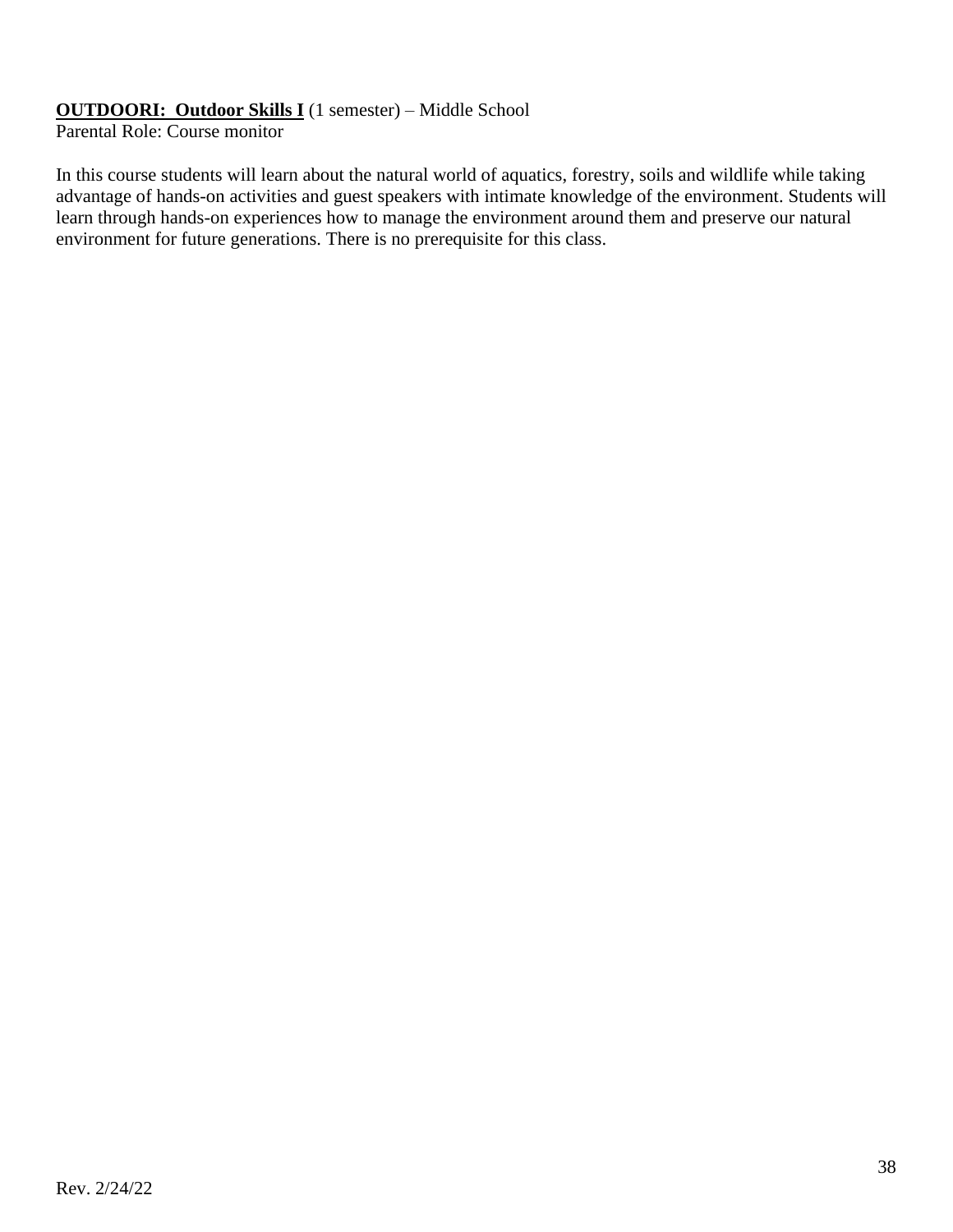**OUTDOORI: Outdoor Skills I** (1 semester) – Middle School
Parental Role: Course monitor

In this course students will learn about the natural world of aquatics, forestry, soils and wildlife while taking advantage of hands-on activities and guest speakers with intimate knowledge of the environment. Students will learn through hands-on experiences how to manage the environment around them and preserve our natural environment for future generations. There is no prerequisite for this class.

Rev. 2/24/22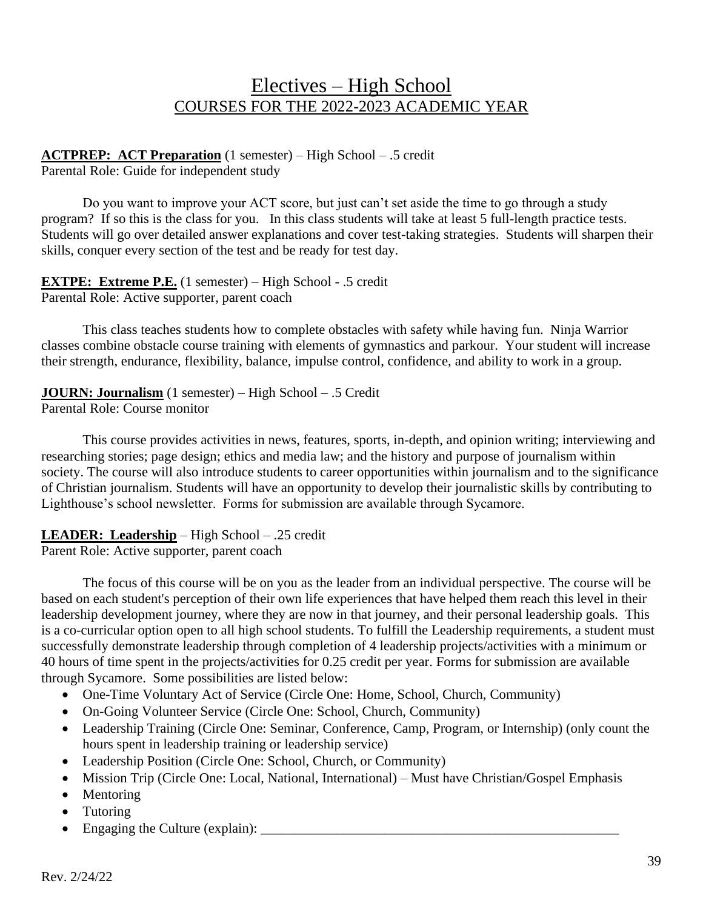# Electives – High School

## COURSES FOR THE 2022-2023 ACADEMIC YEAR

**ACTPREP: ACT Preparation** (1 semester) – High School – .5 credit
Parental Role: Guide for independent study

Do you want to improve your ACT score, but just can't set aside the time to go through a study program? If so this is the class for you. In this class students will take at least 5 full-length practice tests. Students will go over detailed answer explanations and cover test-taking strategies. Students will sharpen their skills, conquer every section of the test and be ready for test day.

**EXTPE: Extreme P.E.** (1 semester) – High School - .5 credit
Parental Role: Active supporter, parent coach

This class teaches students how to complete obstacles with safety while having fun. Ninja Warrior classes combine obstacle course training with elements of gymnastics and parkour. Your student will increase their strength, endurance, flexibility, balance, impulse control, confidence, and ability to work in a group.

**JOURN: Journalism** (1 semester) – High School – .5 Credit
Parental Role: Course monitor

This course provides activities in news, features, sports, in-depth, and opinion writing; interviewing and researching stories; page design; ethics and media law; and the history and purpose of journalism within society. The course will also introduce students to career opportunities within journalism and to the significance of Christian journalism. Students will have an opportunity to develop their journalistic skills by contributing to Lighthouse's school newsletter. Forms for submission are available through Sycamore.

**LEADER: Leadership** – High School – .25 credit
Parent Role: Active supporter, parent coach

The focus of this course will be on you as the leader from an individual perspective. The course will be based on each student's perception of their own life experiences that have helped them reach this level in their leadership development journey, where they are now in that journey, and their personal leadership goals. This is a co-curricular option open to all high school students. To fulfill the Leadership requirements, a student must successfully demonstrate leadership through completion of 4 leadership projects/activities with a minimum or 40 hours of time spent in the projects/activities for 0.25 credit per year. Forms for submission are available through Sycamore. Some possibilities are listed below:

- One-Time Voluntary Act of Service (Circle One: Home, School, Church, Community)
- On-Going Volunteer Service (Circle One: School, Church, Community)
- Leadership Training (Circle One: Seminar, Conference, Camp, Program, or Internship) (only count the hours spent in leadership training or leadership service)
- Leadership Position (Circle One: School, Church, or Community)
- Mission Trip (Circle One: Local, National, International) – Must have Christian/Gospel Emphasis
- Mentoring
- Tutoring
- Engaging the Culture (explain): ______________________________________________________

Rev. 2/24/22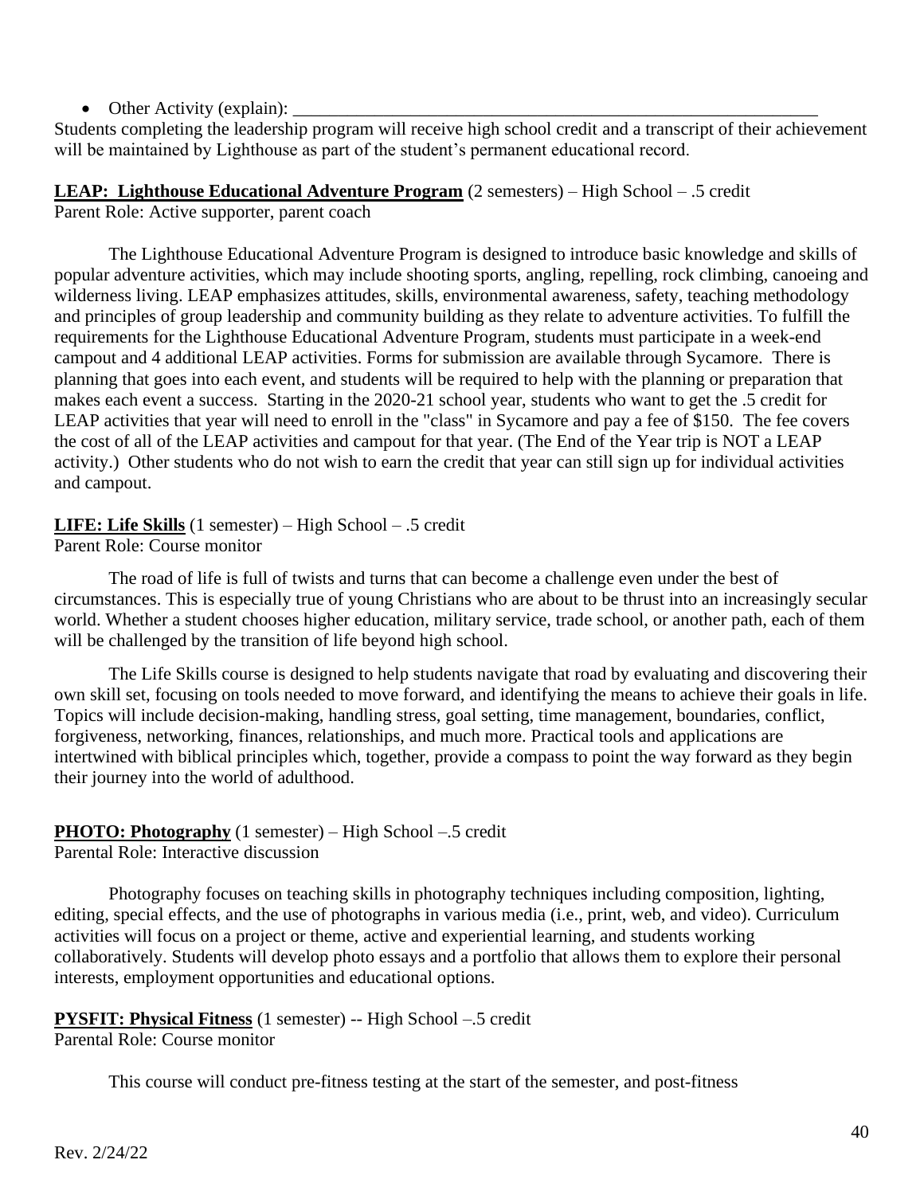- Other Activity (explain): _______________________________________________________________

Students completing the leadership program will receive high school credit and a transcript of their achievement will be maintained by Lighthouse as part of the student's permanent educational record.

**LEAP: Lighthouse Educational Adventure Program** (2 semesters) – High School – .5 credit
Parent Role: Active supporter, parent coach

The Lighthouse Educational Adventure Program is designed to introduce basic knowledge and skills of popular adventure activities, which may include shooting sports, angling, repelling, rock climbing, canoeing and wilderness living. LEAP emphasizes attitudes, skills, environmental awareness, safety, teaching methodology and principles of group leadership and community building as they relate to adventure activities. To fulfill the requirements for the Lighthouse Educational Adventure Program, students must participate in a week-end campout and 4 additional LEAP activities. Forms for submission are available through Sycamore. There is planning that goes into each event, and students will be required to help with the planning or preparation that makes each event a success. Starting in the 2020-21 school year, students who want to get the .5 credit for LEAP activities that year will need to enroll in the "class" in Sycamore and pay a fee of $150. The fee covers the cost of all of the LEAP activities and campout for that year. (The End of the Year trip is NOT a LEAP activity.) Other students who do not wish to earn the credit that year can still sign up for individual activities and campout.

**LIFE: Life Skills** (1 semester) – High School – .5 credit
Parent Role: Course monitor

The road of life is full of twists and turns that can become a challenge even under the best of circumstances. This is especially true of young Christians who are about to be thrust into an increasingly secular world. Whether a student chooses higher education, military service, trade school, or another path, each of them will be challenged by the transition of life beyond high school.

The Life Skills course is designed to help students navigate that road by evaluating and discovering their own skill set, focusing on tools needed to move forward, and identifying the means to achieve their goals in life. Topics will include decision-making, handling stress, goal setting, time management, boundaries, conflict, forgiveness, networking, finances, relationships, and much more. Practical tools and applications are intertwined with biblical principles which, together, provide a compass to point the way forward as they begin their journey into the world of adulthood.

**PHOTO: Photography** (1 semester) – High School –.5 credit
Parental Role: Interactive discussion

Photography focuses on teaching skills in photography techniques including composition, lighting, editing, special effects, and the use of photographs in various media (i.e., print, web, and video). Curriculum activities will focus on a project or theme, active and experiential learning, and students working collaboratively. Students will develop photo essays and a portfolio that allows them to explore their personal interests, employment opportunities and educational options.

**PYSFIT: Physical Fitness** (1 semester) -- High School –.5 credit
Parental Role: Course monitor

This course will conduct pre-fitness testing at the start of the semester, and post-fitness

Rev. 2/24/22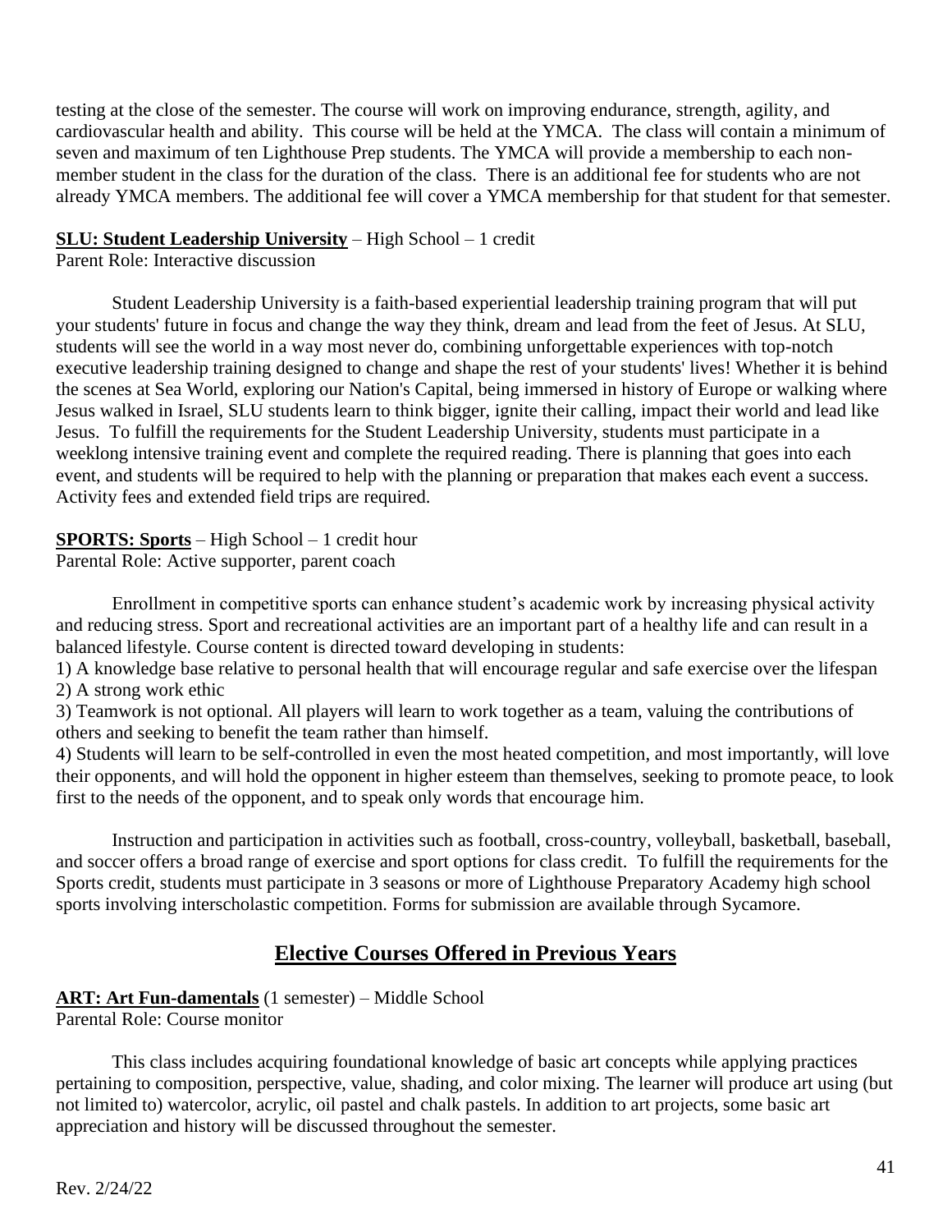testing at the close of the semester. The course will work on improving endurance, strength, agility, and cardiovascular health and ability. This course will be held at the YMCA. The class will contain a minimum of seven and maximum of ten Lighthouse Prep students. The YMCA will provide a membership to each non-member student in the class for the duration of the class. There is an additional fee for students who are not already YMCA members. The additional fee will cover a YMCA membership for that student for that semester.

**SLU: Student Leadership University** – High School – 1 credit
Parent Role: Interactive discussion

Student Leadership University is a faith-based experiential leadership training program that will put your students' future in focus and change the way they think, dream and lead from the feet of Jesus. At SLU, students will see the world in a way most never do, combining unforgettable experiences with top-notch executive leadership training designed to change and shape the rest of your students' lives! Whether it is behind the scenes at Sea World, exploring our Nation's Capital, being immersed in history of Europe or walking where Jesus walked in Israel, SLU students learn to think bigger, ignite their calling, impact their world and lead like Jesus. To fulfill the requirements for the Student Leadership University, students must participate in a weeklong intensive training event and complete the required reading. There is planning that goes into each event, and students will be required to help with the planning or preparation that makes each event a success. Activity fees and extended field trips are required.

**SPORTS: Sports** – High School – 1 credit hour
Parental Role: Active supporter, parent coach

Enrollment in competitive sports can enhance student's academic work by increasing physical activity and reducing stress. Sport and recreational activities are an important part of a healthy life and can result in a balanced lifestyle. Course content is directed toward developing in students:

1) A knowledge base relative to personal health that will encourage regular and safe exercise over the lifespan
2) A strong work ethic
3) Teamwork is not optional. All players will learn to work together as a team, valuing the contributions of others and seeking to benefit the team rather than himself.
4) Students will learn to be self-controlled in even the most heated competition, and most importantly, will love their opponents, and will hold the opponent in higher esteem than themselves, seeking to promote peace, to look first to the needs of the opponent, and to speak only words that encourage him.

Instruction and participation in activities such as football, cross-country, volleyball, basketball, baseball, and soccer offers a broad range of exercise and sport options for class credit. To fulfill the requirements for the Sports credit, students must participate in 3 seasons or more of Lighthouse Preparatory Academy high school sports involving interscholastic competition. Forms for submission are available through Sycamore.

## Elective Courses Offered in Previous Years

**ART: Art Fun-damentals** (1 semester) – Middle School
Parental Role: Course monitor

This class includes acquiring foundational knowledge of basic art concepts while applying practices pertaining to composition, perspective, value, shading, and color mixing. The learner will produce art using (but not limited to) watercolor, acrylic, oil pastel and chalk pastels. In addition to art projects, some basic art appreciation and history will be discussed throughout the semester.

Rev. 2/24/22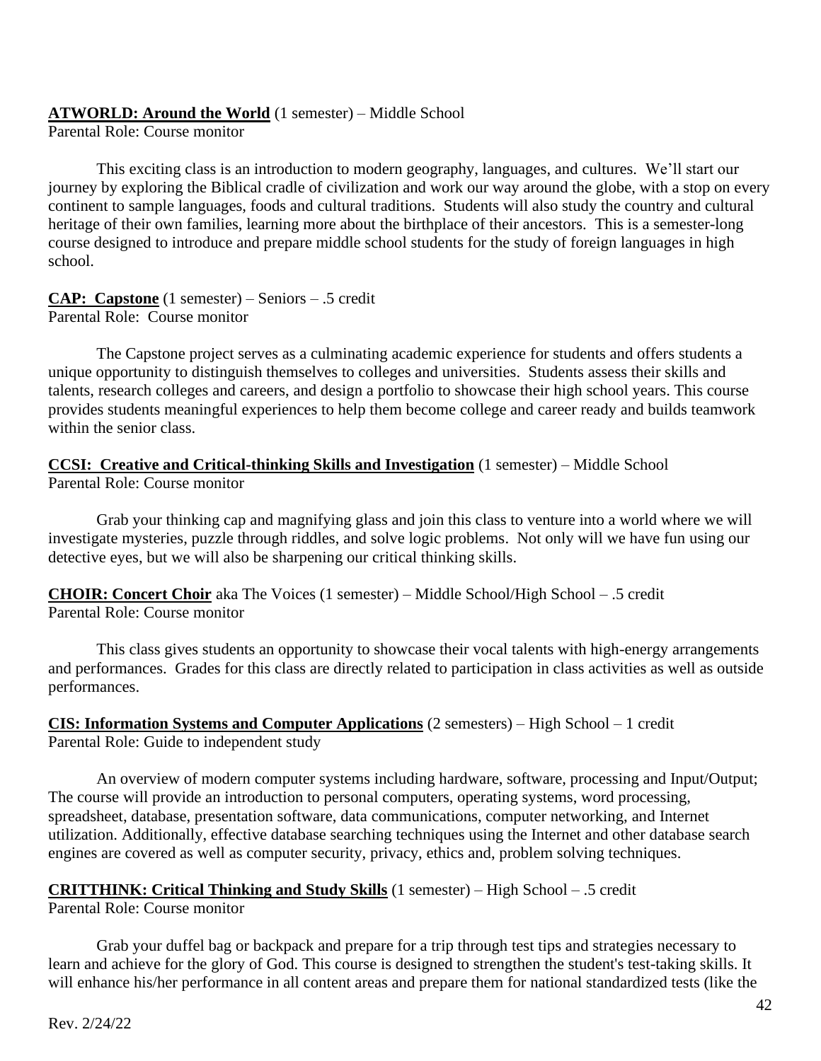**<u>ATWORLD: Around the World</u>** (1 semester) – Middle School
Parental Role: Course monitor

This exciting class is an introduction to modern geography, languages, and cultures. We'll start our journey by exploring the Biblical cradle of civilization and work our way around the globe, with a stop on every continent to sample languages, foods and cultural traditions. Students will also study the country and cultural heritage of their own families, learning more about the birthplace of their ancestors. This is a semester-long course designed to introduce and prepare middle school students for the study of foreign languages in high school.

**<u>CAP: Capstone</u>** (1 semester) – Seniors – .5 credit
Parental Role: Course monitor

The Capstone project serves as a culminating academic experience for students and offers students a unique opportunity to distinguish themselves to colleges and universities. Students assess their skills and talents, research colleges and careers, and design a portfolio to showcase their high school years. This course provides students meaningful experiences to help them become college and career ready and builds teamwork within the senior class.

**<u>CCSI: Creative and Critical-thinking Skills and Investigation</u>** (1 semester) – Middle School
Parental Role: Course monitor

Grab your thinking cap and magnifying glass and join this class to venture into a world where we will investigate mysteries, puzzle through riddles, and solve logic problems. Not only will we have fun using our detective eyes, but we will also be sharpening our critical thinking skills.

**<u>CHOIR: Concert Choir</u>** aka The Voices (1 semester) – Middle School/High School – .5 credit
Parental Role: Course monitor

This class gives students an opportunity to showcase their vocal talents with high-energy arrangements and performances. Grades for this class are directly related to participation in class activities as well as outside performances.

**<u>CIS: Information Systems and Computer Applications</u>** (2 semesters) – High School – 1 credit
Parental Role: Guide to independent study

An overview of modern computer systems including hardware, software, processing and Input/Output; The course will provide an introduction to personal computers, operating systems, word processing, spreadsheet, database, presentation software, data communications, computer networking, and Internet utilization. Additionally, effective database searching techniques using the Internet and other database search engines are covered as well as computer security, privacy, ethics and, problem solving techniques.

**<u>CRITTHINK: Critical Thinking and Study Skills</u>** (1 semester) – High School – .5 credit
Parental Role: Course monitor

Grab your duffel bag or backpack and prepare for a trip through test tips and strategies necessary to learn and achieve for the glory of God. This course is designed to strengthen the student's test-taking skills. It will enhance his/her performance in all content areas and prepare them for national standardized tests (like the

Rev. 2/24/22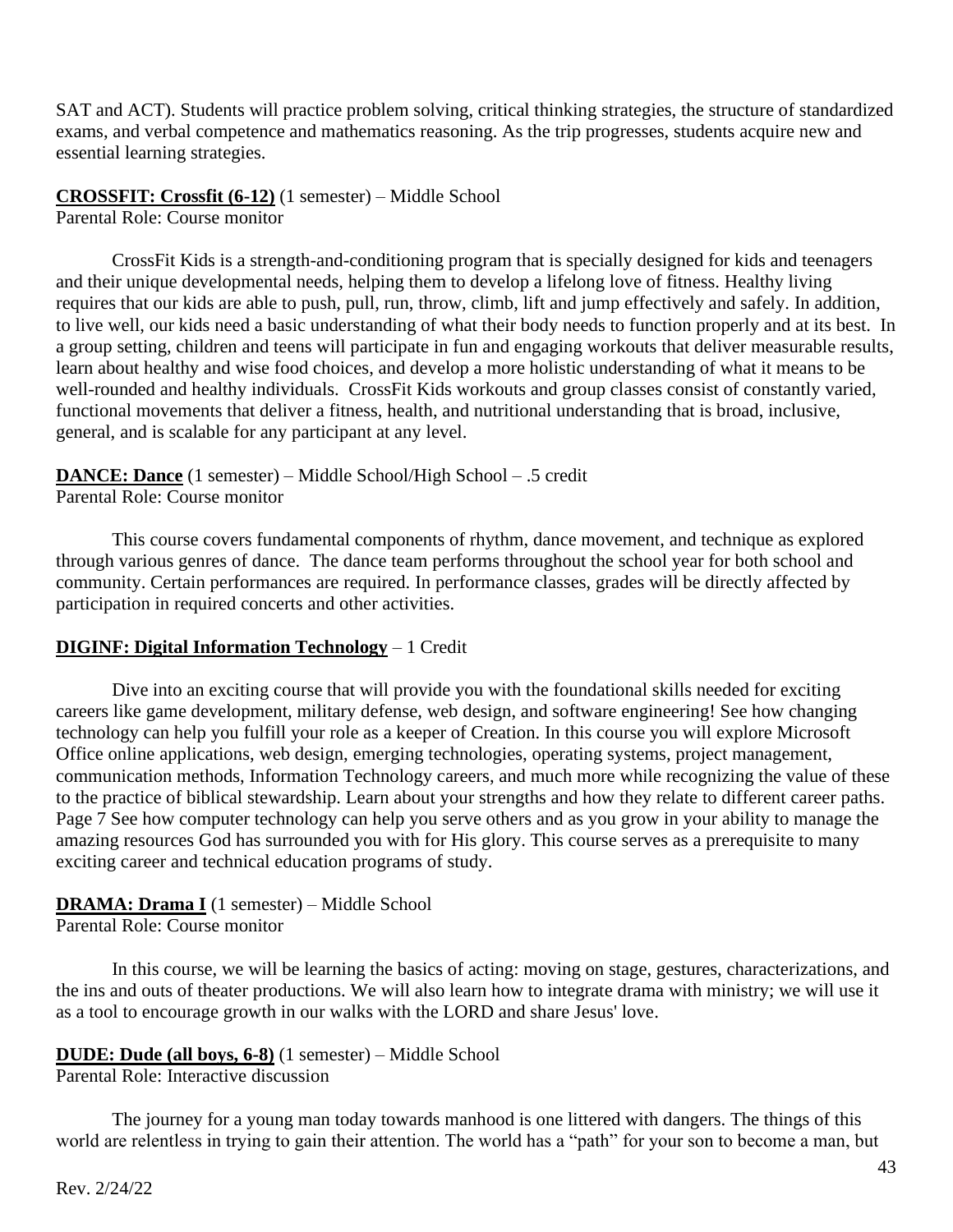SAT and ACT). Students will practice problem solving, critical thinking strategies, the structure of standardized exams, and verbal competence and mathematics reasoning. As the trip progresses, students acquire new and essential learning strategies.

**CROSSFIT: Crossfit (6-12)** (1 semester) – Middle School
Parental Role: Course monitor

CrossFit Kids is a strength-and-conditioning program that is specially designed for kids and teenagers and their unique developmental needs, helping them to develop a lifelong love of fitness. Healthy living requires that our kids are able to push, pull, run, throw, climb, lift and jump effectively and safely. In addition, to live well, our kids need a basic understanding of what their body needs to function properly and at its best. In a group setting, children and teens will participate in fun and engaging workouts that deliver measurable results, learn about healthy and wise food choices, and develop a more holistic understanding of what it means to be well-rounded and healthy individuals. CrossFit Kids workouts and group classes consist of constantly varied, functional movements that deliver a fitness, health, and nutritional understanding that is broad, inclusive, general, and is scalable for any participant at any level.

**DANCE: Dance** (1 semester) – Middle School/High School – .5 credit
Parental Role: Course monitor

This course covers fundamental components of rhythm, dance movement, and technique as explored through various genres of dance. The dance team performs throughout the school year for both school and community. Certain performances are required. In performance classes, grades will be directly affected by participation in required concerts and other activities.

**DIGINF: Digital Information Technology** – 1 Credit

Dive into an exciting course that will provide you with the foundational skills needed for exciting careers like game development, military defense, web design, and software engineering! See how changing technology can help you fulfill your role as a keeper of Creation. In this course you will explore Microsoft Office online applications, web design, emerging technologies, operating systems, project management, communication methods, Information Technology careers, and much more while recognizing the value of these to the practice of biblical stewardship. Learn about your strengths and how they relate to different career paths. Page 7 See how computer technology can help you serve others and as you grow in your ability to manage the amazing resources God has surrounded you with for His glory. This course serves as a prerequisite to many exciting career and technical education programs of study.

**DRAMA: Drama I** (1 semester) – Middle School
Parental Role: Course monitor

In this course, we will be learning the basics of acting: moving on stage, gestures, characterizations, and the ins and outs of theater productions. We will also learn how to integrate drama with ministry; we will use it as a tool to encourage growth in our walks with the LORD and share Jesus' love.

**DUDE: Dude (all boys, 6-8)** (1 semester) – Middle School
Parental Role: Interactive discussion

The journey for a young man today towards manhood is one littered with dangers. The things of this world are relentless in trying to gain their attention. The world has a "path" for your son to become a man, but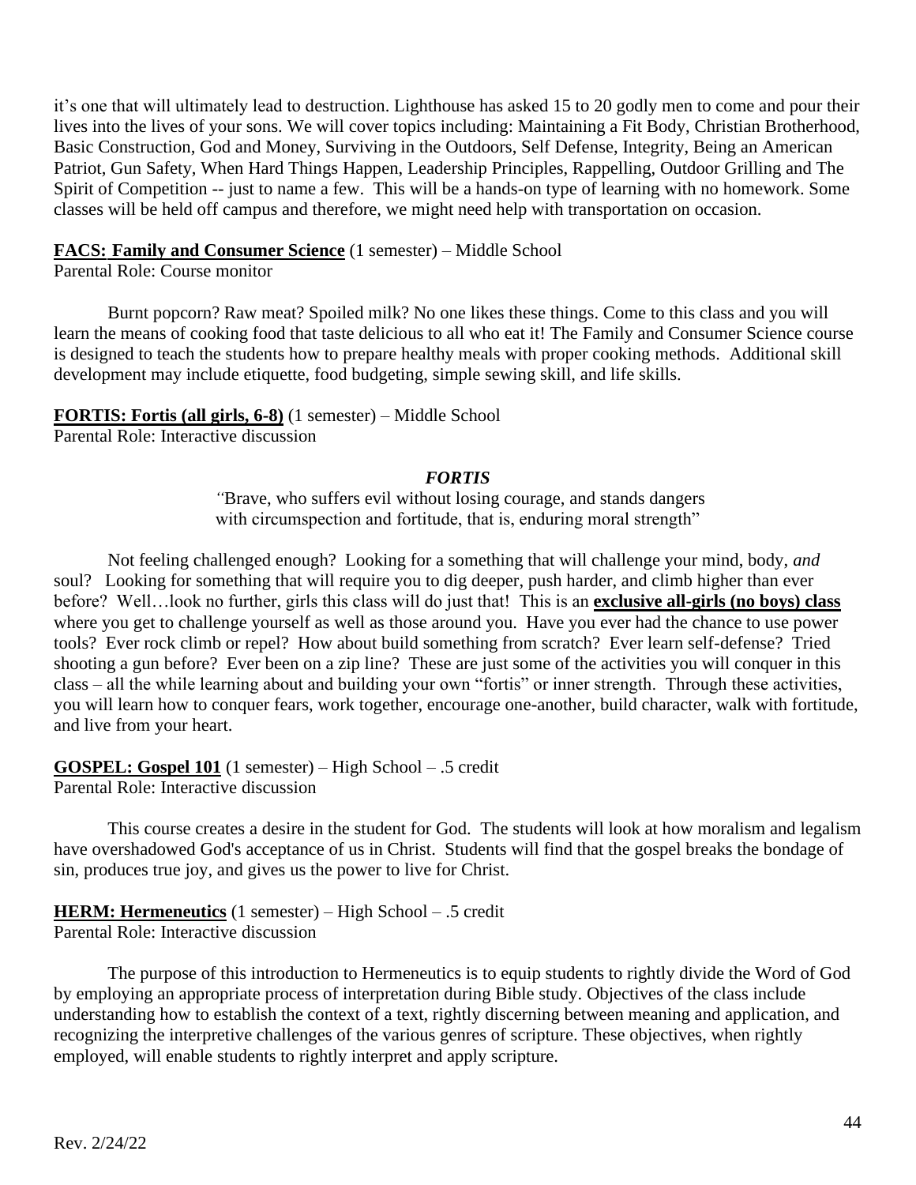it's one that will ultimately lead to destruction. Lighthouse has asked 15 to 20 godly men to come and pour their lives into the lives of your sons. We will cover topics including: Maintaining a Fit Body, Christian Brotherhood, Basic Construction, God and Money, Surviving in the Outdoors, Self Defense, Integrity, Being an American Patriot, Gun Safety, When Hard Things Happen, Leadership Principles, Rappelling, Outdoor Grilling and The Spirit of Competition -- just to name a few. This will be a hands-on type of learning with no homework. Some classes will be held off campus and therefore, we might need help with transportation on occasion.

**FACS: Family and Consumer Science** (1 semester) – Middle School
Parental Role: Course monitor

Burnt popcorn? Raw meat? Spoiled milk? No one likes these things. Come to this class and you will learn the means of cooking food that taste delicious to all who eat it! The Family and Consumer Science course is designed to teach the students how to prepare healthy meals with proper cooking methods. Additional skill development may include etiquette, food budgeting, simple sewing skill, and life skills.

**FORTIS: Fortis (all girls, 6-8)** (1 semester) – Middle School
Parental Role: Interactive discussion

***FORTIS***

*"*Brave, who suffers evil without losing courage, and stands dangers with circumspection and fortitude, that is, enduring moral strength"

Not feeling challenged enough? Looking for a something that will challenge your mind, body, *and* soul? Looking for something that will require you to dig deeper, push harder, and climb higher than ever before? Well…look no further, girls this class will do just that! This is an **exclusive all-girls (no boys) class** where you get to challenge yourself as well as those around you. Have you ever had the chance to use power tools? Ever rock climb or repel? How about build something from scratch? Ever learn self-defense? Tried shooting a gun before? Ever been on a zip line? These are just some of the activities you will conquer in this class – all the while learning about and building your own "fortis" or inner strength. Through these activities, you will learn how to conquer fears, work together, encourage one-another, build character, walk with fortitude, and live from your heart.

**GOSPEL: Gospel 101** (1 semester) – High School – .5 credit
Parental Role: Interactive discussion

This course creates a desire in the student for God. The students will look at how moralism and legalism have overshadowed God's acceptance of us in Christ. Students will find that the gospel breaks the bondage of sin, produces true joy, and gives us the power to live for Christ.

**HERM: Hermeneutics** (1 semester) – High School – .5 credit
Parental Role: Interactive discussion

The purpose of this introduction to Hermeneutics is to equip students to rightly divide the Word of God by employing an appropriate process of interpretation during Bible study. Objectives of the class include understanding how to establish the context of a text, rightly discerning between meaning and application, and recognizing the interpretive challenges of the various genres of scripture. These objectives, when rightly employed, will enable students to rightly interpret and apply scripture.

Rev. 2/24/22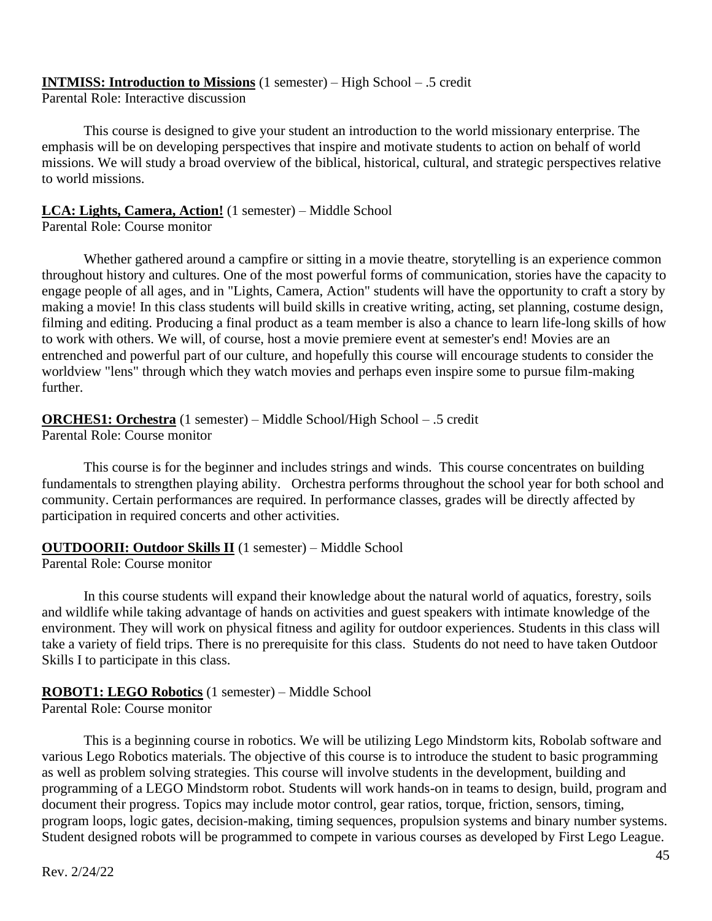**INTMISS: Introduction to Missions** (1 semester) – High School – .5 credit
Parental Role: Interactive discussion

This course is designed to give your student an introduction to the world missionary enterprise. The emphasis will be on developing perspectives that inspire and motivate students to action on behalf of world missions. We will study a broad overview of the biblical, historical, cultural, and strategic perspectives relative to world missions.

**LCA: Lights, Camera, Action!** (1 semester) – Middle School
Parental Role: Course monitor

Whether gathered around a campfire or sitting in a movie theatre, storytelling is an experience common throughout history and cultures. One of the most powerful forms of communication, stories have the capacity to engage people of all ages, and in "Lights, Camera, Action" students will have the opportunity to craft a story by making a movie! In this class students will build skills in creative writing, acting, set planning, costume design, filming and editing. Producing a final product as a team member is also a chance to learn life-long skills of how to work with others. We will, of course, host a movie premiere event at semester's end! Movies are an entrenched and powerful part of our culture, and hopefully this course will encourage students to consider the worldview "lens" through which they watch movies and perhaps even inspire some to pursue film-making further.

**ORCHES1: Orchestra** (1 semester) – Middle School/High School – .5 credit
Parental Role: Course monitor

This course is for the beginner and includes strings and winds. This course concentrates on building fundamentals to strengthen playing ability. Orchestra performs throughout the school year for both school and community. Certain performances are required. In performance classes, grades will be directly affected by participation in required concerts and other activities.

**OUTDOORII: Outdoor Skills II** (1 semester) – Middle School
Parental Role: Course monitor

In this course students will expand their knowledge about the natural world of aquatics, forestry, soils and wildlife while taking advantage of hands on activities and guest speakers with intimate knowledge of the environment. They will work on physical fitness and agility for outdoor experiences. Students in this class will take a variety of field trips. There is no prerequisite for this class. Students do not need to have taken Outdoor Skills I to participate in this class.

**ROBOT1: LEGO Robotics** (1 semester) – Middle School
Parental Role: Course monitor

This is a beginning course in robotics. We will be utilizing Lego Mindstorm kits, Robolab software and various Lego Robotics materials. The objective of this course is to introduce the student to basic programming as well as problem solving strategies. This course will involve students in the development, building and programming of a LEGO Mindstorm robot. Students will work hands-on in teams to design, build, program and document their progress. Topics may include motor control, gear ratios, torque, friction, sensors, timing, program loops, logic gates, decision-making, timing sequences, propulsion systems and binary number systems. Student designed robots will be programmed to compete in various courses as developed by First Lego League.

Rev. 2/24/22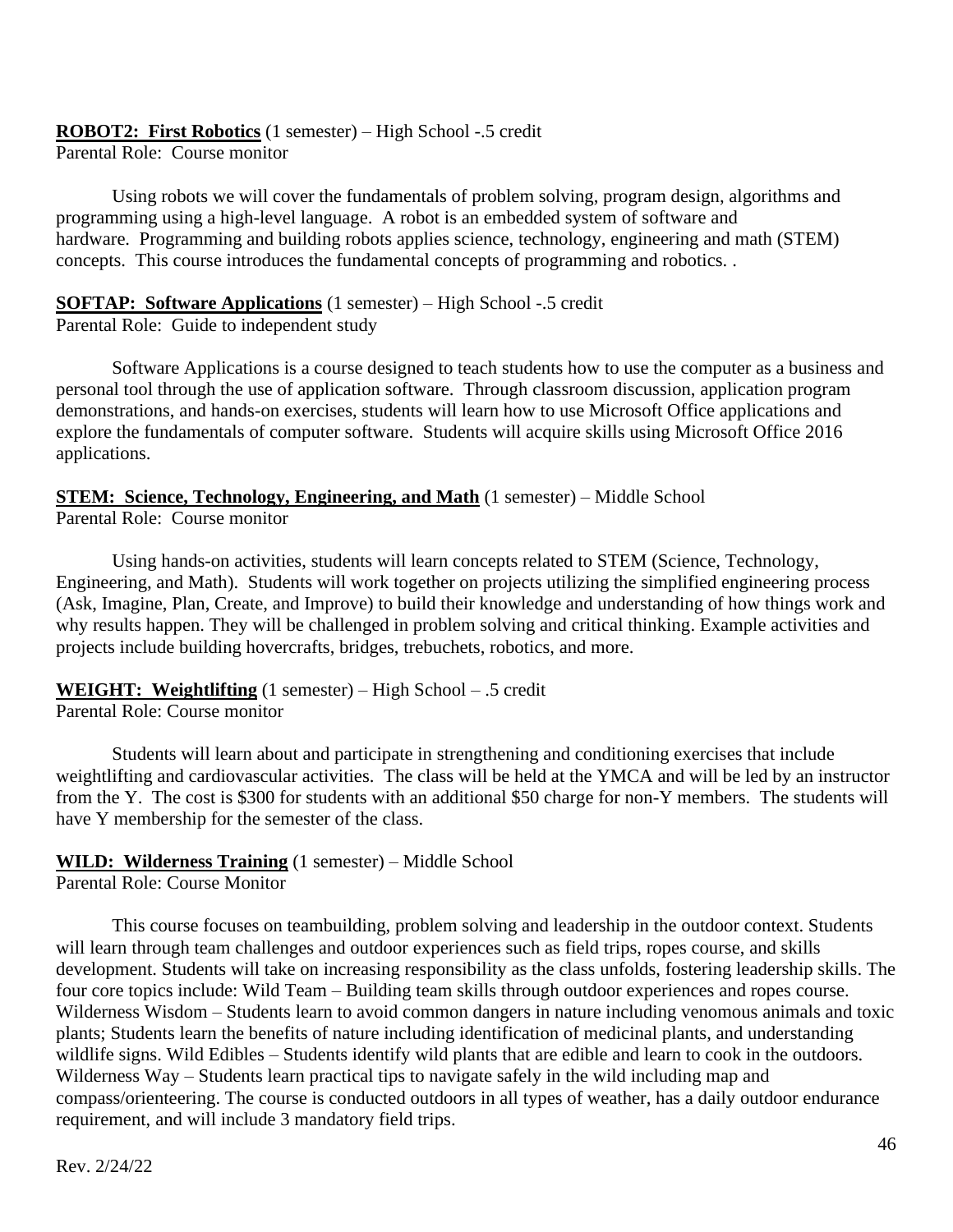**ROBOT2: First Robotics** (1 semester) – High School -.5 credit
Parental Role: Course monitor

Using robots we will cover the fundamentals of problem solving, program design, algorithms and programming using a high-level language. A robot is an embedded system of software and hardware. Programming and building robots applies science, technology, engineering and math (STEM) concepts. This course introduces the fundamental concepts of programming and robotics. .

**SOFTAP: Software Applications** (1 semester) – High School -.5 credit
Parental Role: Guide to independent study

Software Applications is a course designed to teach students how to use the computer as a business and personal tool through the use of application software. Through classroom discussion, application program demonstrations, and hands-on exercises, students will learn how to use Microsoft Office applications and explore the fundamentals of computer software. Students will acquire skills using Microsoft Office 2016 applications.

**STEM: Science, Technology, Engineering, and Math** (1 semester) – Middle School
Parental Role: Course monitor

Using hands-on activities, students will learn concepts related to STEM (Science, Technology, Engineering, and Math). Students will work together on projects utilizing the simplified engineering process (Ask, Imagine, Plan, Create, and Improve) to build their knowledge and understanding of how things work and why results happen. They will be challenged in problem solving and critical thinking. Example activities and projects include building hovercrafts, bridges, trebuchets, robotics, and more.

**WEIGHT: Weightlifting** (1 semester) – High School – .5 credit
Parental Role: Course monitor

Students will learn about and participate in strengthening and conditioning exercises that include weightlifting and cardiovascular activities. The class will be held at the YMCA and will be led by an instructor from the Y. The cost is $300 for students with an additional $50 charge for non-Y members. The students will have Y membership for the semester of the class.

**WILD: Wilderness Training** (1 semester) – Middle School
Parental Role: Course Monitor

This course focuses on teambuilding, problem solving and leadership in the outdoor context. Students will learn through team challenges and outdoor experiences such as field trips, ropes course, and skills development. Students will take on increasing responsibility as the class unfolds, fostering leadership skills. The four core topics include: Wild Team – Building team skills through outdoor experiences and ropes course. Wilderness Wisdom – Students learn to avoid common dangers in nature including venomous animals and toxic plants; Students learn the benefits of nature including identification of medicinal plants, and understanding wildlife signs. Wild Edibles – Students identify wild plants that are edible and learn to cook in the outdoors. Wilderness Way – Students learn practical tips to navigate safely in the wild including map and compass/orienteering. The course is conducted outdoors in all types of weather, has a daily outdoor endurance requirement, and will include 3 mandatory field trips.

Rev. 2/24/22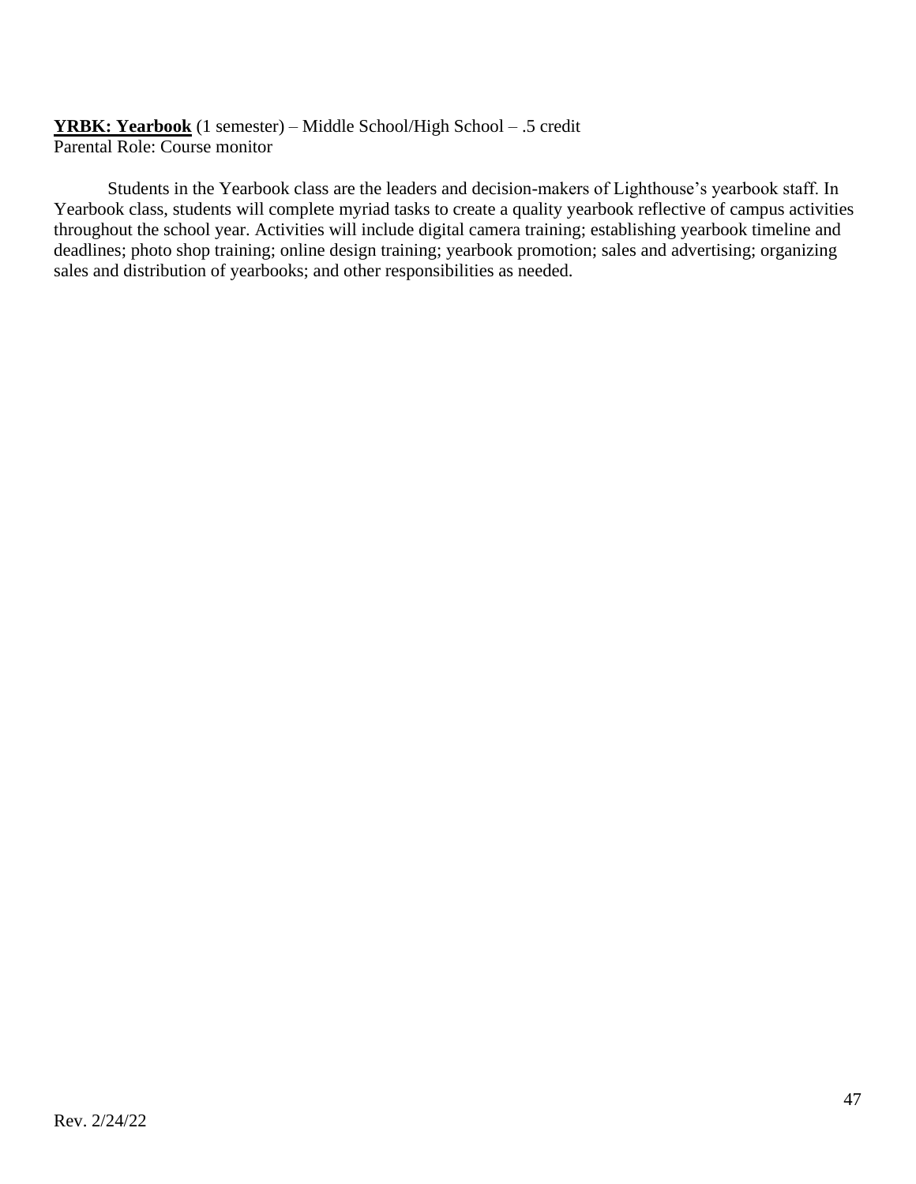**YRBK: Yearbook** (1 semester) – Middle School/High School – .5 credit
Parental Role: Course monitor

Students in the Yearbook class are the leaders and decision-makers of Lighthouse's yearbook staff. In Yearbook class, students will complete myriad tasks to create a quality yearbook reflective of campus activities throughout the school year. Activities will include digital camera training; establishing yearbook timeline and deadlines; photo shop training; online design training; yearbook promotion; sales and advertising; organizing sales and distribution of yearbooks; and other responsibilities as needed.

Rev. 2/24/22